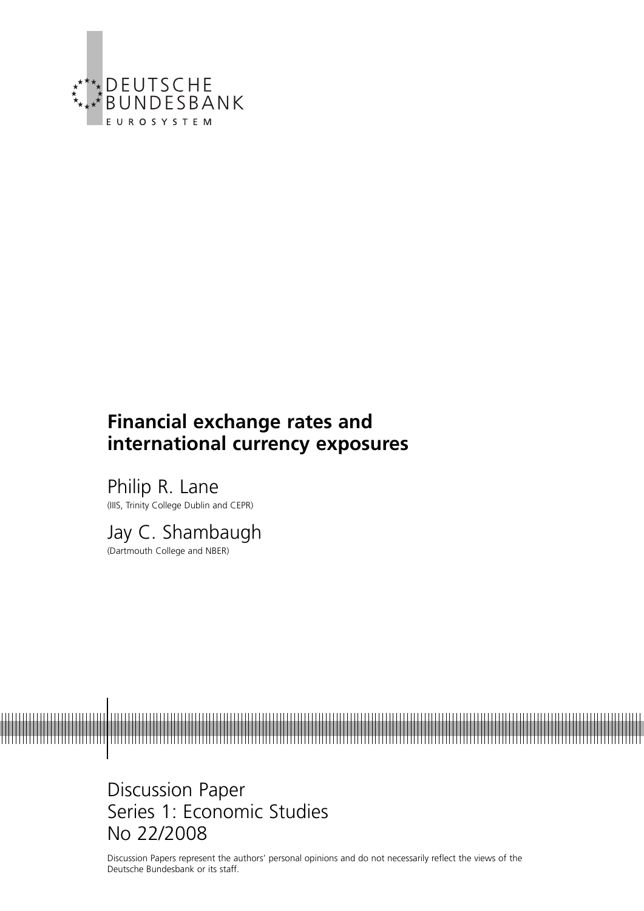DEUTSCHE
BUNDESBANK
EUROSYSTEM

# Financial exchange rates and international currency exposures

Philip R. Lane
(IIIS, Trinity College Dublin and CEPR)

Jay C. Shambaugh
(Dartmouth College and NBER)

Discussion Paper
Series 1: Economic Studies
No 22/2008

Discussion Papers represent the authors' personal opinions and do not necessarily reflect the views of the Deutsche Bundesbank or its staff.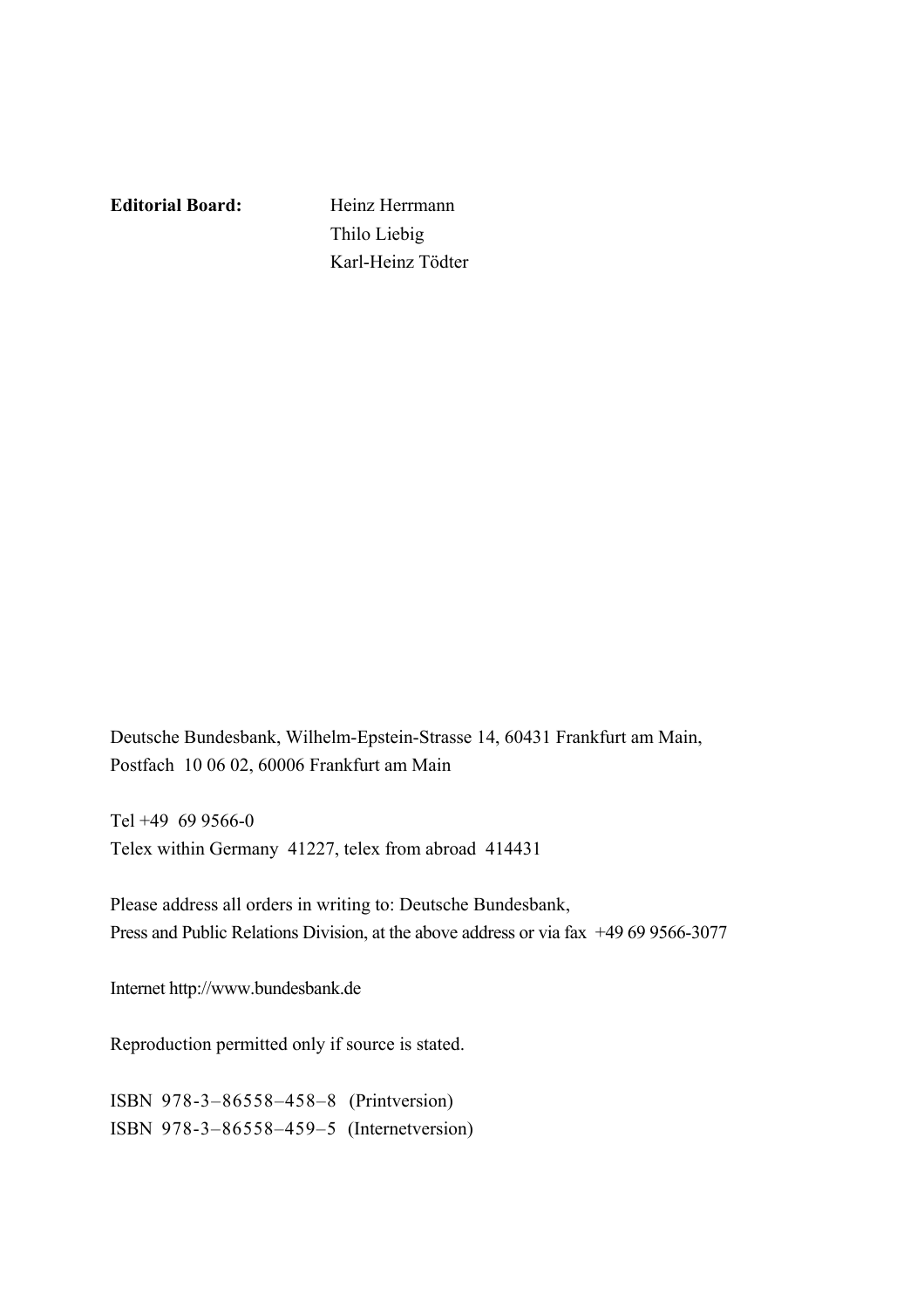**Editorial Board:** Heinz Herrmann
Thilo Liebig
Karl-Heinz Tödter

Deutsche Bundesbank, Wilhelm-Epstein-Strasse 14, 60431 Frankfurt am Main,
Postfach 10 06 02, 60006 Frankfurt am Main

Tel +49 69 9566-0
Telex within Germany 41227, telex from abroad 414431

Please address all orders in writing to: Deutsche Bundesbank,
Press and Public Relations Division, at the above address or via fax +49 69 9566-3077

Internet http://www.bundesbank.de

Reproduction permitted only if source is stated.

ISBN 978-3–86558–458–8 (Printversion)
ISBN 978-3–86558–459–5 (Internetversion)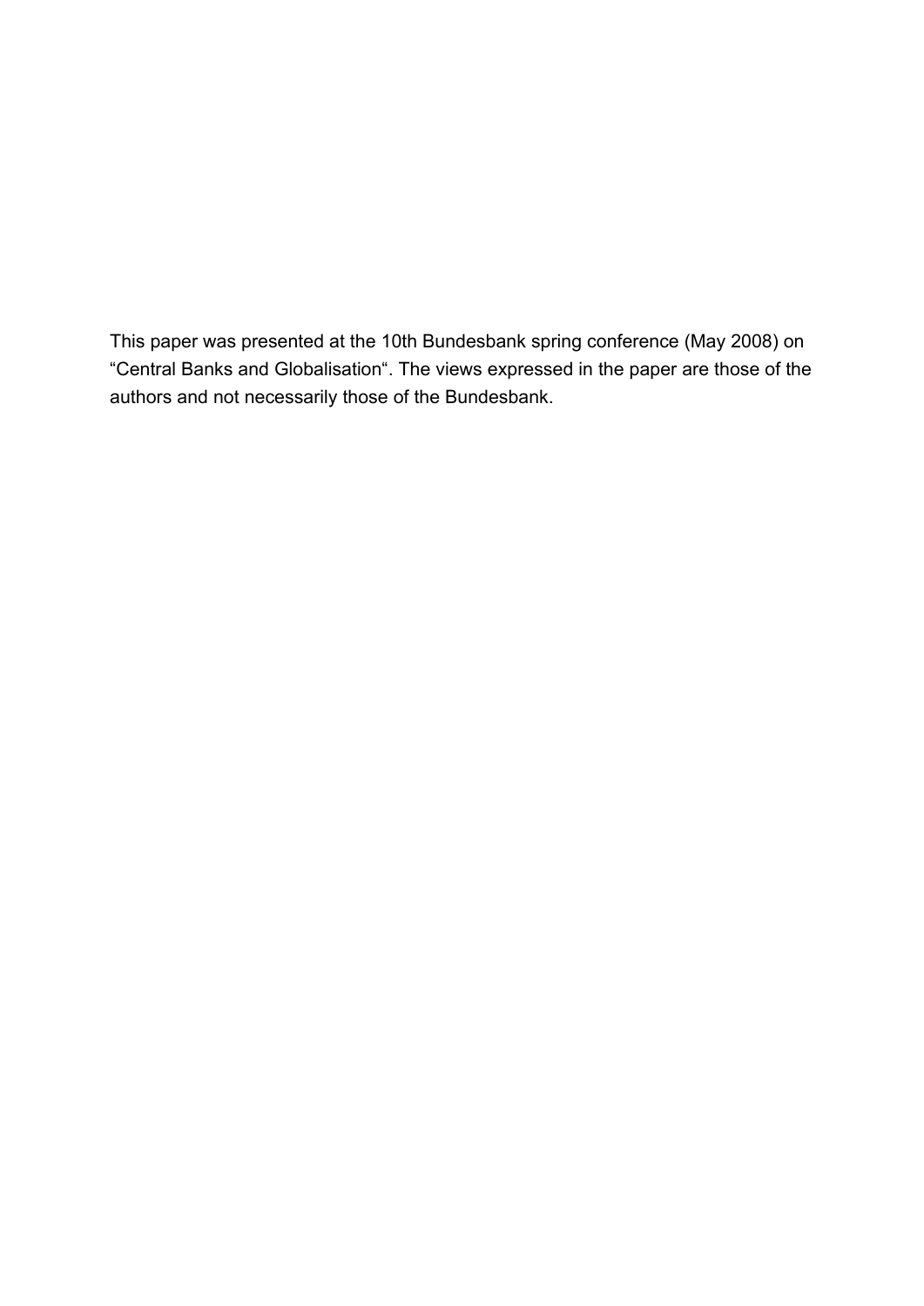This paper was presented at the 10th Bundesbank spring conference (May 2008) on "Central Banks and Globalisation". The views expressed in the paper are those of the authors and not necessarily those of the Bundesbank.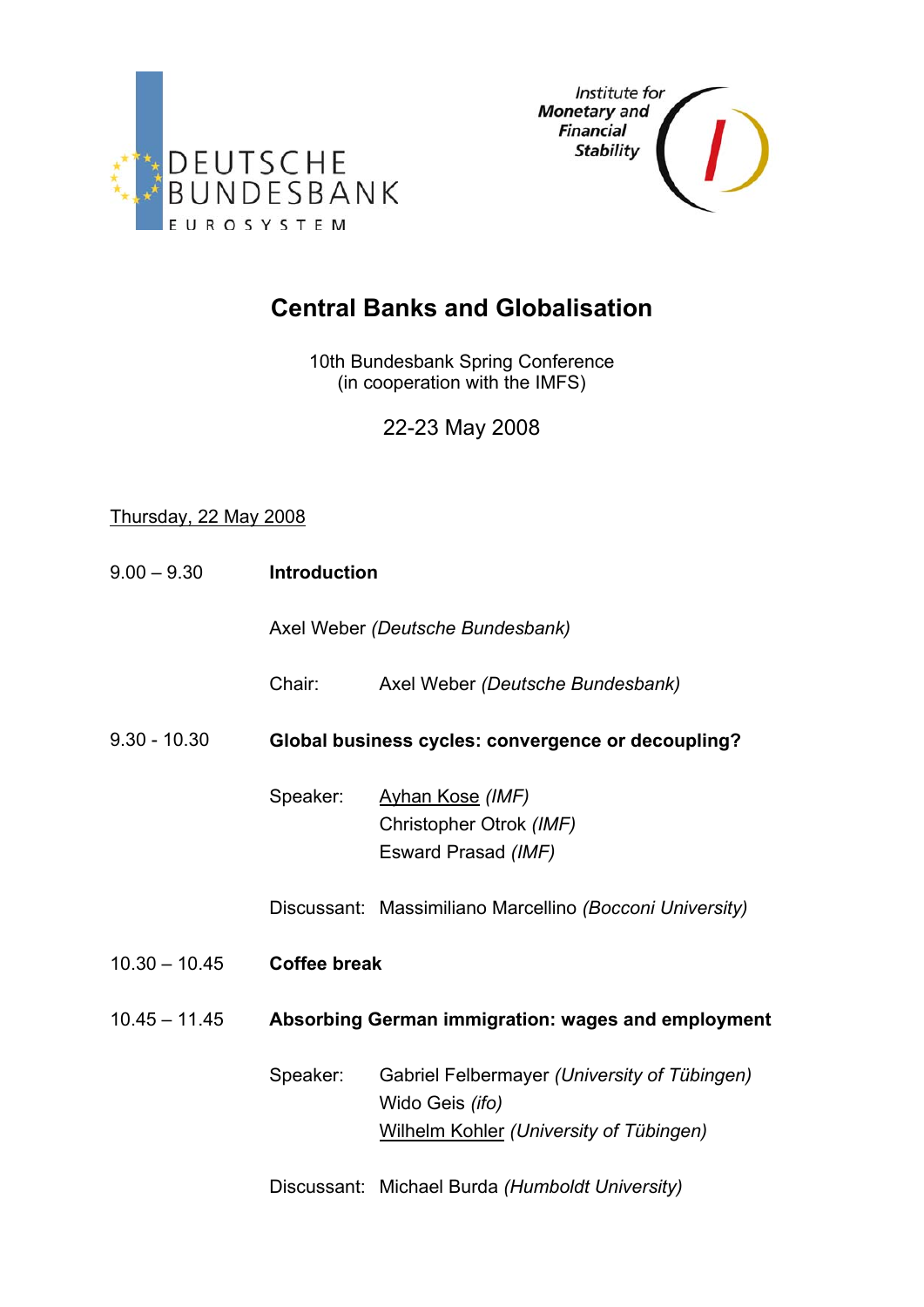DEUTSCHE BUNDESBANK
EUROSYSTEM

Institute for Monetary and Financial Stability

# Central Banks and Globalisation

10th Bundesbank Spring Conference
(in cooperation with the IMFS)

22-23 May 2008

Thursday, 22 May 2008

| | | | |
|---|---|---|---|
| 9.00 – 9.30 | **Introduction** | | |
| | Axel Weber *(Deutsche Bundesbank)* | | |
| | Chair: | Axel Weber *(Deutsche Bundesbank)* | |
| 9.30 - 10.30 | **Global business cycles: convergence or decoupling?** | | |
| | Speaker: | Ayhan Kose *(IMF)* | |
| | | Christopher Otrok *(IMF)* | |
| | | Esward Prasad *(IMF)* | |
| | Discussant: | Massimiliano Marcellino *(Bocconi University)* | |
| 10.30 – 10.45 | **Coffee break** | | |
| 10.45 – 11.45 | **Absorbing German immigration: wages and employment** | | |
| | Speaker: | Gabriel Felbermayer *(University of Tübingen)* | |
| | | Wido Geis *(ifo)* | |
| | | Wilhelm Kohler *(University of Tübingen)* | |
| | Discussant: | Michael Burda *(Humboldt University)* | |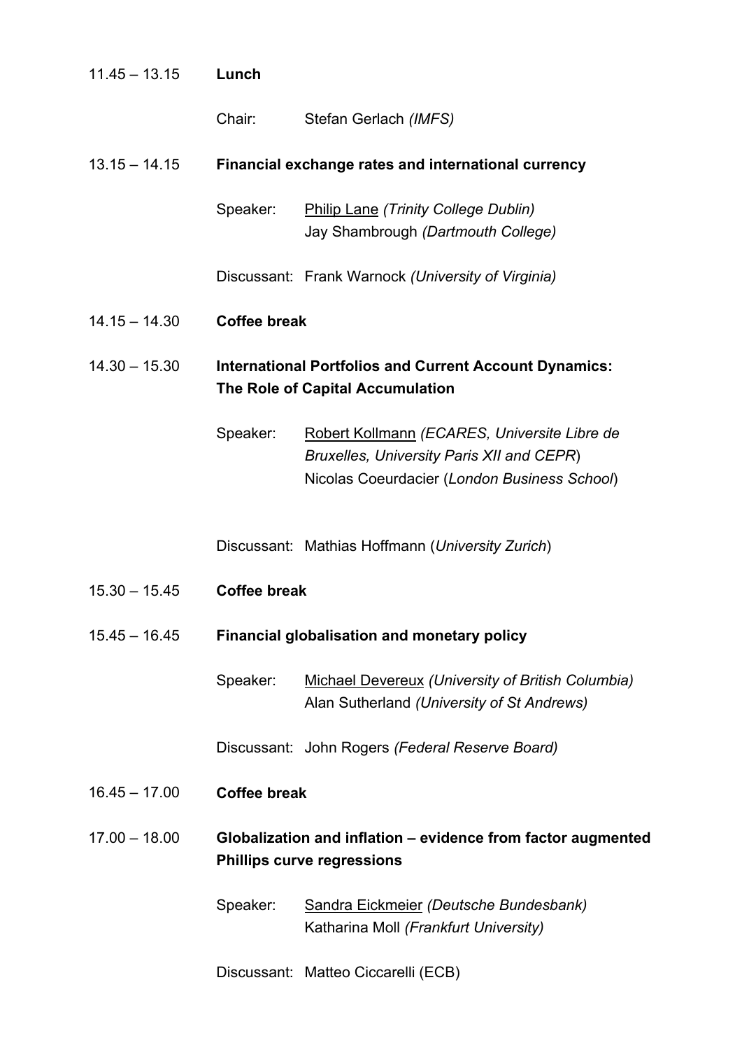11.45 – 13.15 **Lunch**

Chair: Stefan Gerlach *(IMFS)*

13.15 – 14.15 **Financial exchange rates and international currency**

Speaker: Philip Lane *(Trinity College Dublin)*
Jay Shambrough *(Dartmouth College)*

Discussant: Frank Warnock *(University of Virginia)*

14.15 – 14.30 **Coffee break**

14.30 – 15.30 **International Portfolios and Current Account Dynamics: The Role of Capital Accumulation**

Speaker: Robert Kollmann *(ECARES, Universite Libre de Bruxelles, University Paris XII and CEPR)*
Nicolas Coeurdacier (*London Business School*)

Discussant: Mathias Hoffmann (*University Zurich*)

15.30 – 15.45 **Coffee break**

15.45 – 16.45 **Financial globalisation and monetary policy**

Speaker: Michael Devereux *(University of British Columbia)*
Alan Sutherland *(University of St Andrews)*

Discussant: John Rogers *(Federal Reserve Board)*

16.45 – 17.00 **Coffee break**

17.00 – 18.00 **Globalization and inflation – evidence from factor augmented Phillips curve regressions**

Speaker: Sandra Eickmeier *(Deutsche Bundesbank)*
Katharina Moll *(Frankfurt University)*

Discussant: Matteo Ciccarelli (ECB)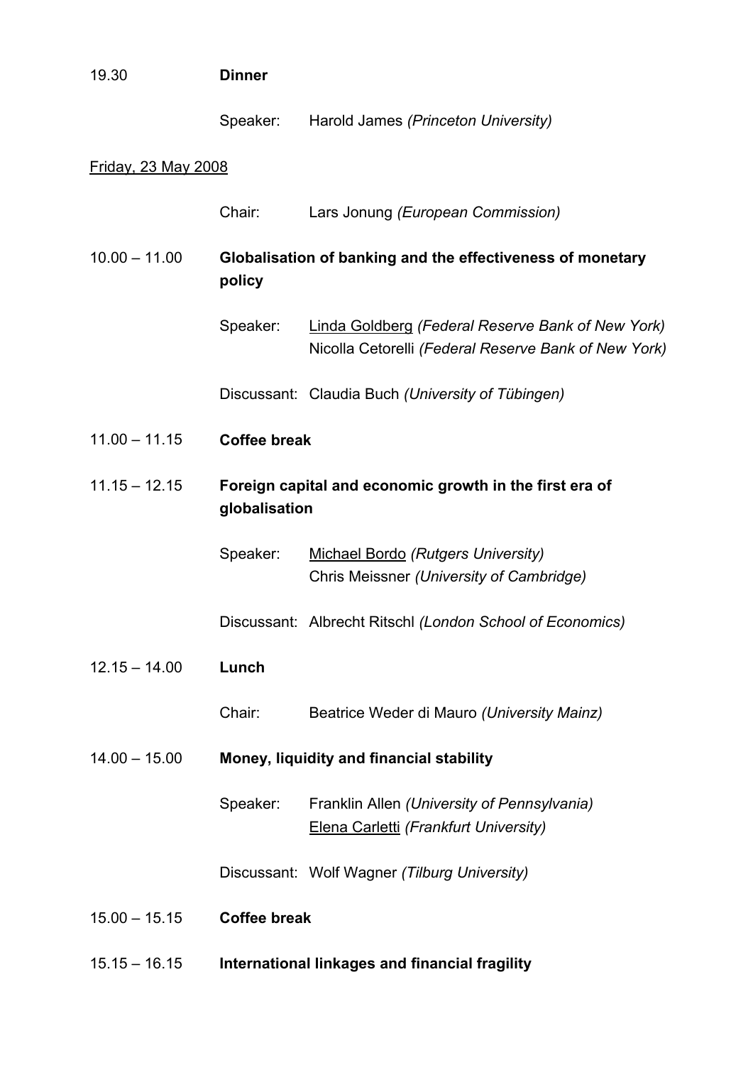| | | |
|---|---|---|
| 19.30 | **Dinner** | |
| | Speaker: | Harold James *(Princeton University)* |

<u>Friday, 23 May 2008</u>

| | | |
|---|---|---|
| | Chair: | Lars Jonung *(European Commission)* |
| 10.00 – 11.00 | **Globalisation of banking and the effectiveness of monetary policy** | |
| | Speaker: | <u>Linda Goldberg</u> *(Federal Reserve Bank of New York)*<br>Nicolla Cetorelli *(Federal Reserve Bank of New York)* |
| | Discussant: | Claudia Buch *(University of Tübingen)* |
| 11.00 – 11.15 | **Coffee break** | |
| 11.15 – 12.15 | **Foreign capital and economic growth in the first era of globalisation** | |
| | Speaker: | <u>Michael Bordo</u> *(Rutgers University)*<br>Chris Meissner *(University of Cambridge)* |
| | Discussant: | Albrecht Ritschl *(London School of Economics)* |
| 12.15 – 14.00 | **Lunch** | |
| | Chair: | Beatrice Weder di Mauro *(University Mainz)* |
| 14.00 – 15.00 | **Money, liquidity and financial stability** | |
| | Speaker: | Franklin Allen *(University of Pennsylvania)*<br><u>Elena Carletti</u> *(Frankfurt University)* |
| | Discussant: | Wolf Wagner *(Tilburg University)* |
| 15.00 – 15.15 | **Coffee break** | |
| 15.15 – 16.15 | **International linkages and financial fragility** | |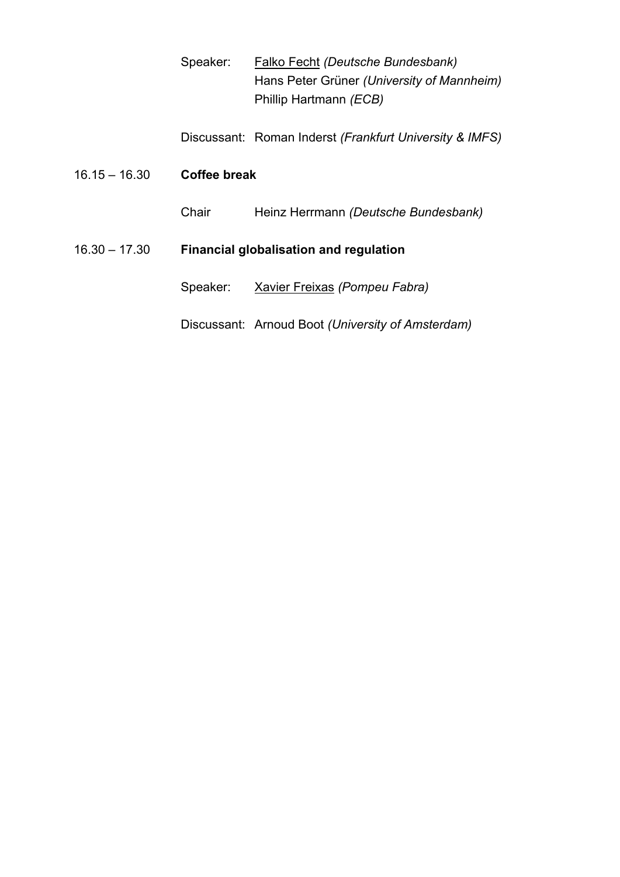Speaker: <u>Falko Fecht</u> *(Deutsche Bundesbank)*
Hans Peter Grüner *(University of Mannheim)*
Phillip Hartmann *(ECB)*

Discussant: Roman Inderst *(Frankfurt University & IMFS)*

16.15 – 16.30 **Coffee break**

Chair Heinz Herrmann *(Deutsche Bundesbank)*

16.30 – 17.30 **Financial globalisation and regulation**

Speaker: <u>Xavier Freixas</u> *(Pompeu Fabra)*

Discussant: Arnoud Boot *(University of Amsterdam)*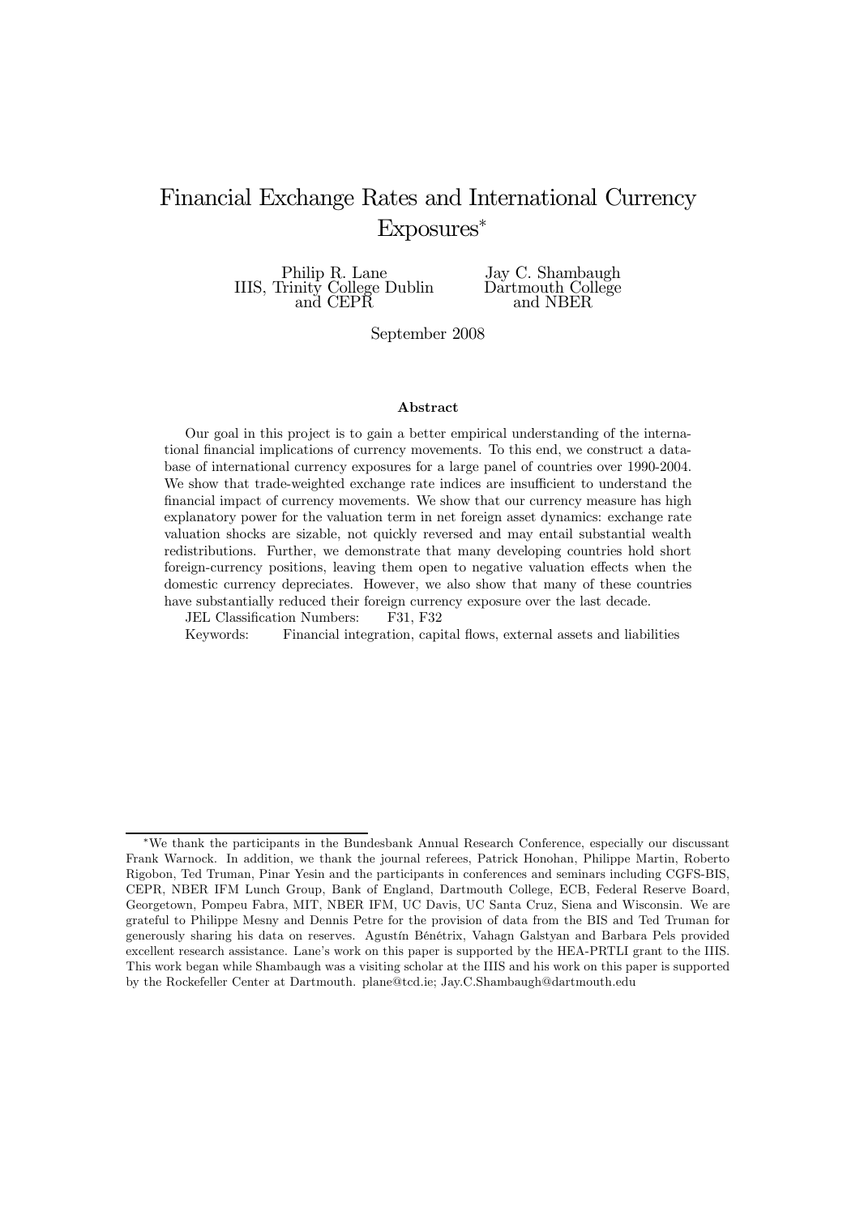# Financial Exchange Rates and International Currency Exposures*

Philip R. Lane
IIIS, Trinity College Dublin
and CEPR

Jay C. Shambaugh
Dartmouth College
and NBER

September 2008

**Abstract**

Our goal in this project is to gain a better empirical understanding of the international financial implications of currency movements. To this end, we construct a database of international currency exposures for a large panel of countries over 1990-2004. We show that trade-weighted exchange rate indices are insufficient to understand the financial impact of currency movements. We show that our currency measure has high explanatory power for the valuation term in net foreign asset dynamics: exchange rate valuation shocks are sizable, not quickly reversed and may entail substantial wealth redistributions. Further, we demonstrate that many developing countries hold short foreign-currency positions, leaving them open to negative valuation effects when the domestic currency depreciates. However, we also show that many of these countries have substantially reduced their foreign currency exposure over the last decade.

JEL Classification Numbers: F31, F32

Keywords: Financial integration, capital flows, external assets and liabilities

*We thank the participants in the Bundesbank Annual Research Conference, especially our discussant Frank Warnock. In addition, we thank the journal referees, Patrick Honohan, Philippe Martin, Roberto Rigobon, Ted Truman, Pinar Yesin and the participants in conferences and seminars including CGFS-BIS, CEPR, NBER IFM Lunch Group, Bank of England, Dartmouth College, ECB, Federal Reserve Board, Georgetown, Pompeu Fabra, MIT, NBER IFM, UC Davis, UC Santa Cruz, Siena and Wisconsin. We are grateful to Philippe Mesny and Dennis Petre for the provision of data from the BIS and Ted Truman for generously sharing his data on reserves. Agustín Bénétrix, Vahagn Galstyan and Barbara Pels provided excellent research assistance. Lane's work on this paper is supported by the HEA-PRTLI grant to the IIIS. This work began while Shambaugh was a visiting scholar at the IIIS and his work on this paper is supported by the Rockefeller Center at Dartmouth. plane@tcd.ie; Jay.C.Shambaugh@dartmouth.edu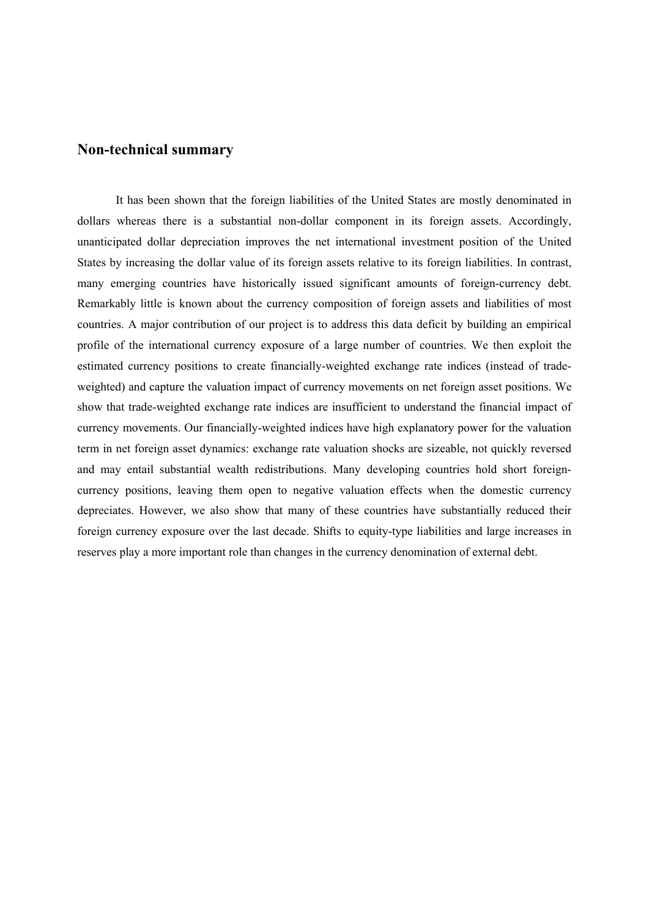## Non-technical summary

It has been shown that the foreign liabilities of the United States are mostly denominated in dollars whereas there is a substantial non-dollar component in its foreign assets. Accordingly, unanticipated dollar depreciation improves the net international investment position of the United States by increasing the dollar value of its foreign assets relative to its foreign liabilities. In contrast, many emerging countries have historically issued significant amounts of foreign-currency debt. Remarkably little is known about the currency composition of foreign assets and liabilities of most countries. A major contribution of our project is to address this data deficit by building an empirical profile of the international currency exposure of a large number of countries. We then exploit the estimated currency positions to create financially-weighted exchange rate indices (instead of trade-weighted) and capture the valuation impact of currency movements on net foreign asset positions. We show that trade-weighted exchange rate indices are insufficient to understand the financial impact of currency movements. Our financially-weighted indices have high explanatory power for the valuation term in net foreign asset dynamics: exchange rate valuation shocks are sizeable, not quickly reversed and may entail substantial wealth redistributions. Many developing countries hold short foreign-currency positions, leaving them open to negative valuation effects when the domestic currency depreciates. However, we also show that many of these countries have substantially reduced their foreign currency exposure over the last decade. Shifts to equity-type liabilities and large increases in reserves play a more important role than changes in the currency denomination of external debt.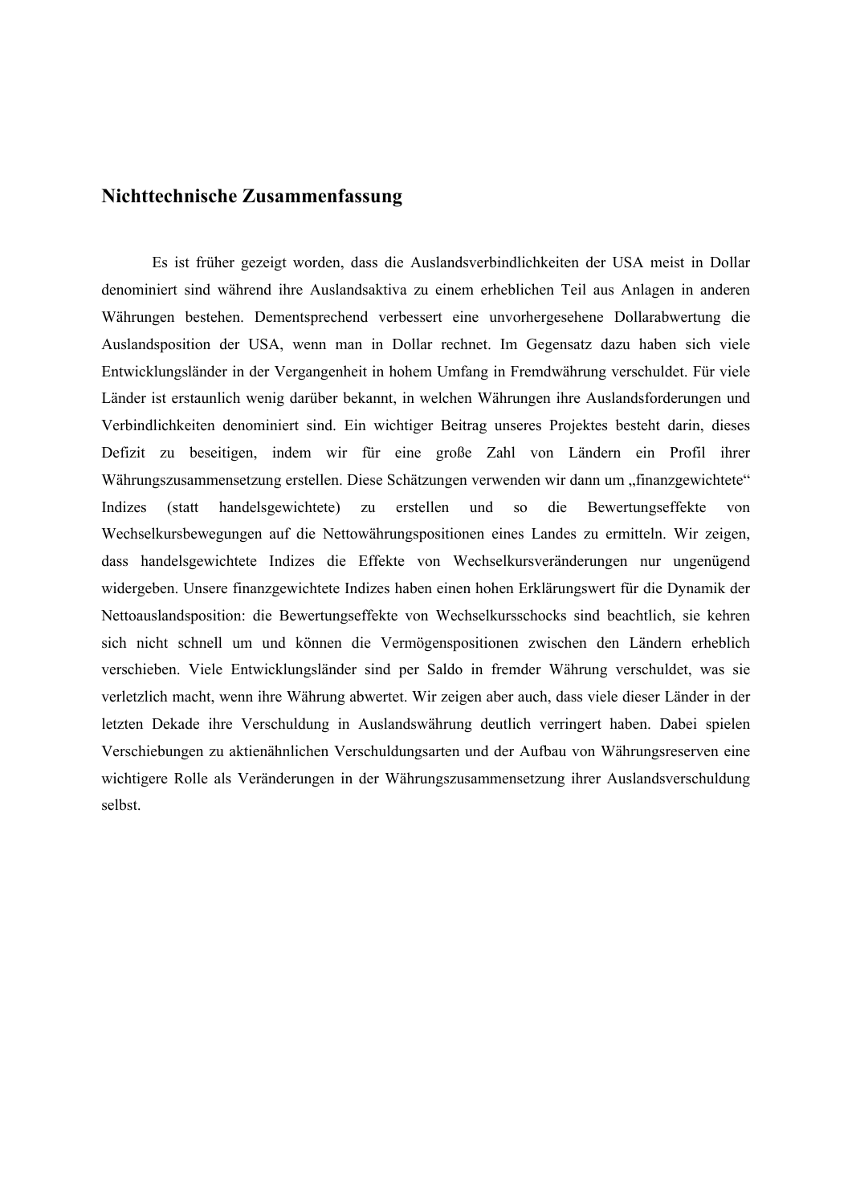## Nichttechnische Zusammenfassung

Es ist früher gezeigt worden, dass die Auslandsverbindlichkeiten der USA meist in Dollar denominiert sind während ihre Auslandsaktiva zu einem erheblichen Teil aus Anlagen in anderen Währungen bestehen. Dementsprechend verbessert eine unvorhergesehene Dollarabwertung die Auslandsposition der USA, wenn man in Dollar rechnet. Im Gegensatz dazu haben sich viele Entwicklungsländer in der Vergangenheit in hohem Umfang in Fremdwährung verschuldet. Für viele Länder ist erstaunlich wenig darüber bekannt, in welchen Währungen ihre Auslandsforderungen und Verbindlichkeiten denominiert sind. Ein wichtiger Beitrag unseres Projektes besteht darin, dieses Defizit zu beseitigen, indem wir für eine große Zahl von Ländern ein Profil ihrer Währungszusammensetzung erstellen. Diese Schätzungen verwenden wir dann um „finanzgewichtete" Indizes (statt handelsgewichtete) zu erstellen und so die Bewertungseffekte von Wechselkursbewegungen auf die Nettowährungspositionen eines Landes zu ermitteln. Wir zeigen, dass handelsgewichtete Indizes die Effekte von Wechselkursveränderungen nur ungenügend widergeben. Unsere finanzgewichtete Indizes haben einen hohen Erklärungswert für die Dynamik der Nettoauslandsposition: die Bewertungseffekte von Wechselkursschocks sind beachtlich, sie kehren sich nicht schnell um und können die Vermögenspositionen zwischen den Ländern erheblich verschieben. Viele Entwicklungsländer sind per Saldo in fremder Währung verschuldet, was sie verletzlich macht, wenn ihre Währung abwertet. Wir zeigen aber auch, dass viele dieser Länder in der letzten Dekade ihre Verschuldung in Auslandswährung deutlich verringert haben. Dabei spielen Verschiebungen zu aktienähnlichen Verschuldungsarten und der Aufbau von Währungsreserven eine wichtigere Rolle als Veränderungen in der Währungszusammensetzung ihrer Auslandsverschuldung selbst.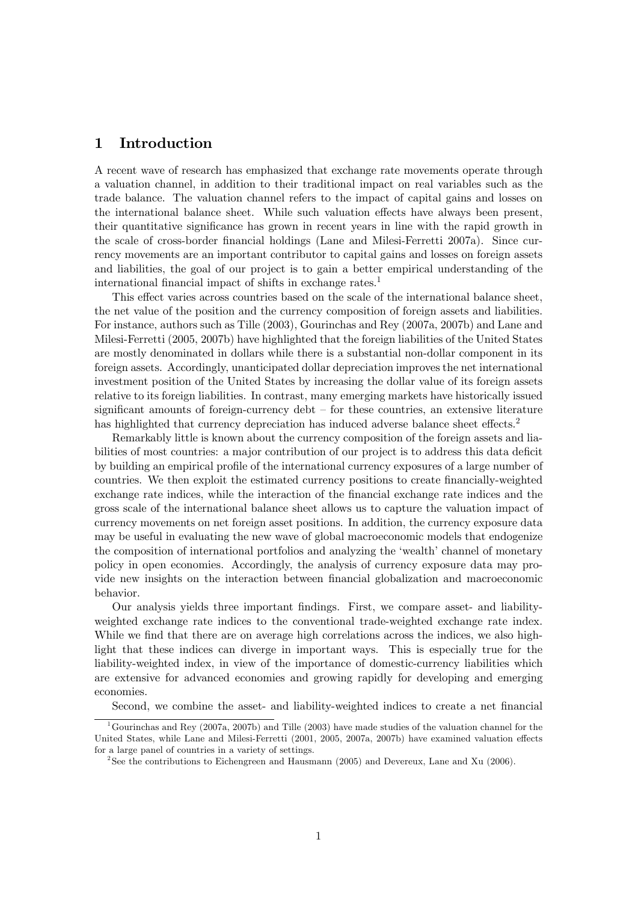# 1 Introduction

A recent wave of research has emphasized that exchange rate movements operate through a valuation channel, in addition to their traditional impact on real variables such as the trade balance. The valuation channel refers to the impact of capital gains and losses on the international balance sheet. While such valuation effects have always been present, their quantitative significance has grown in recent years in line with the rapid growth in the scale of cross-border financial holdings (Lane and Milesi-Ferretti 2007a). Since currency movements are an important contributor to capital gains and losses on foreign assets and liabilities, the goal of our project is to gain a better empirical understanding of the international financial impact of shifts in exchange rates.[1]

This effect varies across countries based on the scale of the international balance sheet, the net value of the position and the currency composition of foreign assets and liabilities. For instance, authors such as Tille (2003), Gourinchas and Rey (2007a, 2007b) and Lane and Milesi-Ferretti (2005, 2007b) have highlighted that the foreign liabilities of the United States are mostly denominated in dollars while there is a substantial non-dollar component in its foreign assets. Accordingly, unanticipated dollar depreciation improves the net international investment position of the United States by increasing the dollar value of its foreign assets relative to its foreign liabilities. In contrast, many emerging markets have historically issued significant amounts of foreign-currency debt – for these countries, an extensive literature has highlighted that currency depreciation has induced adverse balance sheet effects.[2]

Remarkably little is known about the currency composition of the foreign assets and liabilities of most countries: a major contribution of our project is to address this data deficit by building an empirical profile of the international currency exposures of a large number of countries. We then exploit the estimated currency positions to create financially-weighted exchange rate indices, while the interaction of the financial exchange rate indices and the gross scale of the international balance sheet allows us to capture the valuation impact of currency movements on net foreign asset positions. In addition, the currency exposure data may be useful in evaluating the new wave of global macroeconomic models that endogenize the composition of international portfolios and analyzing the 'wealth' channel of monetary policy in open economies. Accordingly, the analysis of currency exposure data may provide new insights on the interaction between financial globalization and macroeconomic behavior.

Our analysis yields three important findings. First, we compare asset- and liability-weighted exchange rate indices to the conventional trade-weighted exchange rate index. While we find that there are on average high correlations across the indices, we also highlight that these indices can diverge in important ways. This is especially true for the liability-weighted index, in view of the importance of domestic-currency liabilities which are extensive for advanced economies and growing rapidly for developing and emerging economies.

Second, we combine the asset- and liability-weighted indices to create a net financial

[1] Gourinchas and Rey (2007a, 2007b) and Tille (2003) have made studies of the valuation channel for the United States, while Lane and Milesi-Ferretti (2001, 2005, 2007a, 2007b) have examined valuation effects for a large panel of countries in a variety of settings.

[2] See the contributions to Eichengreen and Hausmann (2005) and Devereux, Lane and Xu (2006).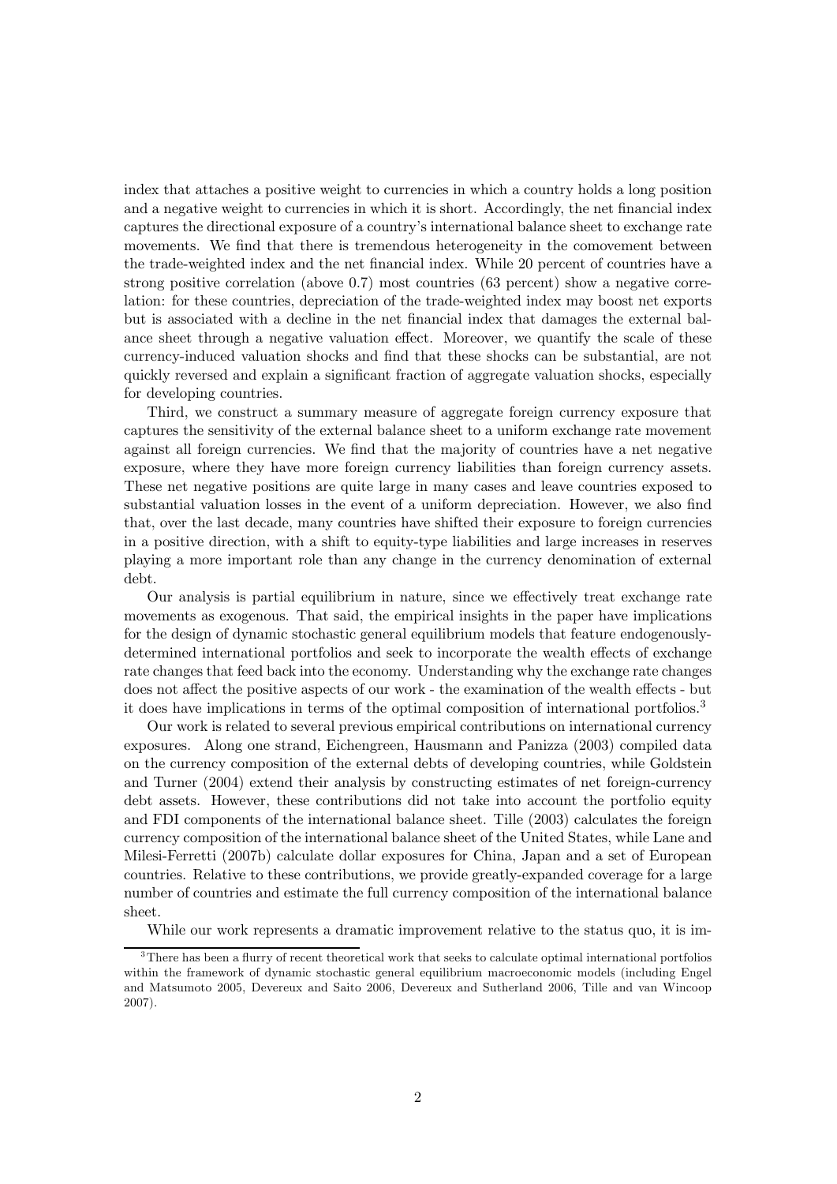index that attaches a positive weight to currencies in which a country holds a long position and a negative weight to currencies in which it is short. Accordingly, the net financial index captures the directional exposure of a country's international balance sheet to exchange rate movements. We find that there is tremendous heterogeneity in the comovement between the trade-weighted index and the net financial index. While 20 percent of countries have a strong positive correlation (above 0.7) most countries (63 percent) show a negative correlation: for these countries, depreciation of the trade-weighted index may boost net exports but is associated with a decline in the net financial index that damages the external balance sheet through a negative valuation effect. Moreover, we quantify the scale of these currency-induced valuation shocks and find that these shocks can be substantial, are not quickly reversed and explain a significant fraction of aggregate valuation shocks, especially for developing countries.

Third, we construct a summary measure of aggregate foreign currency exposure that captures the sensitivity of the external balance sheet to a uniform exchange rate movement against all foreign currencies. We find that the majority of countries have a net negative exposure, where they have more foreign currency liabilities than foreign currency assets. These net negative positions are quite large in many cases and leave countries exposed to substantial valuation losses in the event of a uniform depreciation. However, we also find that, over the last decade, many countries have shifted their exposure to foreign currencies in a positive direction, with a shift to equity-type liabilities and large increases in reserves playing a more important role than any change in the currency denomination of external debt.

Our analysis is partial equilibrium in nature, since we effectively treat exchange rate movements as exogenous. That said, the empirical insights in the paper have implications for the design of dynamic stochastic general equilibrium models that feature endogenously-determined international portfolios and seek to incorporate the wealth effects of exchange rate changes that feed back into the economy. Understanding why the exchange rate changes does not affect the positive aspects of our work - the examination of the wealth effects - but it does have implications in terms of the optimal composition of international portfolios.[3]

Our work is related to several previous empirical contributions on international currency exposures. Along one strand, Eichengreen, Hausmann and Panizza (2003) compiled data on the currency composition of the external debts of developing countries, while Goldstein and Turner (2004) extend their analysis by constructing estimates of net foreign-currency debt assets. However, these contributions did not take into account the portfolio equity and FDI components of the international balance sheet. Tille (2003) calculates the foreign currency composition of the international balance sheet of the United States, while Lane and Milesi-Ferretti (2007b) calculate dollar exposures for China, Japan and a set of European countries. Relative to these contributions, we provide greatly-expanded coverage for a large number of countries and estimate the full currency composition of the international balance sheet.

While our work represents a dramatic improvement relative to the status quo, it is im-

[3] There has been a flurry of recent theoretical work that seeks to calculate optimal international portfolios within the framework of dynamic stochastic general equilibrium macroeconomic models (including Engel and Matsumoto 2005, Devereux and Saito 2006, Devereux and Sutherland 2006, Tille and van Wincoop 2007).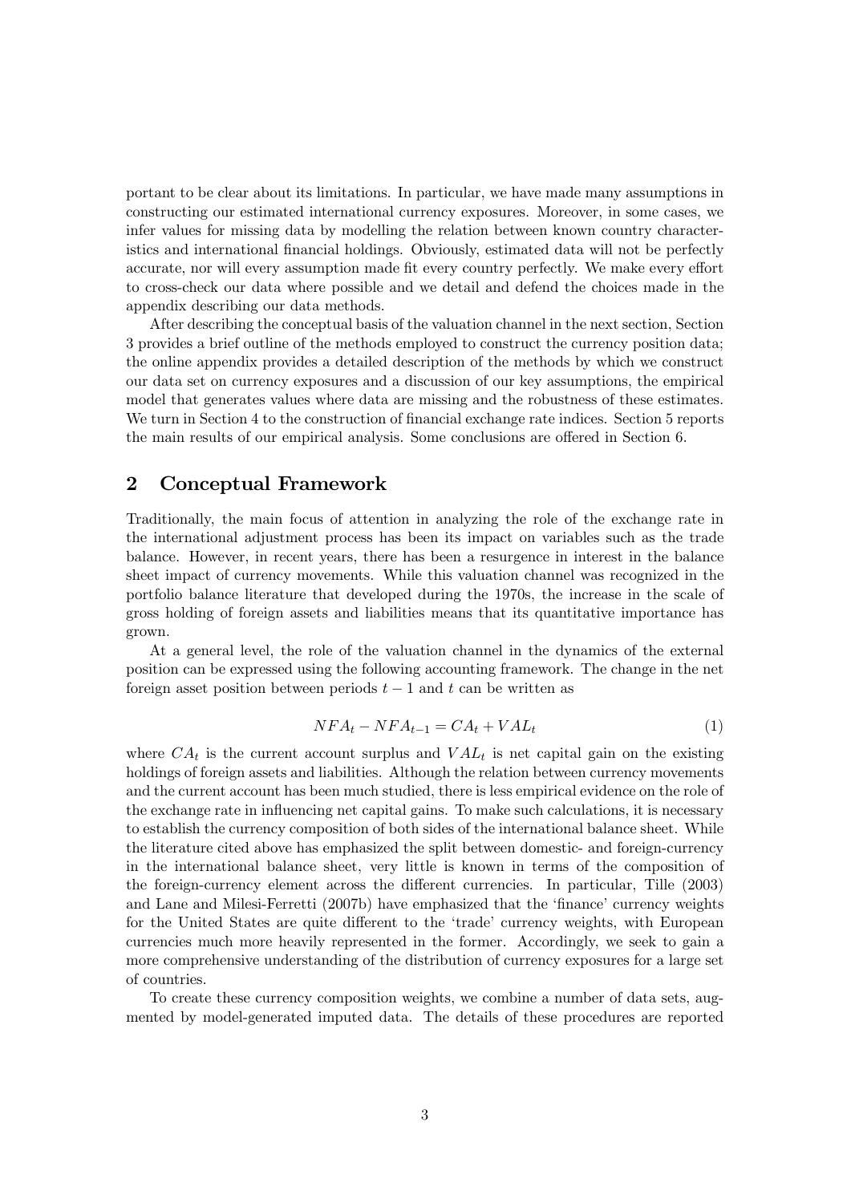portant to be clear about its limitations. In particular, we have made many assumptions in constructing our estimated international currency exposures. Moreover, in some cases, we infer values for missing data by modelling the relation between known country characteristics and international financial holdings. Obviously, estimated data will not be perfectly accurate, nor will every assumption made fit every country perfectly. We make every effort to cross-check our data where possible and we detail and defend the choices made in the appendix describing our data methods.

After describing the conceptual basis of the valuation channel in the next section, Section 3 provides a brief outline of the methods employed to construct the currency position data; the online appendix provides a detailed description of the methods by which we construct our data set on currency exposures and a discussion of our key assumptions, the empirical model that generates values where data are missing and the robustness of these estimates. We turn in Section 4 to the construction of financial exchange rate indices. Section 5 reports the main results of our empirical analysis. Some conclusions are offered in Section 6.

## 2 Conceptual Framework

Traditionally, the main focus of attention in analyzing the role of the exchange rate in the international adjustment process has been its impact on variables such as the trade balance. However, in recent years, there has been a resurgence in interest in the balance sheet impact of currency movements. While this valuation channel was recognized in the portfolio balance literature that developed during the 1970s, the increase in the scale of gross holding of foreign assets and liabilities means that its quantitative importance has grown.

At a general level, the role of the valuation channel in the dynamics of the external position can be expressed using the following accounting framework. The change in the net foreign asset position between periods $t-1$ and $t$ can be written as

$$NFA_t - NFA_{t-1} = CA_t + VAL_t \tag{1}$$

where $CA_t$ is the current account surplus and $VAL_t$ is net capital gain on the existing holdings of foreign assets and liabilities. Although the relation between currency movements and the current account has been much studied, there is less empirical evidence on the role of the exchange rate in influencing net capital gains. To make such calculations, it is necessary to establish the currency composition of both sides of the international balance sheet. While the literature cited above has emphasized the split between domestic- and foreign-currency in the international balance sheet, very little is known in terms of the composition of the foreign-currency element across the different currencies. In particular, Tille (2003) and Lane and Milesi-Ferretti (2007b) have emphasized that the 'finance' currency weights for the United States are quite different to the 'trade' currency weights, with European currencies much more heavily represented in the former. Accordingly, we seek to gain a more comprehensive understanding of the distribution of currency exposures for a large set of countries.

To create these currency composition weights, we combine a number of data sets, augmented by model-generated imputed data. The details of these procedures are reported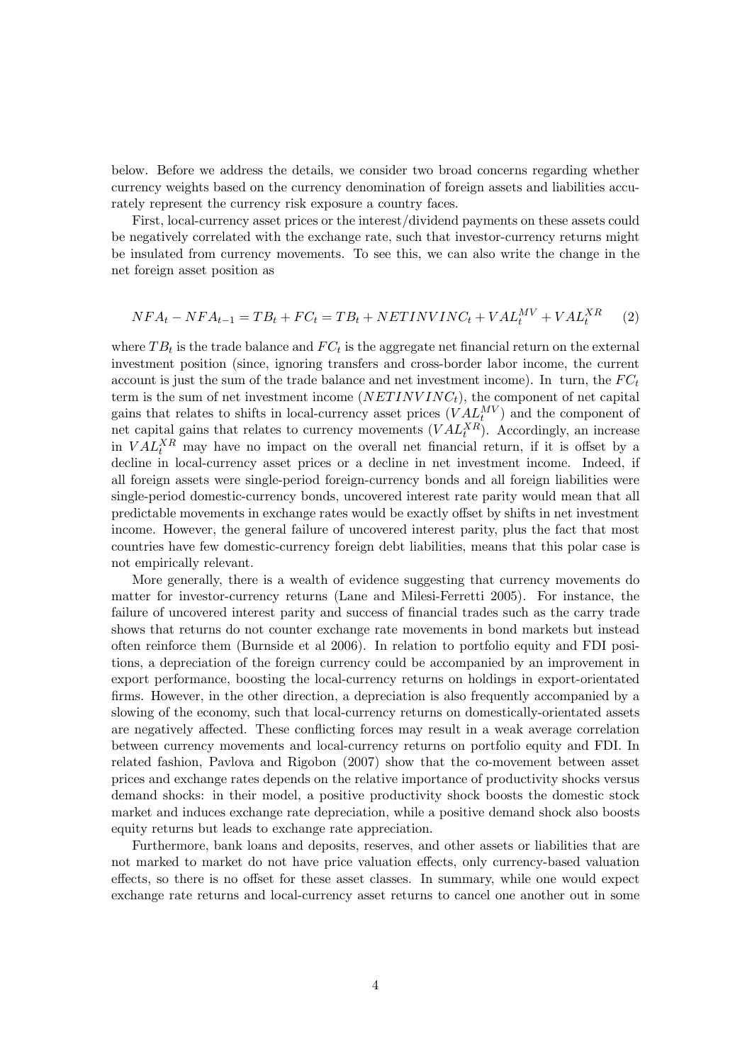below. Before we address the details, we consider two broad concerns regarding whether currency weights based on the currency denomination of foreign assets and liabilities accurately represent the currency risk exposure a country faces.

First, local-currency asset prices or the interest/dividend payments on these assets could be negatively correlated with the exchange rate, such that investor-currency returns might be insulated from currency movements. To see this, we can also write the change in the net foreign asset position as

$$NFA_t - NFA_{t-1} = TB_t + FC_t = TB_t + NETINVINC_t + VAL_t^{MV} + VAL_t^{XR} \quad (2)$$

where $TB_t$ is the trade balance and $FC_t$ is the aggregate net financial return on the external investment position (since, ignoring transfers and cross-border labor income, the current account is just the sum of the trade balance and net investment income). In turn, the $FC_t$ term is the sum of net investment income ($NETINVINC_t$), the component of net capital gains that relates to shifts in local-currency asset prices ($VAL_t^{MV}$) and the component of net capital gains that relates to currency movements ($VAL_t^{XR}$). Accordingly, an increase in $VAL_t^{XR}$ may have no impact on the overall net financial return, if it is offset by a decline in local-currency asset prices or a decline in net investment income. Indeed, if all foreign assets were single-period foreign-currency bonds and all foreign liabilities were single-period domestic-currency bonds, uncovered interest rate parity would mean that all predictable movements in exchange rates would be exactly offset by shifts in net investment income. However, the general failure of uncovered interest parity, plus the fact that most countries have few domestic-currency foreign debt liabilities, means that this polar case is not empirically relevant.

More generally, there is a wealth of evidence suggesting that currency movements do matter for investor-currency returns (Lane and Milesi-Ferretti 2005). For instance, the failure of uncovered interest parity and success of financial trades such as the carry trade shows that returns do not counter exchange rate movements in bond markets but instead often reinforce them (Burnside et al 2006). In relation to portfolio equity and FDI positions, a depreciation of the foreign currency could be accompanied by an improvement in export performance, boosting the local-currency returns on holdings in export-orientated firms. However, in the other direction, a depreciation is also frequently accompanied by a slowing of the economy, such that local-currency returns on domestically-orientated assets are negatively affected. These conflicting forces may result in a weak average correlation between currency movements and local-currency returns on portfolio equity and FDI. In related fashion, Pavlova and Rigobon (2007) show that the co-movement between asset prices and exchange rates depends on the relative importance of productivity shocks versus demand shocks: in their model, a positive productivity shock boosts the domestic stock market and induces exchange rate depreciation, while a positive demand shock also boosts equity returns but leads to exchange rate appreciation.

Furthermore, bank loans and deposits, reserves, and other assets or liabilities that are not marked to market do not have price valuation effects, only currency-based valuation effects, so there is no offset for these asset classes. In summary, while one would expect exchange rate returns and local-currency asset returns to cancel one another out in some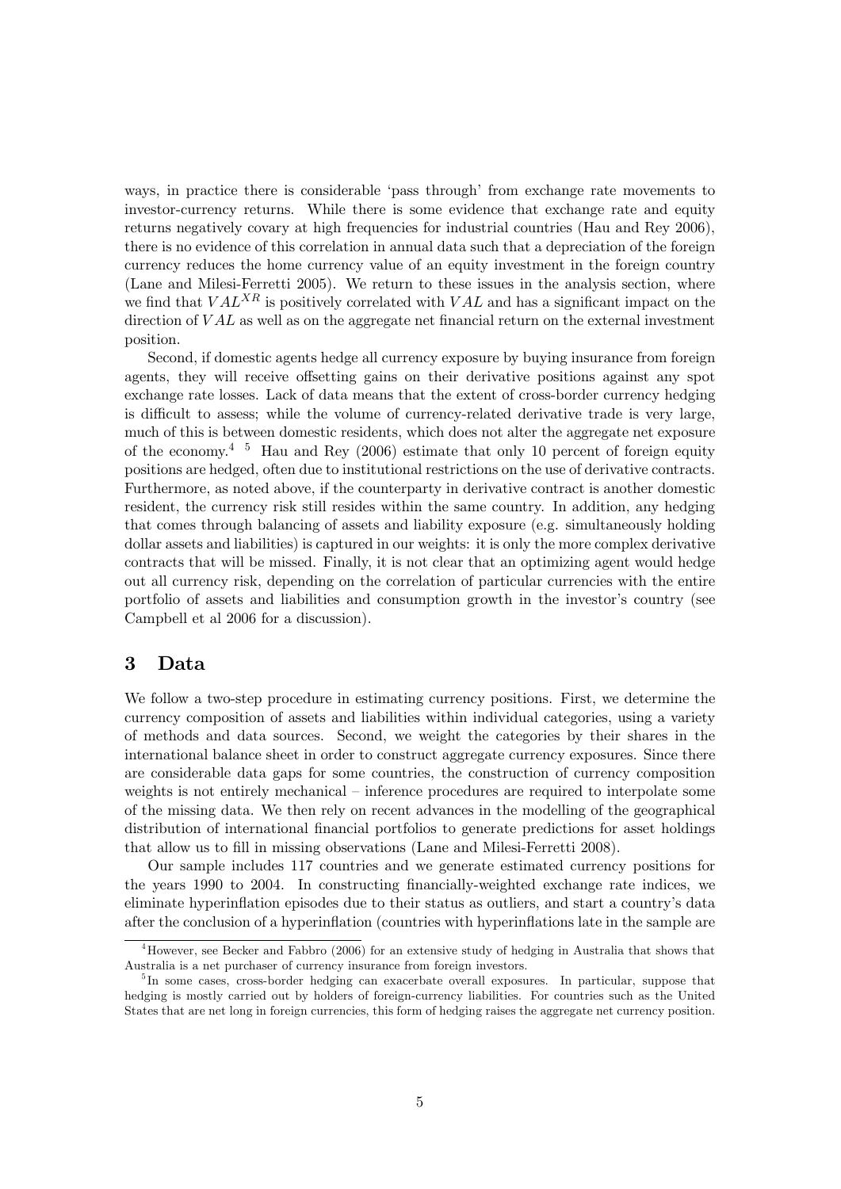ways, in practice there is considerable 'pass through' from exchange rate movements to investor-currency returns. While there is some evidence that exchange rate and equity returns negatively covary at high frequencies for industrial countries (Hau and Rey 2006), there is no evidence of this correlation in annual data such that a depreciation of the foreign currency reduces the home currency value of an equity investment in the foreign country (Lane and Milesi-Ferretti 2005). We return to these issues in the analysis section, where we find that $VAL^{XR}$ is positively correlated with $VAL$ and has a significant impact on the direction of $VAL$ as well as on the aggregate net financial return on the external investment position.

Second, if domestic agents hedge all currency exposure by buying insurance from foreign agents, they will receive offsetting gains on their derivative positions against any spot exchange rate losses. Lack of data means that the extent of cross-border currency hedging is difficult to assess; while the volume of currency-related derivative trade is very large, much of this is between domestic residents, which does not alter the aggregate net exposure of the economy.[4] [5] Hau and Rey (2006) estimate that only 10 percent of foreign equity positions are hedged, often due to institutional restrictions on the use of derivative contracts. Furthermore, as noted above, if the counterparty in derivative contract is another domestic resident, the currency risk still resides within the same country. In addition, any hedging that comes through balancing of assets and liability exposure (e.g. simultaneously holding dollar assets and liabilities) is captured in our weights: it is only the more complex derivative contracts that will be missed. Finally, it is not clear that an optimizing agent would hedge out all currency risk, depending on the correlation of particular currencies with the entire portfolio of assets and liabilities and consumption growth in the investor's country (see Campbell et al 2006 for a discussion).

## 3 Data

We follow a two-step procedure in estimating currency positions. First, we determine the currency composition of assets and liabilities within individual categories, using a variety of methods and data sources. Second, we weight the categories by their shares in the international balance sheet in order to construct aggregate currency exposures. Since there are considerable data gaps for some countries, the construction of currency composition weights is not entirely mechanical – inference procedures are required to interpolate some of the missing data. We then rely on recent advances in the modelling of the geographical distribution of international financial portfolios to generate predictions for asset holdings that allow us to fill in missing observations (Lane and Milesi-Ferretti 2008).

Our sample includes 117 countries and we generate estimated currency positions for the years 1990 to 2004. In constructing financially-weighted exchange rate indices, we eliminate hyperinflation episodes due to their status as outliers, and start a country's data after the conclusion of a hyperinflation (countries with hyperinflations late in the sample are

[4] However, see Becker and Fabbro (2006) for an extensive study of hedging in Australia that shows that Australia is a net purchaser of currency insurance from foreign investors.

[5] In some cases, cross-border hedging can exacerbate overall exposures. In particular, suppose that hedging is mostly carried out by holders of foreign-currency liabilities. For countries such as the United States that are net long in foreign currencies, this form of hedging raises the aggregate net currency position.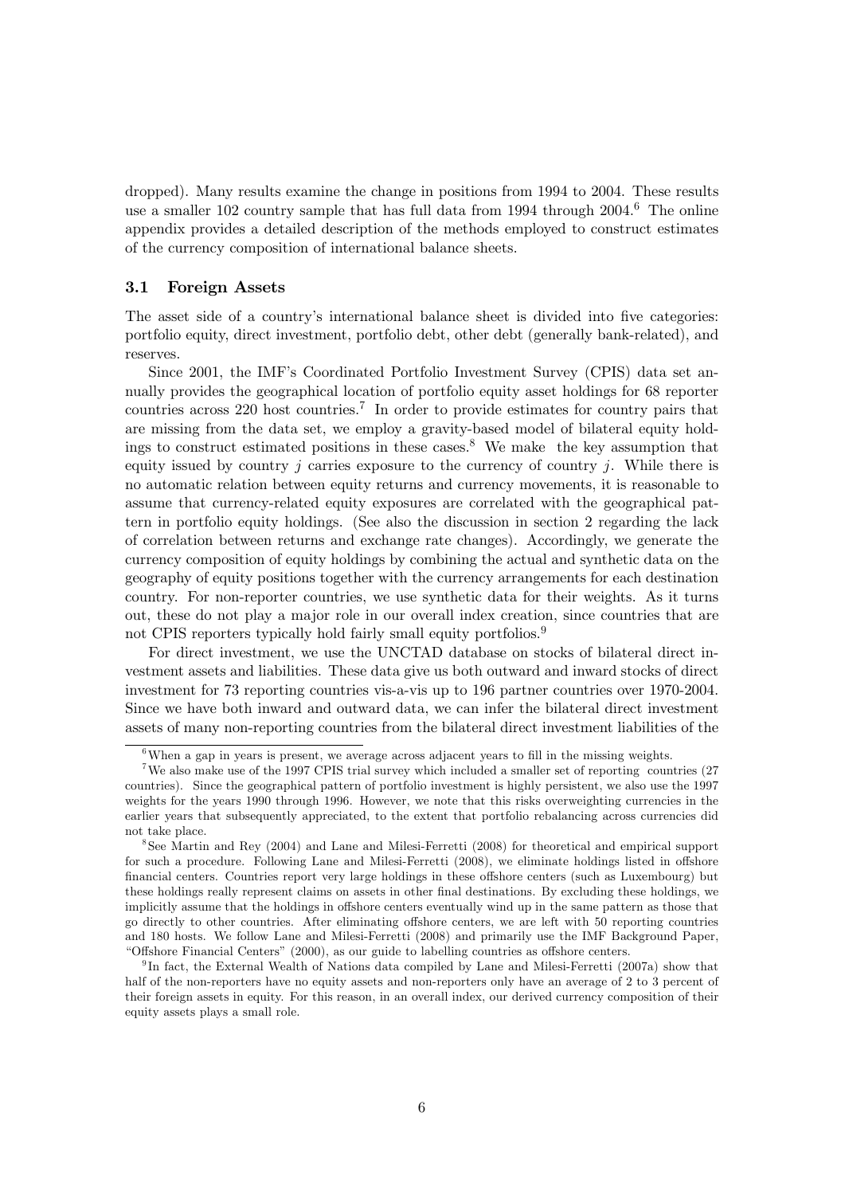dropped). Many results examine the change in positions from 1994 to 2004. These results use a smaller 102 country sample that has full data from 1994 through 2004.[6] The online appendix provides a detailed description of the methods employed to construct estimates of the currency composition of international balance sheets.

### 3.1 Foreign Assets

The asset side of a country's international balance sheet is divided into five categories: portfolio equity, direct investment, portfolio debt, other debt (generally bank-related), and reserves.

Since 2001, the IMF's Coordinated Portfolio Investment Survey (CPIS) data set annually provides the geographical location of portfolio equity asset holdings for 68 reporter countries across 220 host countries.[7] In order to provide estimates for country pairs that are missing from the data set, we employ a gravity-based model of bilateral equity holdings to construct estimated positions in these cases.[8] We make the key assumption that equity issued by country $j$ carries exposure to the currency of country $j$. While there is no automatic relation between equity returns and currency movements, it is reasonable to assume that currency-related equity exposures are correlated with the geographical pattern in portfolio equity holdings. (See also the discussion in section 2 regarding the lack of correlation between returns and exchange rate changes). Accordingly, we generate the currency composition of equity holdings by combining the actual and synthetic data on the geography of equity positions together with the currency arrangements for each destination country. For non-reporter countries, we use synthetic data for their weights. As it turns out, these do not play a major role in our overall index creation, since countries that are not CPIS reporters typically hold fairly small equity portfolios.[9]

For direct investment, we use the UNCTAD database on stocks of bilateral direct investment assets and liabilities. These data give us both outward and inward stocks of direct investment for 73 reporting countries vis-a-vis up to 196 partner countries over 1970-2004. Since we have both inward and outward data, we can infer the bilateral direct investment assets of many non-reporting countries from the bilateral direct investment liabilities of the

[6] When a gap in years is present, we average across adjacent years to fill in the missing weights.

[7] We also make use of the 1997 CPIS trial survey which included a smaller set of reporting countries (27 countries). Since the geographical pattern of portfolio investment is highly persistent, we also use the 1997 weights for the years 1990 through 1996. However, we note that this risks overweighting currencies in the earlier years that subsequently appreciated, to the extent that portfolio rebalancing across currencies did not take place.

[8] See Martin and Rey (2004) and Lane and Milesi-Ferretti (2008) for theoretical and empirical support for such a procedure. Following Lane and Milesi-Ferretti (2008), we eliminate holdings listed in offshore financial centers. Countries report very large holdings in these offshore centers (such as Luxembourg) but these holdings really represent claims on assets in other final destinations. By excluding these holdings, we implicitly assume that the holdings in offshore centers eventually wind up in the same pattern as those that go directly to other countries. After eliminating offshore centers, we are left with 50 reporting countries and 180 hosts. We follow Lane and Milesi-Ferretti (2008) and primarily use the IMF Background Paper, "Offshore Financial Centers" (2000), as our guide to labelling countries as offshore centers.

[9] In fact, the External Wealth of Nations data compiled by Lane and Milesi-Ferretti (2007a) show that half of the non-reporters have no equity assets and non-reporters only have an average of 2 to 3 percent of their foreign assets in equity. For this reason, in an overall index, our derived currency composition of their equity assets plays a small role.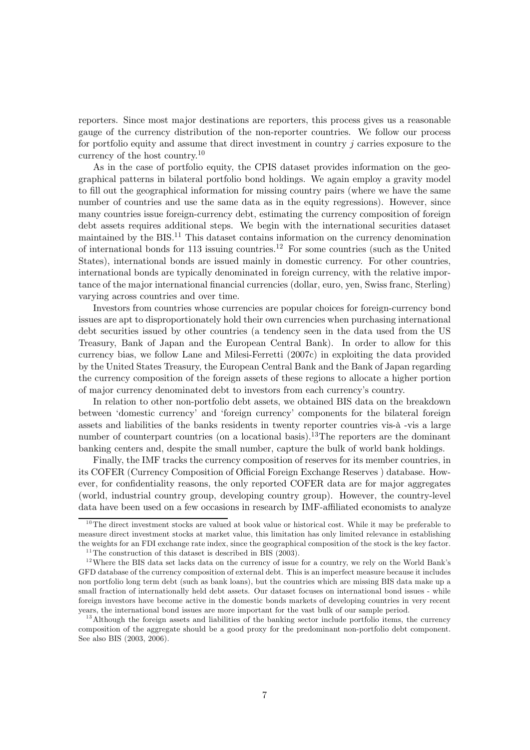reporters. Since most major destinations are reporters, this process gives us a reasonable gauge of the currency distribution of the non-reporter countries. We follow our process for portfolio equity and assume that direct investment in country $j$ carries exposure to the currency of the host country.[10]

As in the case of portfolio equity, the CPIS dataset provides information on the geographical patterns in bilateral portfolio bond holdings. We again employ a gravity model to fill out the geographical information for missing country pairs (where we have the same number of countries and use the same data as in the equity regressions). However, since many countries issue foreign-currency debt, estimating the currency composition of foreign debt assets requires additional steps. We begin with the international securities dataset maintained by the BIS.[11] This dataset contains information on the currency denomination of international bonds for 113 issuing countries.[12] For some countries (such as the United States), international bonds are issued mainly in domestic currency. For other countries, international bonds are typically denominated in foreign currency, with the relative importance of the major international financial currencies (dollar, euro, yen, Swiss franc, Sterling) varying across countries and over time.

Investors from countries whose currencies are popular choices for foreign-currency bond issues are apt to disproportionately hold their own currencies when purchasing international debt securities issued by other countries (a tendency seen in the data used from the US Treasury, Bank of Japan and the European Central Bank). In order to allow for this currency bias, we follow Lane and Milesi-Ferretti (2007c) in exploiting the data provided by the United States Treasury, the European Central Bank and the Bank of Japan regarding the currency composition of the foreign assets of these regions to allocate a higher portion of major currency denominated debt to investors from each currency's country.

In relation to other non-portfolio debt assets, we obtained BIS data on the breakdown between 'domestic currency' and 'foreign currency' components for the bilateral foreign assets and liabilities of the banks residents in twenty reporter countries vis-à -vis a large number of counterpart countries (on a locational basis).[13]The reporters are the dominant banking centers and, despite the small number, capture the bulk of world bank holdings.

Finally, the IMF tracks the currency composition of reserves for its member countries, in its COFER (Currency Composition of Official Foreign Exchange Reserves ) database. However, for confidentiality reasons, the only reported COFER data are for major aggregates (world, industrial country group, developing country group). However, the country-level data have been used on a few occasions in research by IMF-affiliated economists to analyze

[10] The direct investment stocks are valued at book value or historical cost. While it may be preferable to measure direct investment stocks at market value, this limitation has only limited relevance in establishing the weights for an FDI exchange rate index, since the geographical composition of the stock is the key factor.

[11] The construction of this dataset is described in BIS (2003).

[12] Where the BIS data set lacks data on the currency of issue for a country, we rely on the World Bank's GFD database of the currency composition of external debt. This is an imperfect measure because it includes non portfolio long term debt (such as bank loans), but the countries which are missing BIS data make up a small fraction of internationally held debt assets. Our dataset focuses on international bond issues - while foreign investors have become active in the domestic bonds markets of developing countries in very recent years, the international bond issues are more important for the vast bulk of our sample period.

[13] Although the foreign assets and liabilities of the banking sector include portfolio items, the currency composition of the aggregate should be a good proxy for the predominant non-portfolio debt component. See also BIS (2003, 2006).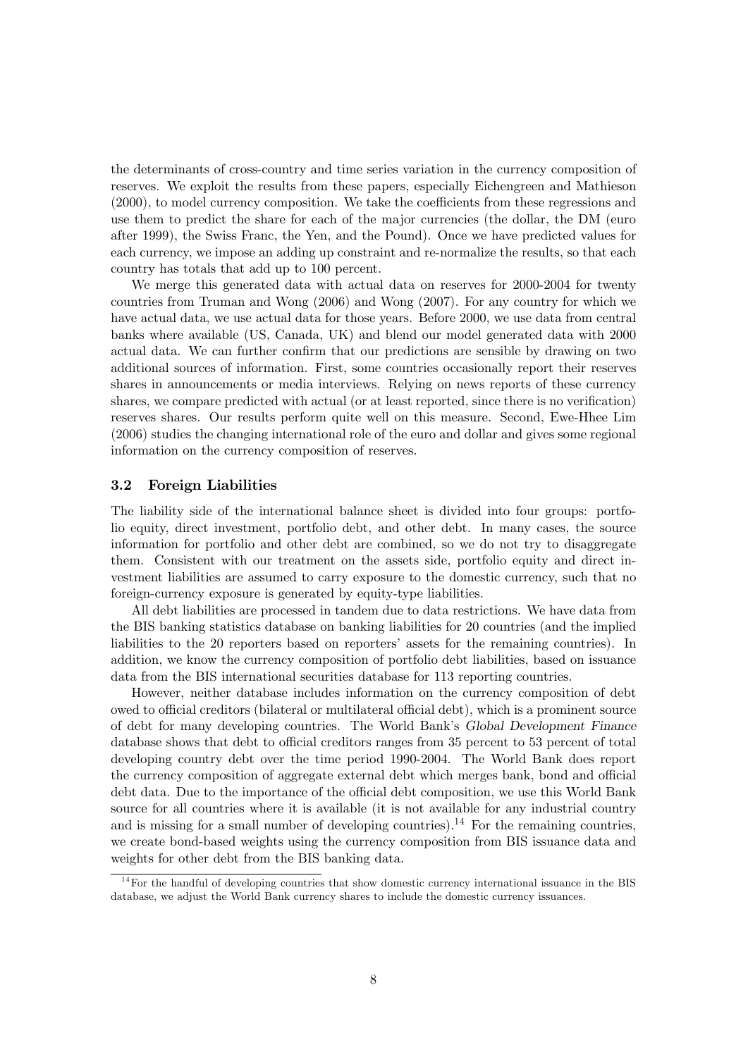the determinants of cross-country and time series variation in the currency composition of reserves. We exploit the results from these papers, especially Eichengreen and Mathieson (2000), to model currency composition. We take the coefficients from these regressions and use them to predict the share for each of the major currencies (the dollar, the DM (euro after 1999), the Swiss Franc, the Yen, and the Pound). Once we have predicted values for each currency, we impose an adding up constraint and re-normalize the results, so that each country has totals that add up to 100 percent.

We merge this generated data with actual data on reserves for 2000-2004 for twenty countries from Truman and Wong (2006) and Wong (2007). For any country for which we have actual data, we use actual data for those years. Before 2000, we use data from central banks where available (US, Canada, UK) and blend our model generated data with 2000 actual data. We can further confirm that our predictions are sensible by drawing on two additional sources of information. First, some countries occasionally report their reserves shares in announcements or media interviews. Relying on news reports of these currency shares, we compare predicted with actual (or at least reported, since there is no verification) reserves shares. Our results perform quite well on this measure. Second, Ewe-Hhee Lim (2006) studies the changing international role of the euro and dollar and gives some regional information on the currency composition of reserves.

### 3.2 Foreign Liabilities

The liability side of the international balance sheet is divided into four groups: portfolio equity, direct investment, portfolio debt, and other debt. In many cases, the source information for portfolio and other debt are combined, so we do not try to disaggregate them. Consistent with our treatment on the assets side, portfolio equity and direct investment liabilities are assumed to carry exposure to the domestic currency, such that no foreign-currency exposure is generated by equity-type liabilities.

All debt liabilities are processed in tandem due to data restrictions. We have data from the BIS banking statistics database on banking liabilities for 20 countries (and the implied liabilities to the 20 reporters based on reporters' assets for the remaining countries). In addition, we know the currency composition of portfolio debt liabilities, based on issuance data from the BIS international securities database for 113 reporting countries.

However, neither database includes information on the currency composition of debt owed to official creditors (bilateral or multilateral official debt), which is a prominent source of debt for many developing countries. The World Bank's *Global Development Finance* database shows that debt to official creditors ranges from 35 percent to 53 percent of total developing country debt over the time period 1990-2004. The World Bank does report the currency composition of aggregate external debt which merges bank, bond and official debt data. Due to the importance of the official debt composition, we use this World Bank source for all countries where it is available (it is not available for any industrial country and is missing for a small number of developing countries).[14] For the remaining countries, we create bond-based weights using the currency composition from BIS issuance data and weights for other debt from the BIS banking data.

[14] For the handful of developing countries that show domestic currency international issuance in the BIS database, we adjust the World Bank currency shares to include the domestic currency issuances.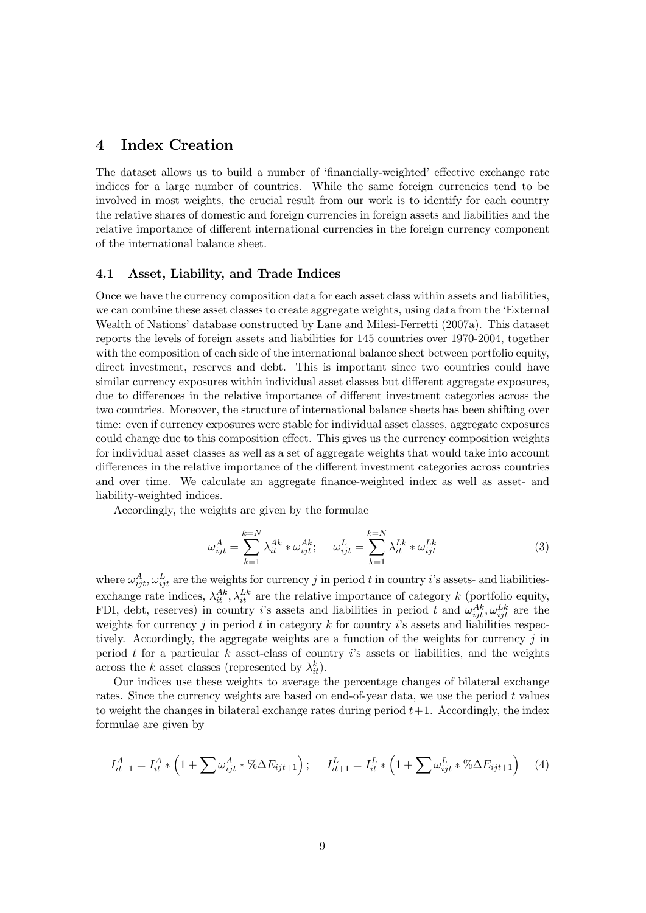# 4 Index Creation

The dataset allows us to build a number of 'financially-weighted' effective exchange rate indices for a large number of countries. While the same foreign currencies tend to be involved in most weights, the crucial result from our work is to identify for each country the relative shares of domestic and foreign currencies in foreign assets and liabilities and the relative importance of different international currencies in the foreign currency component of the international balance sheet.

## 4.1 Asset, Liability, and Trade Indices

Once we have the currency composition data for each asset class within assets and liabilities, we can combine these asset classes to create aggregate weights, using data from the 'External Wealth of Nations' database constructed by Lane and Milesi-Ferretti (2007a). This dataset reports the levels of foreign assets and liabilities for 145 countries over 1970-2004, together with the composition of each side of the international balance sheet between portfolio equity, direct investment, reserves and debt. This is important since two countries could have similar currency exposures within individual asset classes but different aggregate exposures, due to differences in the relative importance of different investment categories across the two countries. Moreover, the structure of international balance sheets has been shifting over time: even if currency exposures were stable for individual asset classes, aggregate exposures could change due to this composition effect. This gives us the currency composition weights for individual asset classes as well as a set of aggregate weights that would take into account differences in the relative importance of the different investment categories across countries and over time. We calculate an aggregate finance-weighted index as well as asset- and liability-weighted indices.

Accordingly, the weights are given by the formulae

$$\omega^A_{ijt} = \sum_{k=1}^{k=N} \lambda^{Ak}_{it} * \omega^{Ak}_{ijt}; \qquad \omega^L_{ijt} = \sum_{k=1}^{k=N} \lambda^{Lk}_{it} * \omega^{Lk}_{ijt} \tag{3}$$

where $\omega^A_{ijt}, \omega^L_{ijt}$ are the weights for currency $j$ in period $t$ in country $i$'s assets- and liabilities-exchange rate indices, $\lambda^{Ak}_{it}, \lambda^{Lk}_{it}$ are the relative importance of category $k$ (portfolio equity, FDI, debt, reserves) in country $i$'s assets and liabilities in period $t$ and $\omega^{Ak}_{ijt}, \omega^{Lk}_{ijt}$ are the weights for currency $j$ in period $t$ in category $k$ for country $i$'s assets and liabilities respectively. Accordingly, the aggregate weights are a function of the weights for currency $j$ in period $t$ for a particular $k$ asset-class of country $i$'s assets or liabilities, and the weights across the $k$ asset classes (represented by $\lambda^k_{it}$).

Our indices use these weights to average the percentage changes of bilateral exchange rates. Since the currency weights are based on end-of-year data, we use the period $t$ values to weight the changes in bilateral exchange rates during period $t+1$. Accordingly, the index formulae are given by

$$I^A_{it+1} = I^A_{it} * \left(1 + \sum \omega^A_{ijt} * \%\Delta E_{ijt+1}\right); \qquad I^L_{it+1} = I^L_{it} * \left(1 + \sum \omega^L_{ijt} * \%\Delta E_{ijt+1}\right) \tag{4}$$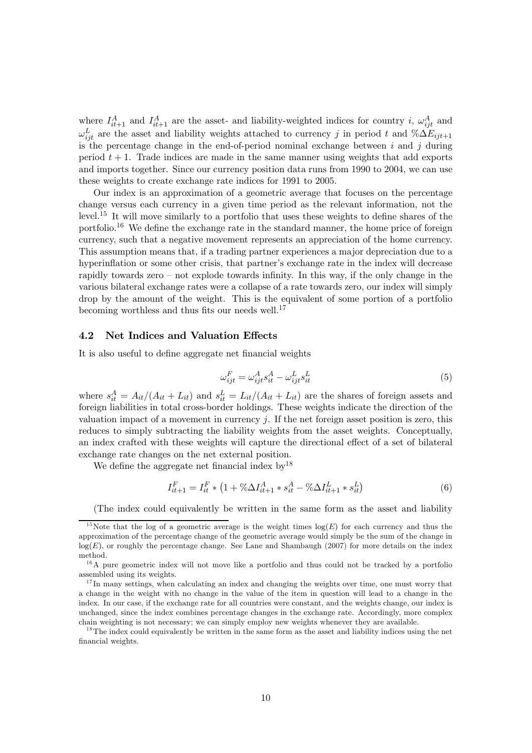where $I^A_{it+1}$ and $I^A_{it+1}$ are the asset- and liability-weighted indices for country $i$, $\omega^A_{ijt}$ and $\omega^L_{ijt}$ are the asset and liability weights attached to currency $j$ in period $t$ and $\%\Delta E_{ijt+1}$ is the percentage change in the end-of-period nominal exchange between $i$ and $j$ during period $t+1$. Trade indices are made in the same manner using weights that add exports and imports together. Since our currency position data runs from 1990 to 2004, we can use these weights to create exchange rate indices for 1991 to 2005.

Our index is an approximation of a geometric average that focuses on the percentage change versus each currency in a given time period as the relevant information, not the level.[15] It will move similarly to a portfolio that uses these weights to define shares of the portfolio.[16] We define the exchange rate in the standard manner, the home price of foreign currency, such that a negative movement represents an appreciation of the home currency. This assumption means that, if a trading partner experiences a major depreciation due to a hyperinflation or some other crisis, that partner's exchange rate in the index will decrease rapidly towards zero – not explode towards infinity. In this way, if the only change in the various bilateral exchange rates were a collapse of a rate towards zero, our index will simply drop by the amount of the weight. This is the equivalent of some portion of a portfolio becoming worthless and thus fits our needs well.[17]

### 4.2 Net Indices and Valuation Effects

It is also useful to define aggregate net financial weights

$$\omega^F_{ijt} = \omega^A_{ijt} s^A_{it} - \omega^L_{ijt} s^L_{it} \tag{5}$$

where $s^A_{it} = A_{it}/(A_{it} + L_{it})$ and $s^L_{it} = L_{it}/(A_{it} + L_{it})$ are the shares of foreign assets and foreign liabilities in total cross-border holdings. These weights indicate the direction of the valuation impact of a movement in currency $j$. If the net foreign asset position is zero, this reduces to simply subtracting the liability weights from the asset weights. Conceptually, an index crafted with these weights will capture the directional effect of a set of bilateral exchange rate changes on the net external position.

We define the aggregate net financial index by[18]

$$I^F_{it+1} = I^F_{it} * \left(1 + \%\Delta I^A_{it+1} * s^A_{it} - \%\Delta I^L_{it+1} * s^L_{it}\right) \tag{6}$$

(The index could equivalently be written in the same form as the asset and liability

[15] Note that the log of a geometric average is the weight times $\log(E)$ for each currency and thus the approximation of the percentage change of the geometric average would simply be the sum of the change in $\log(E)$, or roughly the percentage change. See Lane and Shambaugh (2007) for more details on the index method.

[16] A pure geometric index will not move like a portfolio and thus could not be tracked by a portfolio assembled using its weights.

[17] In many settings, when calculating an index and changing the weights over time, one must worry that a change in the weight with no change in the value of the item in question will lead to a change in the index. In our case, if the exchange rate for all countries were constant, and the weights change, our index is unchanged, since the index combines percentage changes in the exchange rate. Accordingly, more complex chain weighting is not necessary; we can simply employ new weights whenever they are available.

[18] The index could equivalently be written in the same form as the asset and liability indices using the net financial weights.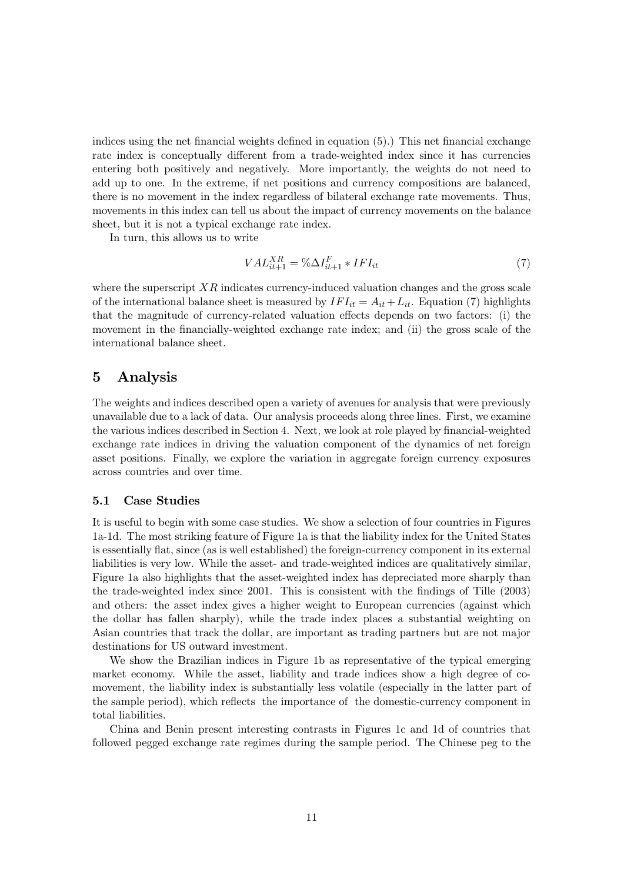indices using the net financial weights defined in equation (5).) This net financial exchange rate index is conceptually different from a trade-weighted index since it has currencies entering both positively and negatively. More importantly, the weights do not need to add up to one. In the extreme, if net positions and currency compositions are balanced, there is no movement in the index regardless of bilateral exchange rate movements. Thus, movements in this index can tell us about the impact of currency movements on the balance sheet, but it is not a typical exchange rate index.

In turn, this allows us to write

$$VAL_{it+1}^{XR} = \%\Delta I_{it+1}^{F} * IFI_{it} \tag{7}$$

where the superscript $XR$ indicates currency-induced valuation changes and the gross scale of the international balance sheet is measured by $IFI_{it} = A_{it} + L_{it}$. Equation (7) highlights that the magnitude of currency-related valuation effects depends on two factors: (i) the movement in the financially-weighted exchange rate index; and (ii) the gross scale of the international balance sheet.

# 5 Analysis

The weights and indices described open a variety of avenues for analysis that were previously unavailable due to a lack of data. Our analysis proceeds along three lines. First, we examine the various indices described in Section 4. Next, we look at role played by financial-weighted exchange rate indices in driving the valuation component of the dynamics of net foreign asset positions. Finally, we explore the variation in aggregate foreign currency exposures across countries and over time.

## 5.1 Case Studies

It is useful to begin with some case studies. We show a selection of four countries in Figures 1a-1d. The most striking feature of Figure 1a is that the liability index for the United States is essentially flat, since (as is well established) the foreign-currency component in its external liabilities is very low. While the asset- and trade-weighted indices are qualitatively similar, Figure 1a also highlights that the asset-weighted index has depreciated more sharply than the trade-weighted index since 2001. This is consistent with the findings of Tille (2003) and others: the asset index gives a higher weight to European currencies (against which the dollar has fallen sharply), while the trade index places a substantial weighting on Asian countries that track the dollar, are important as trading partners but are not major destinations for US outward investment.

We show the Brazilian indices in Figure 1b as representative of the typical emerging market economy. While the asset, liability and trade indices show a high degree of co-movement, the liability index is substantially less volatile (especially in the latter part of the sample period), which reflects the importance of the domestic-currency component in total liabilities.

China and Benin present interesting contrasts in Figures 1c and 1d of countries that followed pegged exchange rate regimes during the sample period. The Chinese peg to the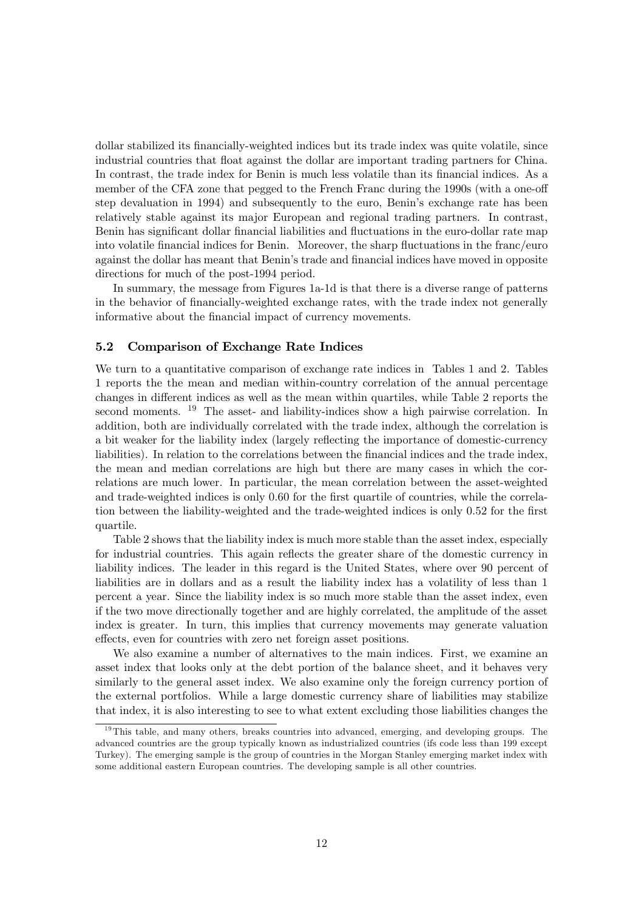dollar stabilized its financially-weighted indices but its trade index was quite volatile, since industrial countries that float against the dollar are important trading partners for China. In contrast, the trade index for Benin is much less volatile than its financial indices. As a member of the CFA zone that pegged to the French Franc during the 1990s (with a one-off step devaluation in 1994) and subsequently to the euro, Benin's exchange rate has been relatively stable against its major European and regional trading partners. In contrast, Benin has significant dollar financial liabilities and fluctuations in the euro-dollar rate map into volatile financial indices for Benin. Moreover, the sharp fluctuations in the franc/euro against the dollar has meant that Benin's trade and financial indices have moved in opposite directions for much of the post-1994 period.

In summary, the message from Figures 1a-1d is that there is a diverse range of patterns in the behavior of financially-weighted exchange rates, with the trade index not generally informative about the financial impact of currency movements.

### 5.2 Comparison of Exchange Rate Indices

We turn to a quantitative comparison of exchange rate indices in Tables 1 and 2. Tables 1 reports the the mean and median within-country correlation of the annual percentage changes in different indices as well as the mean within quartiles, while Table 2 reports the second moments. [19] The asset- and liability-indices show a high pairwise correlation. In addition, both are individually correlated with the trade index, although the correlation is a bit weaker for the liability index (largely reflecting the importance of domestic-currency liabilities). In relation to the correlations between the financial indices and the trade index, the mean and median correlations are high but there are many cases in which the correlations are much lower. In particular, the mean correlation between the asset-weighted and trade-weighted indices is only 0.60 for the first quartile of countries, while the correlation between the liability-weighted and the trade-weighted indices is only 0.52 for the first quartile.

Table 2 shows that the liability index is much more stable than the asset index, especially for industrial countries. This again reflects the greater share of the domestic currency in liability indices. The leader in this regard is the United States, where over 90 percent of liabilities are in dollars and as a result the liability index has a volatility of less than 1 percent a year. Since the liability index is so much more stable than the asset index, even if the two move directionally together and are highly correlated, the amplitude of the asset index is greater. In turn, this implies that currency movements may generate valuation effects, even for countries with zero net foreign asset positions.

We also examine a number of alternatives to the main indices. First, we examine an asset index that looks only at the debt portion of the balance sheet, and it behaves very similarly to the general asset index. We also examine only the foreign currency portion of the external portfolios. While a large domestic currency share of liabilities may stabilize that index, it is also interesting to see to what extent excluding those liabilities changes the

[19] This table, and many others, breaks countries into advanced, emerging, and developing groups. The advanced countries are the group typically known as industrialized countries (ifs code less than 199 except Turkey). The emerging sample is the group of countries in the Morgan Stanley emerging market index with some additional eastern European countries. The developing sample is all other countries.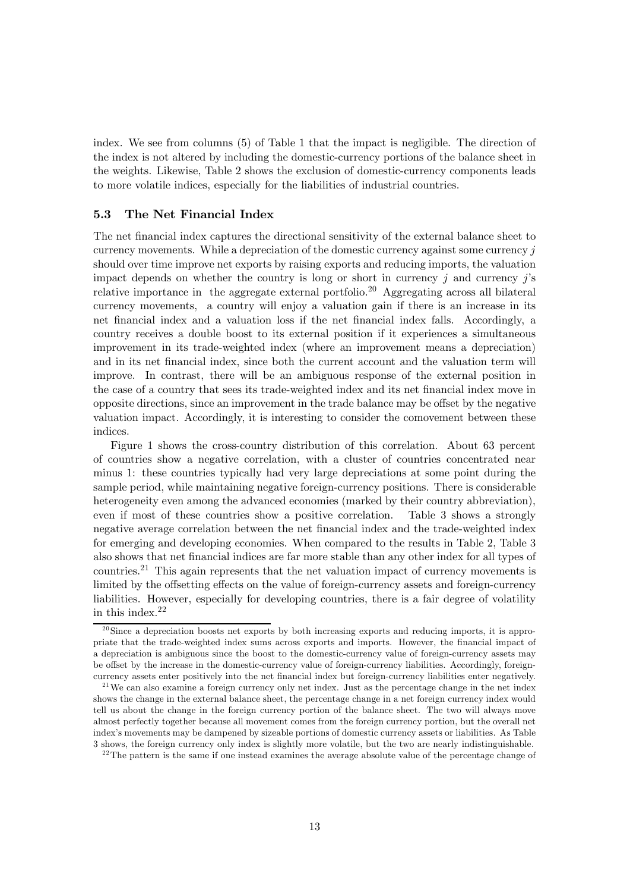index. We see from columns (5) of Table 1 that the impact is negligible. The direction of the index is not altered by including the domestic-currency portions of the balance sheet in the weights. Likewise, Table 2 shows the exclusion of domestic-currency components leads to more volatile indices, especially for the liabilities of industrial countries.

### 5.3 The Net Financial Index

The net financial index captures the directional sensitivity of the external balance sheet to currency movements. While a depreciation of the domestic currency against some currency $j$ should over time improve net exports by raising exports and reducing imports, the valuation impact depends on whether the country is long or short in currency $j$ and currency $j$'s relative importance in the aggregate external portfolio.[20] Aggregating across all bilateral currency movements, a country will enjoy a valuation gain if there is an increase in its net financial index and a valuation loss if the net financial index falls. Accordingly, a country receives a double boost to its external position if it experiences a simultaneous improvement in its trade-weighted index (where an improvement means a depreciation) and in its net financial index, since both the current account and the valuation term will improve. In contrast, there will be an ambiguous response of the external position in the case of a country that sees its trade-weighted index and its net financial index move in opposite directions, since an improvement in the trade balance may be offset by the negative valuation impact. Accordingly, it is interesting to consider the comovement between these indices.

Figure 1 shows the cross-country distribution of this correlation. About 63 percent of countries show a negative correlation, with a cluster of countries concentrated near minus 1: these countries typically had very large depreciations at some point during the sample period, while maintaining negative foreign-currency positions. There is considerable heterogeneity even among the advanced economies (marked by their country abbreviation), even if most of these countries show a positive correlation. Table 3 shows a strongly negative average correlation between the net financial index and the trade-weighted index for emerging and developing economies. When compared to the results in Table 2, Table 3 also shows that net financial indices are far more stable than any other index for all types of countries.[21] This again represents that the net valuation impact of currency movements is limited by the offsetting effects on the value of foreign-currency assets and foreign-currency liabilities. However, especially for developing countries, there is a fair degree of volatility in this index.[22]

[20] Since a depreciation boosts net exports by both increasing exports and reducing imports, it is appropriate that the trade-weighted index sums across exports and imports. However, the financial impact of a depreciation is ambiguous since the boost to the domestic-currency value of foreign-currency assets may be offset by the increase in the domestic-currency value of foreign-currency liabilities. Accordingly, foreign-currency assets enter positively into the net financial index but foreign-currency liabilities enter negatively.

[21] We can also examine a foreign currency only net index. Just as the percentage change in the net index shows the change in the external balance sheet, the percentage change in a net foreign currency index would tell us about the change in the foreign currency portion of the balance sheet. The two will always move almost perfectly together because all movement comes from the foreign currency portion, but the overall net index's movements may be dampened by sizeable portions of domestic currency assets or liabilities. As Table 3 shows, the foreign currency only index is slightly more volatile, but the two are nearly indistinguishable.

[22] The pattern is the same if one instead examines the average absolute value of the percentage change of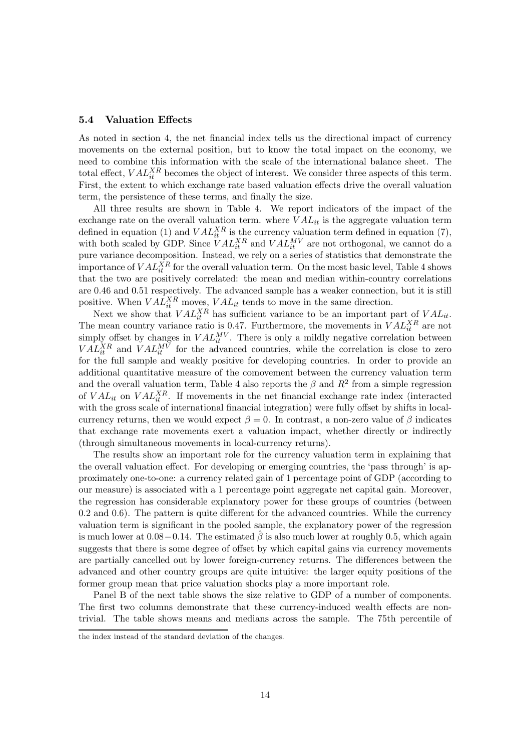### 5.4 Valuation Effects

As noted in section 4, the net financial index tells us the directional impact of currency movements on the external position, but to know the total impact on the economy, we need to combine this information with the scale of the international balance sheet. The total effect, $VAL_{it}^{XR}$ becomes the object of interest. We consider three aspects of this term. First, the extent to which exchange rate based valuation effects drive the overall valuation term, the persistence of these terms, and finally the size.

All three results are shown in Table 4. We report indicators of the impact of the exchange rate on the overall valuation term. where $VAL_{it}$ is the aggregate valuation term defined in equation (1) and $VAL_{it}^{XR}$ is the currency valuation term defined in equation (7), with both scaled by GDP. Since $VAL_{it}^{XR}$ and $VAL_{it}^{MV}$ are not orthogonal, we cannot do a pure variance decomposition. Instead, we rely on a series of statistics that demonstrate the importance of $VAL_{it}^{XR}$ for the overall valuation term. On the most basic level, Table 4 shows that the two are positively correlated: the mean and median within-country correlations are 0.46 and 0.51 respectively. The advanced sample has a weaker connection, but it is still positive. When $VAL_{it}^{XR}$ moves, $VAL_{it}$ tends to move in the same direction.

Next we show that $VAL_{it}^{XR}$ has sufficient variance to be an important part of $VAL_{it}$. The mean country variance ratio is 0.47. Furthermore, the movements in $VAL_{it}^{XR}$ are not simply offset by changes in $VAL_{it}^{MV}$. There is only a mildly negative correlation between $VAL_{it}^{XR}$ and $VAL_{it}^{MV}$ for the advanced countries, while the correlation is close to zero for the full sample and weakly positive for developing countries. In order to provide an additional quantitative measure of the comovement between the currency valuation term and the overall valuation term, Table 4 also reports the $\beta$ and $R^2$ from a simple regression of $VAL_{it}$ on $VAL_{it}^{XR}$. If movements in the net financial exchange rate index (interacted with the gross scale of international financial integration) were fully offset by shifts in local-currency returns, then we would expect $\beta = 0$. In contrast, a non-zero value of $\beta$ indicates that exchange rate movements exert a valuation impact, whether directly or indirectly (through simultaneous movements in local-currency returns).

The results show an important role for the currency valuation term in explaining that the overall valuation effect. For developing or emerging countries, the 'pass through' is approximately one-to-one: a currency related gain of 1 percentage point of GDP (according to our measure) is associated with a 1 percentage point aggregate net capital gain. Moreover, the regression has considerable explanatory power for these groups of countries (between 0.2 and 0.6). The pattern is quite different for the advanced countries. While the currency valuation term is significant in the pooled sample, the explanatory power of the regression is much lower at $0.08-0.14$. The estimated $\hat{\beta}$ is also much lower at roughly 0.5, which again suggests that there is some degree of offset by which capital gains via currency movements are partially cancelled out by lower foreign-currency returns. The differences between the advanced and other country groups are quite intuitive: the larger equity positions of the former group mean that price valuation shocks play a more important role.

Panel B of the next table shows the size relative to GDP of a number of components. The first two columns demonstrate that these currency-induced wealth effects are non-trivial. The table shows means and medians across the sample. The 75th percentile of

the index instead of the standard deviation of the changes.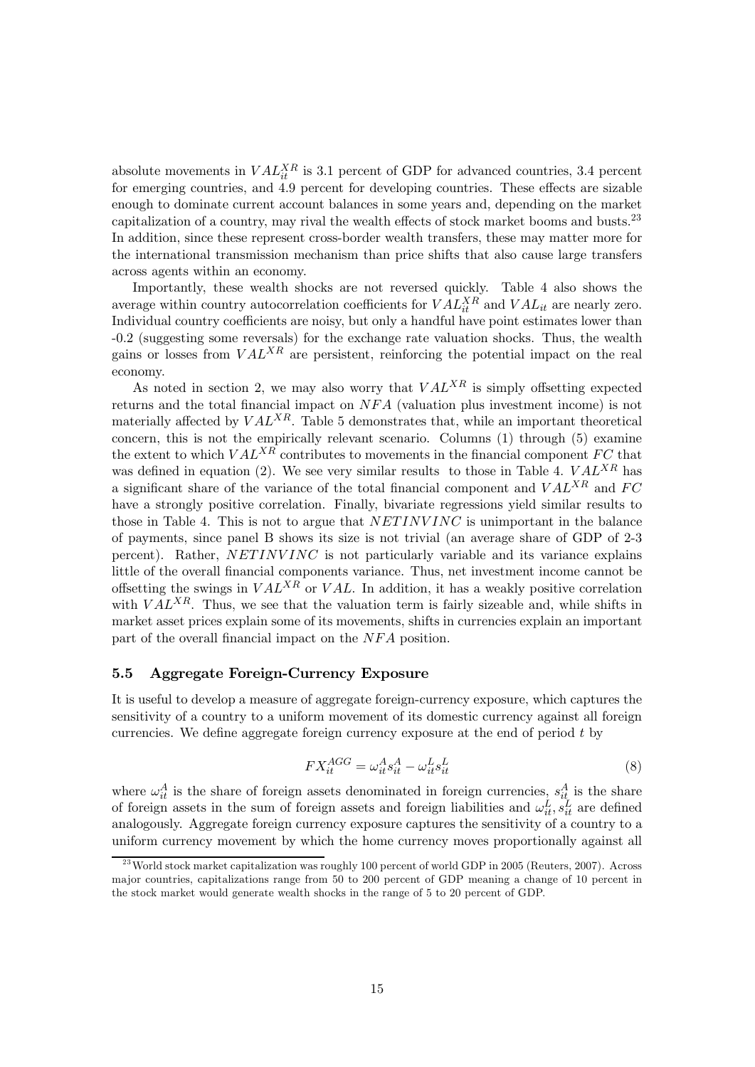absolute movements in $VAL_{it}^{XR}$ is 3.1 percent of GDP for advanced countries, 3.4 percent for emerging countries, and 4.9 percent for developing countries. These effects are sizable enough to dominate current account balances in some years and, depending on the market capitalization of a country, may rival the wealth effects of stock market booms and busts.[23] In addition, since these represent cross-border wealth transfers, these may matter more for the international transmission mechanism than price shifts that also cause large transfers across agents within an economy.

Importantly, these wealth shocks are not reversed quickly. Table 4 also shows the average within country autocorrelation coefficients for $VAL_{it}^{XR}$ and $VAL_{it}$ are nearly zero. Individual country coefficients are noisy, but only a handful have point estimates lower than -0.2 (suggesting some reversals) for the exchange rate valuation shocks. Thus, the wealth gains or losses from $VAL^{XR}$ are persistent, reinforcing the potential impact on the real economy.

As noted in section 2, we may also worry that $VAL^{XR}$ is simply offsetting expected returns and the total financial impact on $NFA$ (valuation plus investment income) is not materially affected by $VAL^{XR}$. Table 5 demonstrates that, while an important theoretical concern, this is not the empirically relevant scenario. Columns (1) through (5) examine the extent to which $VAL^{XR}$ contributes to movements in the financial component $FC$ that was defined in equation (2). We see very similar results to those in Table 4. $VAL^{XR}$ has a significant share of the variance of the total financial component and $VAL^{XR}$ and $FC$ have a strongly positive correlation. Finally, bivariate regressions yield similar results to those in Table 4. This is not to argue that $NETINVINC$ is unimportant in the balance of payments, since panel B shows its size is not trivial (an average share of GDP of 2-3 percent). Rather, $NETINVINC$ is not particularly variable and its variance explains little of the overall financial components variance. Thus, net investment income cannot be offsetting the swings in $VAL^{XR}$ or $VAL$. In addition, it has a weakly positive correlation with $VAL^{XR}$. Thus, we see that the valuation term is fairly sizeable and, while shifts in market asset prices explain some of its movements, shifts in currencies explain an important part of the overall financial impact on the $NFA$ position.

### 5.5 Aggregate Foreign-Currency Exposure

It is useful to develop a measure of aggregate foreign-currency exposure, which captures the sensitivity of a country to a uniform movement of its domestic currency against all foreign currencies. We define aggregate foreign currency exposure at the end of period $t$ by

$$FX_{it}^{AGG} = \omega_{it}^{A} s_{it}^{A} - \omega_{it}^{L} s_{it}^{L} \tag{8}$$

where $\omega_{it}^{A}$ is the share of foreign assets denominated in foreign currencies, $s_{it}^{A}$ is the share of foreign assets in the sum of foreign assets and foreign liabilities and $\omega_{it}^{L}, s_{it}^{L}$ are defined analogously. Aggregate foreign currency exposure captures the sensitivity of a country to a uniform currency movement by which the home currency moves proportionally against all

[23] World stock market capitalization was roughly 100 percent of world GDP in 2005 (Reuters, 2007). Across major countries, capitalizations range from 50 to 200 percent of GDP meaning a change of 10 percent in the stock market would generate wealth shocks in the range of 5 to 20 percent of GDP.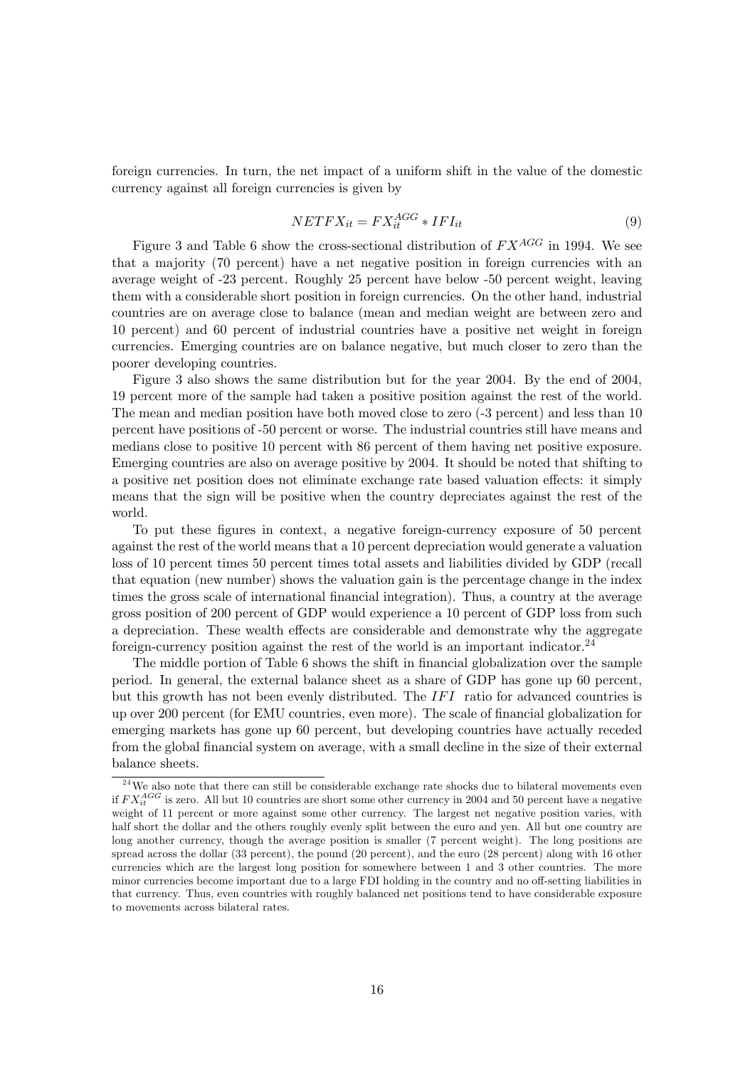foreign currencies. In turn, the net impact of a uniform shift in the value of the domestic currency against all foreign currencies is given by

$$NETFX_{it} = FX_{it}^{AGG} * IFI_{it} \tag{9}$$

Figure 3 and Table 6 show the cross-sectional distribution of $FX^{AGG}$ in 1994. We see that a majority (70 percent) have a net negative position in foreign currencies with an average weight of -23 percent. Roughly 25 percent have below -50 percent weight, leaving them with a considerable short position in foreign currencies. On the other hand, industrial countries are on average close to balance (mean and median weight are between zero and 10 percent) and 60 percent of industrial countries have a positive net weight in foreign currencies. Emerging countries are on balance negative, but much closer to zero than the poorer developing countries.

Figure 3 also shows the same distribution but for the year 2004. By the end of 2004, 19 percent more of the sample had taken a positive position against the rest of the world. The mean and median position have both moved close to zero (-3 percent) and less than 10 percent have positions of -50 percent or worse. The industrial countries still have means and medians close to positive 10 percent with 86 percent of them having net positive exposure. Emerging countries are also on average positive by 2004. It should be noted that shifting to a positive net position does not eliminate exchange rate based valuation effects: it simply means that the sign will be positive when the country depreciates against the rest of the world.

To put these figures in context, a negative foreign-currency exposure of 50 percent against the rest of the world means that a 10 percent depreciation would generate a valuation loss of 10 percent times 50 percent times total assets and liabilities divided by GDP (recall that equation (new number) shows the valuation gain is the percentage change in the index times the gross scale of international financial integration). Thus, a country at the average gross position of 200 percent of GDP would experience a 10 percent of GDP loss from such a depreciation. These wealth effects are considerable and demonstrate why the aggregate foreign-currency position against the rest of the world is an important indicator.[24]

The middle portion of Table 6 shows the shift in financial globalization over the sample period. In general, the external balance sheet as a share of GDP has gone up 60 percent, but this growth has not been evenly distributed. The $IFI$ ratio for advanced countries is up over 200 percent (for EMU countries, even more). The scale of financial globalization for emerging markets has gone up 60 percent, but developing countries have actually receded from the global financial system on average, with a small decline in the size of their external balance sheets.

[24] We also note that there can still be considerable exchange rate shocks due to bilateral movements even if $FX_{it}^{AGG}$ is zero. All but 10 countries are short some other currency in 2004 and 50 percent have a negative weight of 11 percent or more against some other currency. The largest net negative position varies, with half short the dollar and the others roughly evenly split between the euro and yen. All but one country are long another currency, though the average position is smaller (7 percent weight). The long positions are spread across the dollar (33 percent), the pound (20 percent), and the euro (28 percent) along with 16 other currencies which are the largest long position for somewhere between 1 and 3 other countries. The more minor currencies become important due to a large FDI holding in the country and no off-setting liabilities in that currency. Thus, even countries with roughly balanced net positions tend to have considerable exposure to movements across bilateral rates.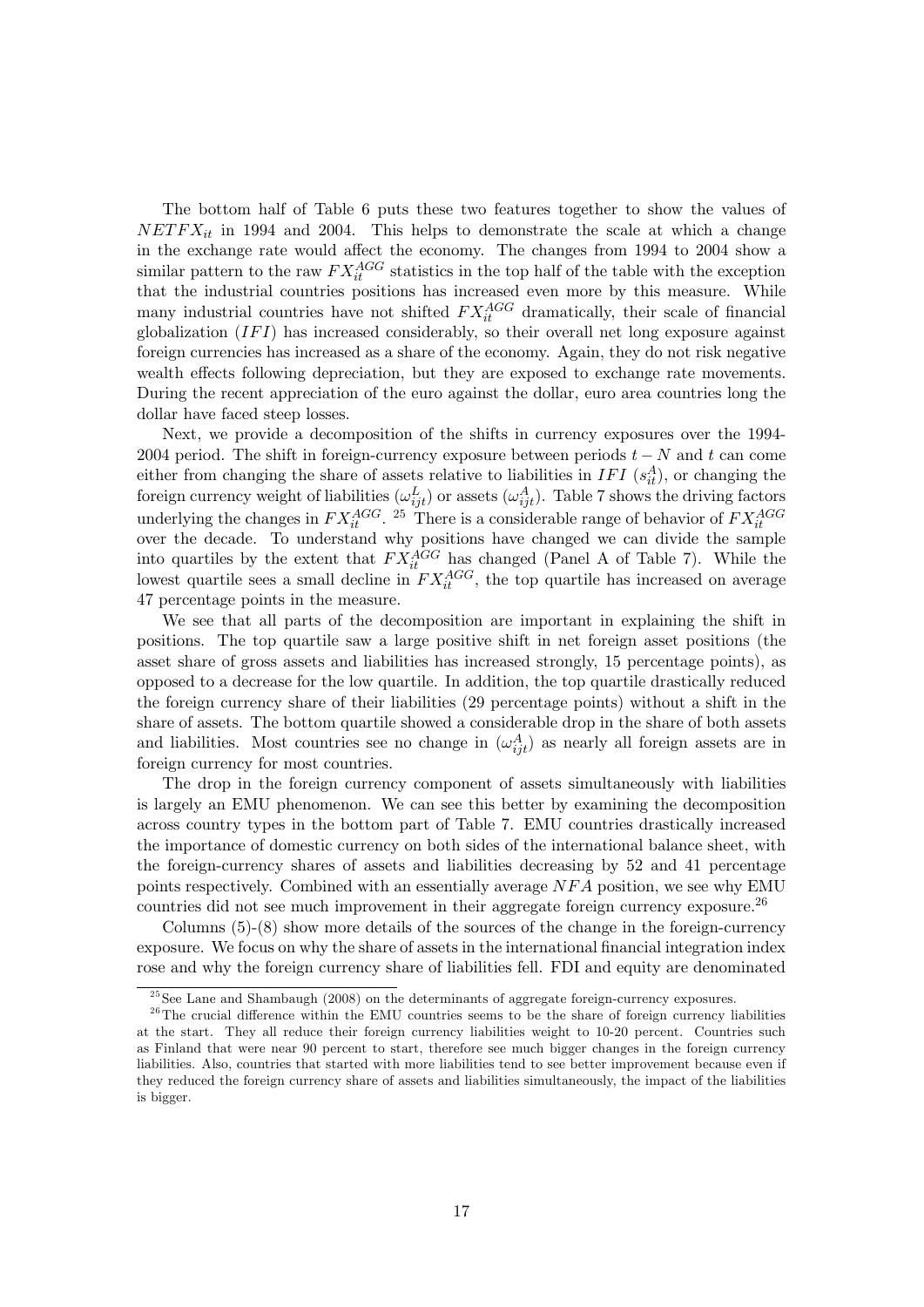The bottom half of Table 6 puts these two features together to show the values of $NETFX_{it}$ in 1994 and 2004. This helps to demonstrate the scale at which a change in the exchange rate would affect the economy. The changes from 1994 to 2004 show a similar pattern to the raw $FX_{it}^{AGG}$ statistics in the top half of the table with the exception that the industrial countries positions has increased even more by this measure. While many industrial countries have not shifted $FX_{it}^{AGG}$ dramatically, their scale of financial globalization ($IFI$) has increased considerably, so their overall net long exposure against foreign currencies has increased as a share of the economy. Again, they do not risk negative wealth effects following depreciation, but they are exposed to exchange rate movements. During the recent appreciation of the euro against the dollar, euro area countries long the dollar have faced steep losses.

Next, we provide a decomposition of the shifts in currency exposures over the 1994-2004 period. The shift in foreign-currency exposure between periods $t-N$ and $t$ can come either from changing the share of assets relative to liabilities in $IFI$ ($s_{it}^{A}$), or changing the foreign currency weight of liabilities ($\omega_{ijt}^{L}$) or assets ($\omega_{ijt}^{A}$). Table 7 shows the driving factors underlying the changes in $FX_{it}^{AGG}$. [25] There is a considerable range of behavior of $FX_{it}^{AGG}$ over the decade. To understand why positions have changed we can divide the sample into quartiles by the extent that $FX_{it}^{AGG}$ has changed (Panel A of Table 7). While the lowest quartile sees a small decline in $FX_{it}^{AGG}$, the top quartile has increased on average 47 percentage points in the measure.

We see that all parts of the decomposition are important in explaining the shift in positions. The top quartile saw a large positive shift in net foreign asset positions (the asset share of gross assets and liabilities has increased strongly, 15 percentage points), as opposed to a decrease for the low quartile. In addition, the top quartile drastically reduced the foreign currency share of their liabilities (29 percentage points) without a shift in the share of assets. The bottom quartile showed a considerable drop in the share of both assets and liabilities. Most countries see no change in ($\omega_{ijt}^{A}$) as nearly all foreign assets are in foreign currency for most countries.

The drop in the foreign currency component of assets simultaneously with liabilities is largely an EMU phenomenon. We can see this better by examining the decomposition across country types in the bottom part of Table 7. EMU countries drastically increased the importance of domestic currency on both sides of the international balance sheet, with the foreign-currency shares of assets and liabilities decreasing by 52 and 41 percentage points respectively. Combined with an essentially average $NFA$ position, we see why EMU countries did not see much improvement in their aggregate foreign currency exposure.[26]

Columns (5)-(8) show more details of the sources of the change in the foreign-currency exposure. We focus on why the share of assets in the international financial integration index rose and why the foreign currency share of liabilities fell. FDI and equity are denominated

[25] See Lane and Shambaugh (2008) on the determinants of aggregate foreign-currency exposures.

[26] The crucial difference within the EMU countries seems to be the share of foreign currency liabilities at the start. They all reduce their foreign currency liabilities weight to 10-20 percent. Countries such as Finland that were near 90 percent to start, therefore see much bigger changes in the foreign currency liabilities. Also, countries that started with more liabilities tend to see better improvement because even if they reduced the foreign currency share of assets and liabilities simultaneously, the impact of the liabilities is bigger.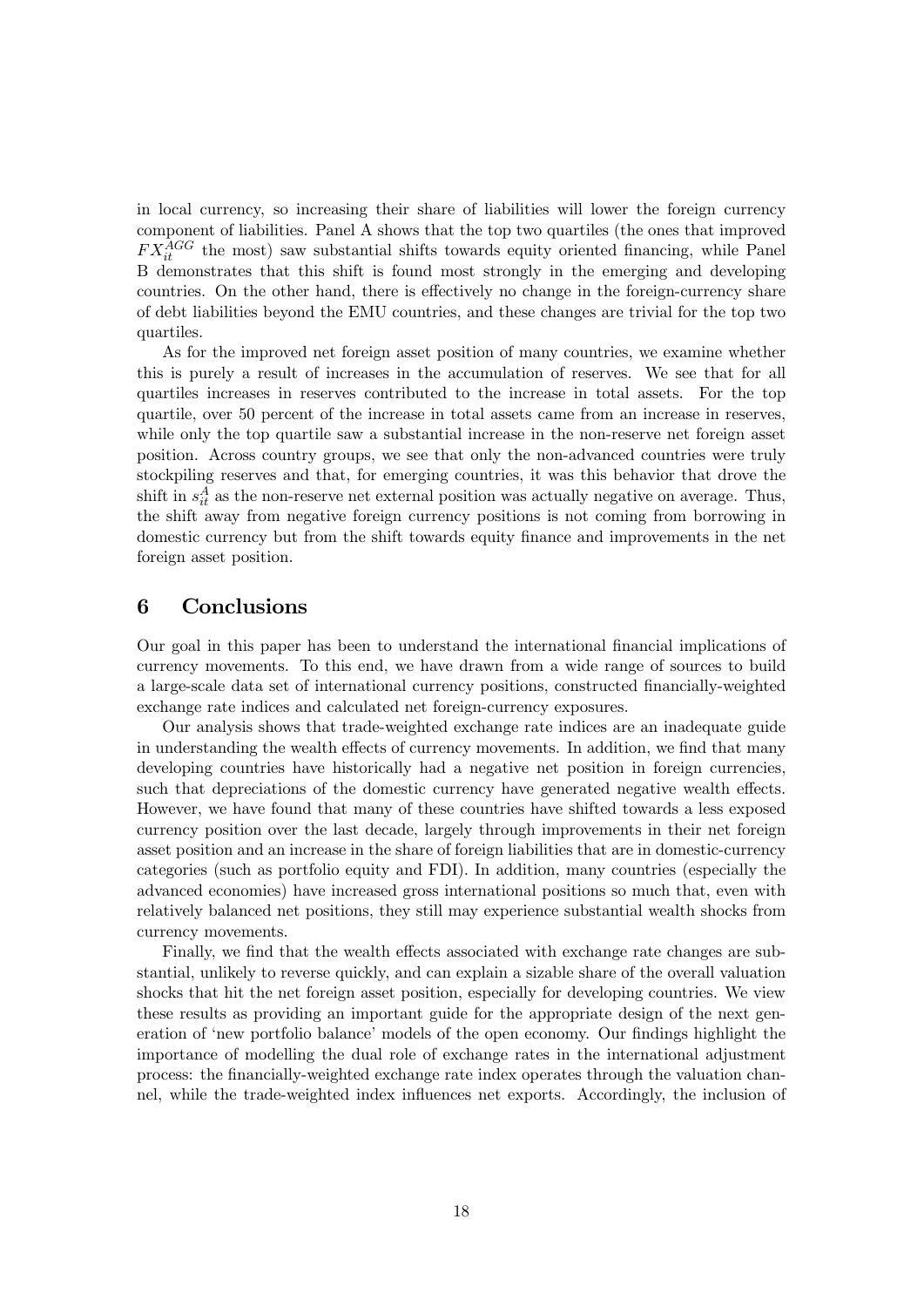in local currency, so increasing their share of liabilities will lower the foreign currency component of liabilities. Panel A shows that the top two quartiles (the ones that improved $FX_{it}^{AGG}$ the most) saw substantial shifts towards equity oriented financing, while Panel B demonstrates that this shift is found most strongly in the emerging and developing countries. On the other hand, there is effectively no change in the foreign-currency share of debt liabilities beyond the EMU countries, and these changes are trivial for the top two quartiles.

As for the improved net foreign asset position of many countries, we examine whether this is purely a result of increases in the accumulation of reserves. We see that for all quartiles increases in reserves contributed to the increase in total assets. For the top quartile, over 50 percent of the increase in total assets came from an increase in reserves, while only the top quartile saw a substantial increase in the non-reserve net foreign asset position. Across country groups, we see that only the non-advanced countries were truly stockpiling reserves and that, for emerging countries, it was this behavior that drove the shift in $s_{it}^{A}$ as the non-reserve net external position was actually negative on average. Thus, the shift away from negative foreign currency positions is not coming from borrowing in domestic currency but from the shift towards equity finance and improvements in the net foreign asset position.

## 6 Conclusions

Our goal in this paper has been to understand the international financial implications of currency movements. To this end, we have drawn from a wide range of sources to build a large-scale data set of international currency positions, constructed financially-weighted exchange rate indices and calculated net foreign-currency exposures.

Our analysis shows that trade-weighted exchange rate indices are an inadequate guide in understanding the wealth effects of currency movements. In addition, we find that many developing countries have historically had a negative net position in foreign currencies, such that depreciations of the domestic currency have generated negative wealth effects. However, we have found that many of these countries have shifted towards a less exposed currency position over the last decade, largely through improvements in their net foreign asset position and an increase in the share of foreign liabilities that are in domestic-currency categories (such as portfolio equity and FDI). In addition, many countries (especially the advanced economies) have increased gross international positions so much that, even with relatively balanced net positions, they still may experience substantial wealth shocks from currency movements.

Finally, we find that the wealth effects associated with exchange rate changes are substantial, unlikely to reverse quickly, and can explain a sizable share of the overall valuation shocks that hit the net foreign asset position, especially for developing countries. We view these results as providing an important guide for the appropriate design of the next generation of 'new portfolio balance' models of the open economy. Our findings highlight the importance of modelling the dual role of exchange rates in the international adjustment process: the financially-weighted exchange rate index operates through the valuation channel, while the trade-weighted index influences net exports. Accordingly, the inclusion of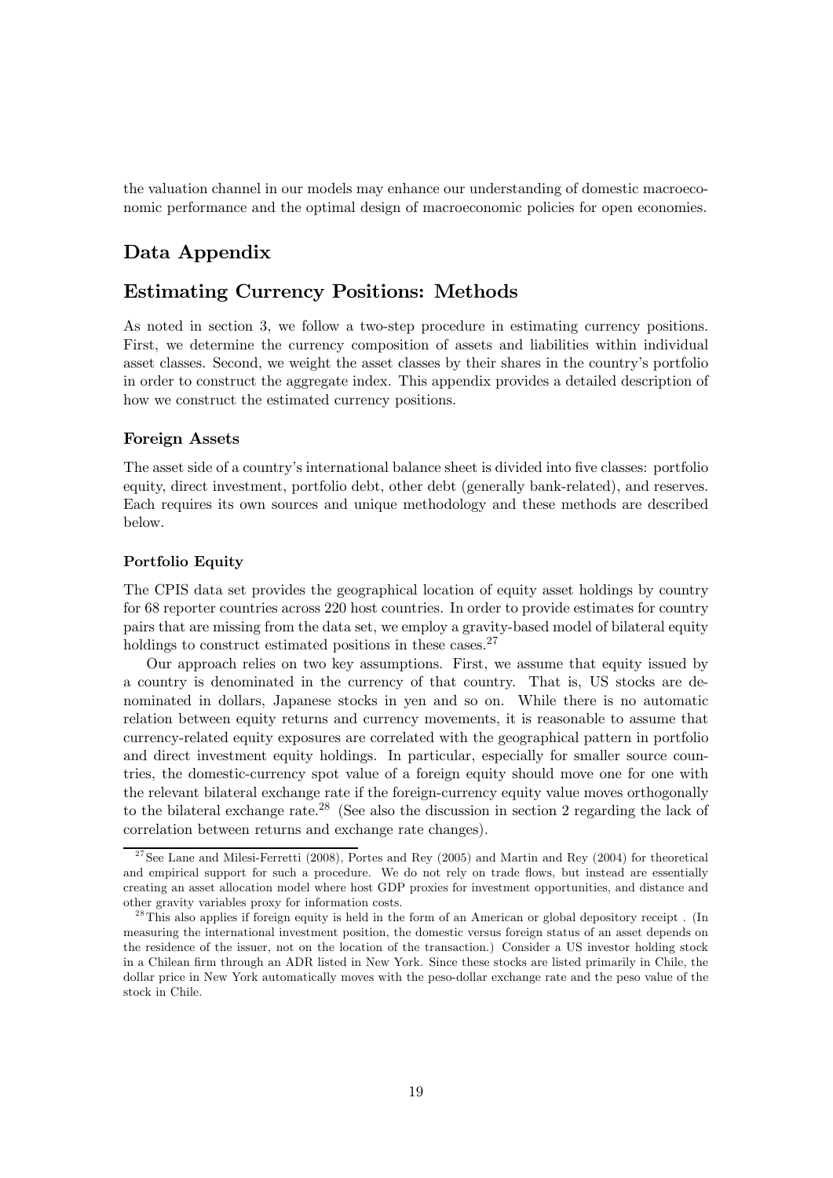the valuation channel in our models may enhance our understanding of domestic macroeconomic performance and the optimal design of macroeconomic policies for open economies.

## Data Appendix

## Estimating Currency Positions: Methods

As noted in section 3, we follow a two-step procedure in estimating currency positions. First, we determine the currency composition of assets and liabilities within individual asset classes. Second, we weight the asset classes by their shares in the country's portfolio in order to construct the aggregate index. This appendix provides a detailed description of how we construct the estimated currency positions.

### Foreign Assets

The asset side of a country's international balance sheet is divided into five classes: portfolio equity, direct investment, portfolio debt, other debt (generally bank-related), and reserves. Each requires its own sources and unique methodology and these methods are described below.

#### Portfolio Equity

The CPIS data set provides the geographical location of equity asset holdings by country for 68 reporter countries across 220 host countries. In order to provide estimates for country pairs that are missing from the data set, we employ a gravity-based model of bilateral equity holdings to construct estimated positions in these cases.[27]

Our approach relies on two key assumptions. First, we assume that equity issued by a country is denominated in the currency of that country. That is, US stocks are denominated in dollars, Japanese stocks in yen and so on. While there is no automatic relation between equity returns and currency movements, it is reasonable to assume that currency-related equity exposures are correlated with the geographical pattern in portfolio and direct investment equity holdings. In particular, especially for smaller source countries, the domestic-currency spot value of a foreign equity should move one for one with the relevant bilateral exchange rate if the foreign-currency equity value moves orthogonally to the bilateral exchange rate.[28] (See also the discussion in section 2 regarding the lack of correlation between returns and exchange rate changes).

[27] See Lane and Milesi-Ferretti (2008), Portes and Rey (2005) and Martin and Rey (2004) for theoretical and empirical support for such a procedure. We do not rely on trade flows, but instead are essentially creating an asset allocation model where host GDP proxies for investment opportunities, and distance and other gravity variables proxy for information costs.

[28] This also applies if foreign equity is held in the form of an American or global depository receipt . (In measuring the international investment position, the domestic versus foreign status of an asset depends on the residence of the issuer, not on the location of the transaction.) Consider a US investor holding stock in a Chilean firm through an ADR listed in New York. Since these stocks are listed primarily in Chile, the dollar price in New York automatically moves with the peso-dollar exchange rate and the peso value of the stock in Chile.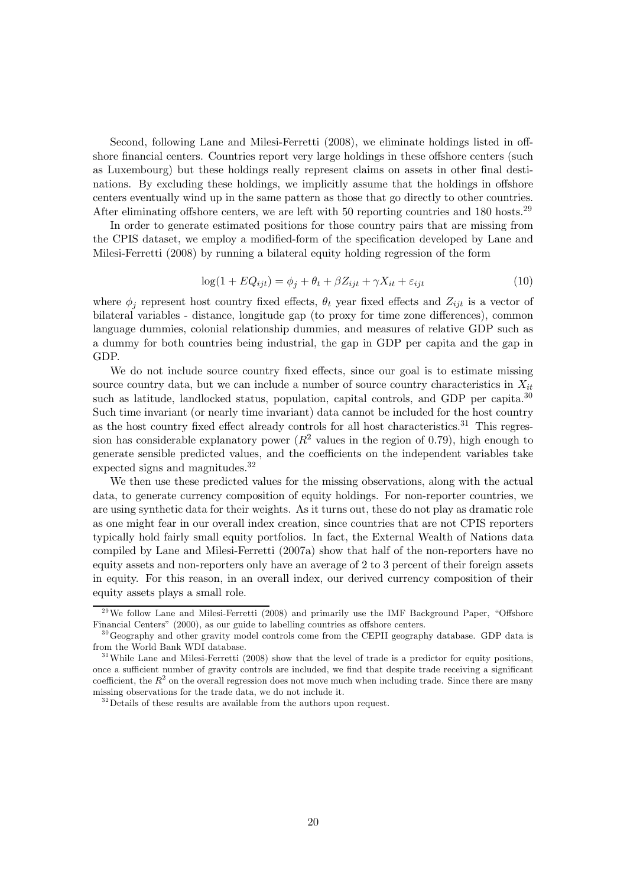Second, following Lane and Milesi-Ferretti (2008), we eliminate holdings listed in offshore financial centers. Countries report very large holdings in these offshore centers (such as Luxembourg) but these holdings really represent claims on assets in other final destinations. By excluding these holdings, we implicitly assume that the holdings in offshore centers eventually wind up in the same pattern as those that go directly to other countries. After eliminating offshore centers, we are left with 50 reporting countries and 180 hosts.[29]

In order to generate estimated positions for those country pairs that are missing from the CPIS dataset, we employ a modified-form of the specification developed by Lane and Milesi-Ferretti (2008) by running a bilateral equity holding regression of the form

$$\log(1 + EQ_{ijt}) = \phi_j + \theta_t + \beta Z_{ijt} + \gamma X_{it} + \varepsilon_{ijt} \tag{10}$$

where $\phi_j$ represent host country fixed effects, $\theta_t$ year fixed effects and $Z_{ijt}$ is a vector of bilateral variables - distance, longitude gap (to proxy for time zone differences), common language dummies, colonial relationship dummies, and measures of relative GDP such as a dummy for both countries being industrial, the gap in GDP per capita and the gap in GDP.

We do not include source country fixed effects, since our goal is to estimate missing source country data, but we can include a number of source country characteristics in $X_{it}$ such as latitude, landlocked status, population, capital controls, and GDP per capita.[30] Such time invariant (or nearly time invariant) data cannot be included for the host country as the host country fixed effect already controls for all host characteristics.[31] This regression has considerable explanatory power ($R^2$ values in the region of 0.79), high enough to generate sensible predicted values, and the coefficients on the independent variables take expected signs and magnitudes.[32]

We then use these predicted values for the missing observations, along with the actual data, to generate currency composition of equity holdings. For non-reporter countries, we are using synthetic data for their weights. As it turns out, these do not play as dramatic role as one might fear in our overall index creation, since countries that are not CPIS reporters typically hold fairly small equity portfolios. In fact, the External Wealth of Nations data compiled by Lane and Milesi-Ferretti (2007a) show that half of the non-reporters have no equity assets and non-reporters only have an average of 2 to 3 percent of their foreign assets in equity. For this reason, in an overall index, our derived currency composition of their equity assets plays a small role.

[29] We follow Lane and Milesi-Ferretti (2008) and primarily use the IMF Background Paper, "Offshore Financial Centers" (2000), as our guide to labelling countries as offshore centers.

[30] Geography and other gravity model controls come from the CEPII geography database. GDP data is from the World Bank WDI database.

[31] While Lane and Milesi-Ferretti (2008) show that the level of trade is a predictor for equity positions, once a sufficient number of gravity controls are included, we find that despite trade receiving a significant coefficient, the $R^2$ on the overall regression does not move much when including trade. Since there are many missing observations for the trade data, we do not include it.

[32] Details of these results are available from the authors upon request.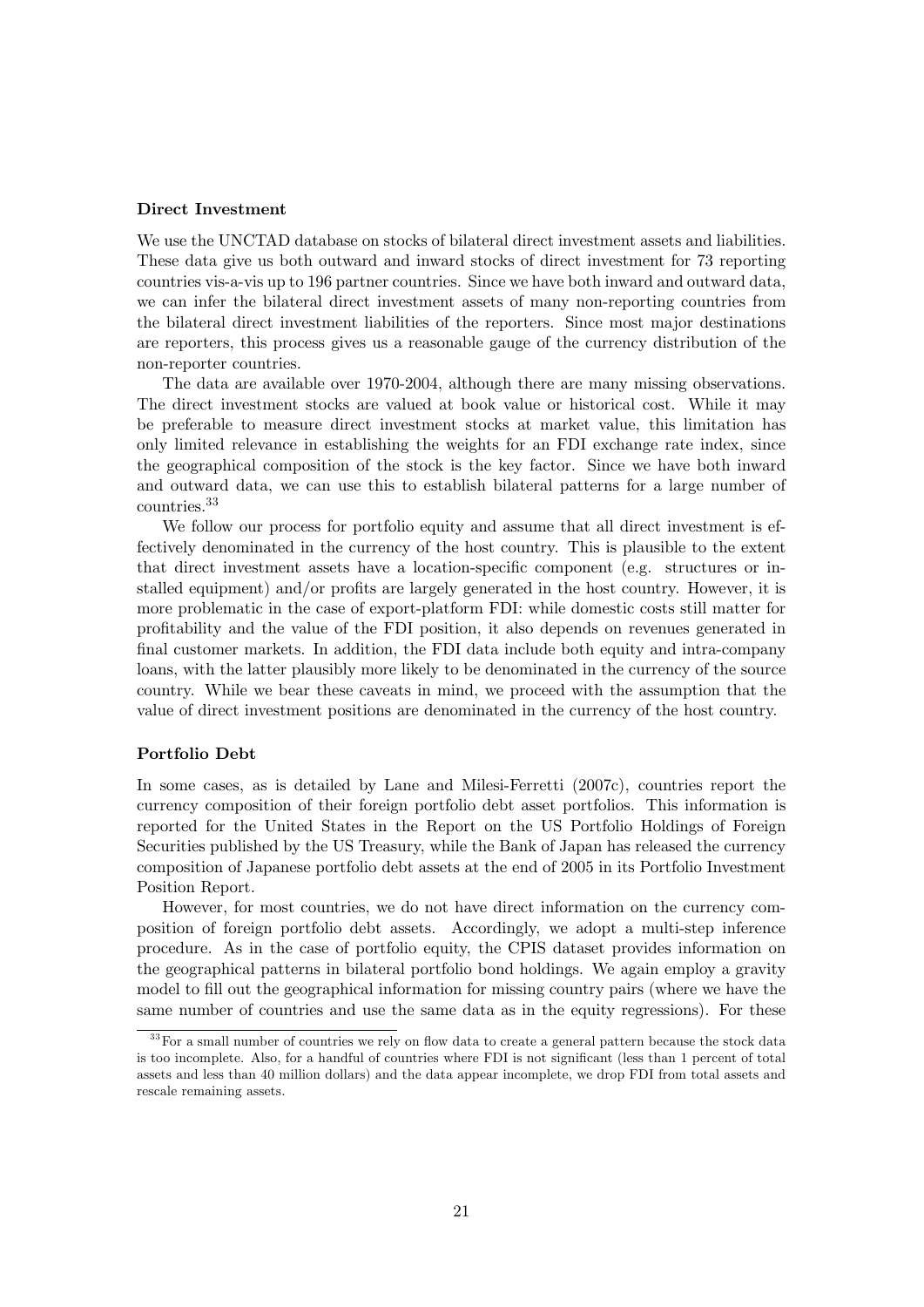**Direct Investment**

We use the UNCTAD database on stocks of bilateral direct investment assets and liabilities. These data give us both outward and inward stocks of direct investment for 73 reporting countries vis-a-vis up to 196 partner countries. Since we have both inward and outward data, we can infer the bilateral direct investment assets of many non-reporting countries from the bilateral direct investment liabilities of the reporters. Since most major destinations are reporters, this process gives us a reasonable gauge of the currency distribution of the non-reporter countries.

The data are available over 1970-2004, although there are many missing observations. The direct investment stocks are valued at book value or historical cost. While it may be preferable to measure direct investment stocks at market value, this limitation has only limited relevance in establishing the weights for an FDI exchange rate index, since the geographical composition of the stock is the key factor. Since we have both inward and outward data, we can use this to establish bilateral patterns for a large number of countries.[33]

We follow our process for portfolio equity and assume that all direct investment is effectively denominated in the currency of the host country. This is plausible to the extent that direct investment assets have a location-specific component (e.g. structures or installed equipment) and/or profits are largely generated in the host country. However, it is more problematic in the case of export-platform FDI: while domestic costs still matter for profitability and the value of the FDI position, it also depends on revenues generated in final customer markets. In addition, the FDI data include both equity and intra-company loans, with the latter plausibly more likely to be denominated in the currency of the source country. While we bear these caveats in mind, we proceed with the assumption that the value of direct investment positions are denominated in the currency of the host country.

**Portfolio Debt**

In some cases, as is detailed by Lane and Milesi-Ferretti (2007c), countries report the currency composition of their foreign portfolio debt asset portfolios. This information is reported for the United States in the Report on the US Portfolio Holdings of Foreign Securities published by the US Treasury, while the Bank of Japan has released the currency composition of Japanese portfolio debt assets at the end of 2005 in its Portfolio Investment Position Report.

However, for most countries, we do not have direct information on the currency composition of foreign portfolio debt assets. Accordingly, we adopt a multi-step inference procedure. As in the case of portfolio equity, the CPIS dataset provides information on the geographical patterns in bilateral portfolio bond holdings. We again employ a gravity model to fill out the geographical information for missing country pairs (where we have the same number of countries and use the same data as in the equity regressions). For these

[33] For a small number of countries we rely on flow data to create a general pattern because the stock data is too incomplete. Also, for a handful of countries where FDI is not significant (less than 1 percent of total assets and less than 40 million dollars) and the data appear incomplete, we drop FDI from total assets and rescale remaining assets.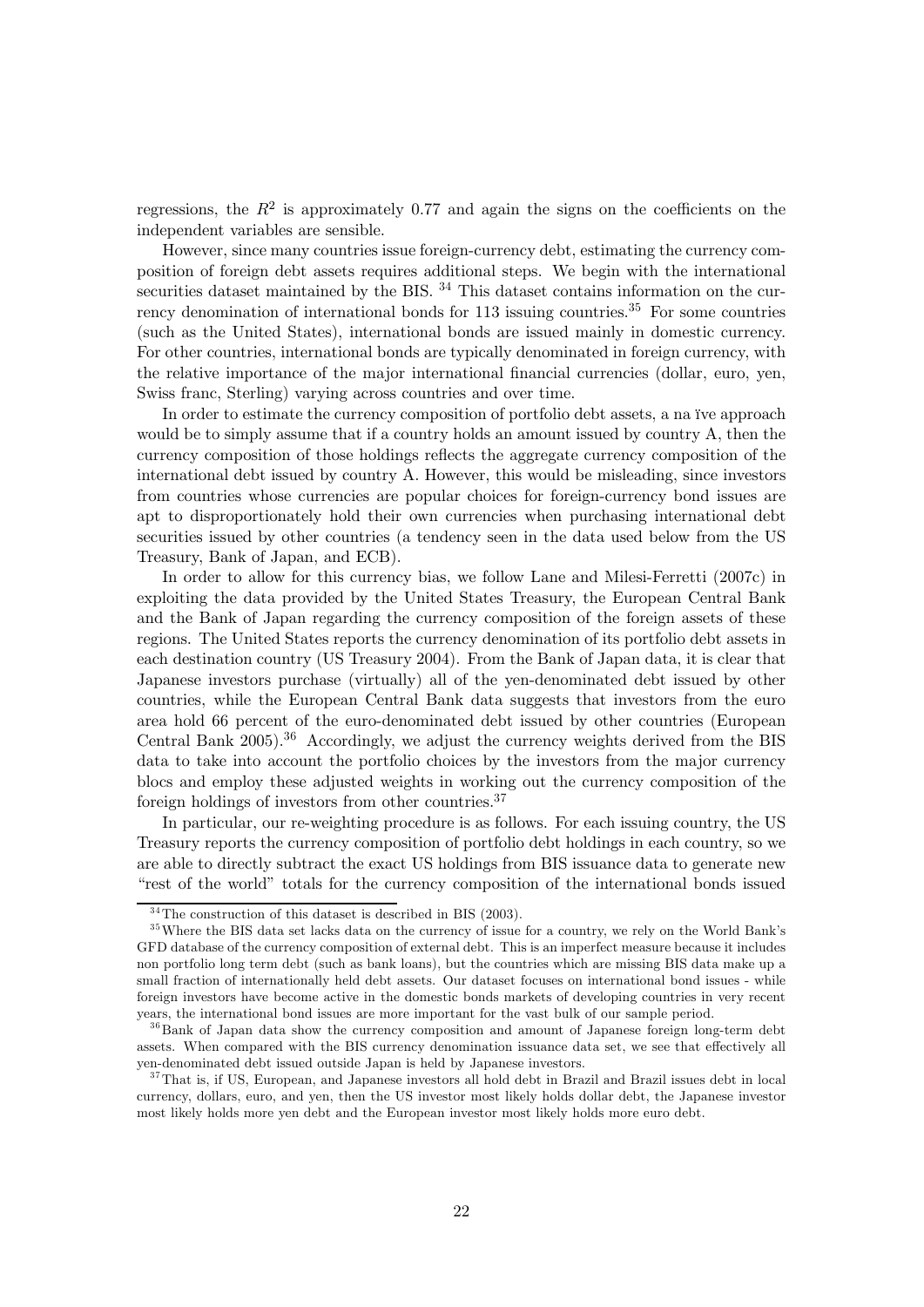regressions, the $R^2$ is approximately 0.77 and again the signs on the coefficients on the independent variables are sensible.

However, since many countries issue foreign-currency debt, estimating the currency composition of foreign debt assets requires additional steps. We begin with the international securities dataset maintained by the BIS. [34] This dataset contains information on the currency denomination of international bonds for 113 issuing countries.[35] For some countries (such as the United States), international bonds are issued mainly in domestic currency. For other countries, international bonds are typically denominated in foreign currency, with the relative importance of the major international financial currencies (dollar, euro, yen, Swiss franc, Sterling) varying across countries and over time.

In order to estimate the currency composition of portfolio debt assets, a na ïve approach would be to simply assume that if a country holds an amount issued by country A, then the currency composition of those holdings reflects the aggregate currency composition of the international debt issued by country A. However, this would be misleading, since investors from countries whose currencies are popular choices for foreign-currency bond issues are apt to disproportionately hold their own currencies when purchasing international debt securities issued by other countries (a tendency seen in the data used below from the US Treasury, Bank of Japan, and ECB).

In order to allow for this currency bias, we follow Lane and Milesi-Ferretti (2007c) in exploiting the data provided by the United States Treasury, the European Central Bank and the Bank of Japan regarding the currency composition of the foreign assets of these regions. The United States reports the currency denomination of its portfolio debt assets in each destination country (US Treasury 2004). From the Bank of Japan data, it is clear that Japanese investors purchase (virtually) all of the yen-denominated debt issued by other countries, while the European Central Bank data suggests that investors from the euro area hold 66 percent of the euro-denominated debt issued by other countries (European Central Bank 2005).[36] Accordingly, we adjust the currency weights derived from the BIS data to take into account the portfolio choices by the investors from the major currency blocs and employ these adjusted weights in working out the currency composition of the foreign holdings of investors from other countries.[37]

In particular, our re-weighting procedure is as follows. For each issuing country, the US Treasury reports the currency composition of portfolio debt holdings in each country, so we are able to directly subtract the exact US holdings from BIS issuance data to generate new "rest of the world" totals for the currency composition of the international bonds issued

---

[34] The construction of this dataset is described in BIS (2003).

[35] Where the BIS data set lacks data on the currency of issue for a country, we rely on the World Bank's GFD database of the currency composition of external debt. This is an imperfect measure because it includes non portfolio long term debt (such as bank loans), but the countries which are missing BIS data make up a small fraction of internationally held debt assets. Our dataset focuses on international bond issues - while foreign investors have become active in the domestic bonds markets of developing countries in very recent years, the international bond issues are more important for the vast bulk of our sample period.

[36] Bank of Japan data show the currency composition and amount of Japanese foreign long-term debt assets. When compared with the BIS currency denomination issuance data set, we see that effectively all yen-denominated debt issued outside Japan is held by Japanese investors.

[37] That is, if US, European, and Japanese investors all hold debt in Brazil and Brazil issues debt in local currency, dollars, euro, and yen, then the US investor most likely holds dollar debt, the Japanese investor most likely holds more yen debt and the European investor most likely holds more euro debt.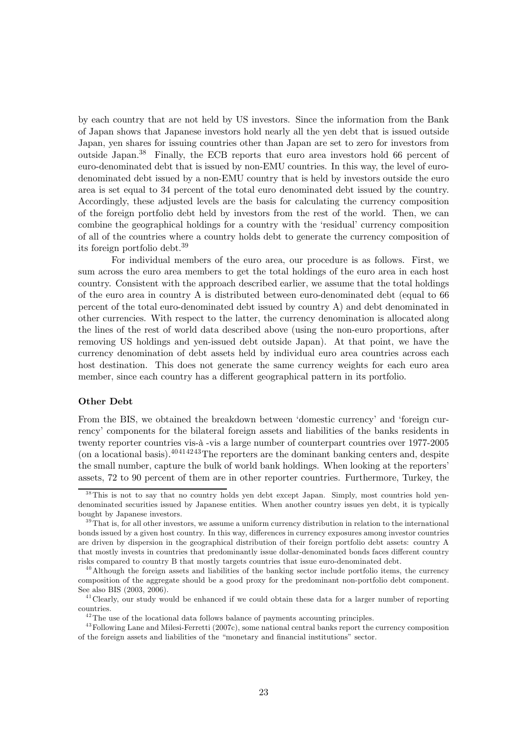by each country that are not held by US investors. Since the information from the Bank of Japan shows that Japanese investors hold nearly all the yen debt that is issued outside Japan, yen shares for issuing countries other than Japan are set to zero for investors from outside Japan.[38] Finally, the ECB reports that euro area investors hold 66 percent of euro-denominated debt that is issued by non-EMU countries. In this way, the level of euro-denominated debt issued by a non-EMU country that is held by investors outside the euro area is set equal to 34 percent of the total euro denominated debt issued by the country. Accordingly, these adjusted levels are the basis for calculating the currency composition of the foreign portfolio debt held by investors from the rest of the world. Then, we can combine the geographical holdings for a country with the 'residual' currency composition of all of the countries where a country holds debt to generate the currency composition of its foreign portfolio debt.[39]

For individual members of the euro area, our procedure is as follows. First, we sum across the euro area members to get the total holdings of the euro area in each host country. Consistent with the approach described earlier, we assume that the total holdings of the euro area in country A is distributed between euro-denominated debt (equal to 66 percent of the total euro-denominated debt issued by country A) and debt denominated in other currencies. With respect to the latter, the currency denomination is allocated along the lines of the rest of world data described above (using the non-euro proportions, after removing US holdings and yen-issued debt outside Japan). At that point, we have the currency denomination of debt assets held by individual euro area countries across each host destination. This does not generate the same currency weights for each euro area member, since each country has a different geographical pattern in its portfolio.

**Other Debt**

From the BIS, we obtained the breakdown between 'domestic currency' and 'foreign currency' components for the bilateral foreign assets and liabilities of the banks residents in twenty reporter countries vis-à -vis a large number of counterpart countries over 1977-2005 (on a locational basis).[40][41][42][43] The reporters are the dominant banking centers and, despite the small number, capture the bulk of world bank holdings. When looking at the reporters' assets, 72 to 90 percent of them are in other reporter countries. Furthermore, Turkey, the

---

[38] This is not to say that no country holds yen debt except Japan. Simply, most countries hold yen-denominated securities issued by Japanese entities. When another country issues yen debt, it is typically bought by Japanese investors.

[39] That is, for all other investors, we assume a uniform currency distribution in relation to the international bonds issued by a given host country. In this way, differences in currency exposures among investor countries are driven by dispersion in the geographical distribution of their foreign portfolio debt assets: country A that mostly invests in countries that predominantly issue dollar-denominated bonds faces different country risks compared to country B that mostly targets countries that issue euro-denominated debt.

[40] Although the foreign assets and liabilities of the banking sector include portfolio items, the currency composition of the aggregate should be a good proxy for the predominant non-portfolio debt component. See also BIS (2003, 2006).

[41] Clearly, our study would be enhanced if we could obtain these data for a larger number of reporting countries.

[42] The use of the locational data follows balance of payments accounting principles.

[43] Following Lane and Milesi-Ferretti (2007c), some national central banks report the currency composition of the foreign assets and liabilities of the "monetary and financial institutions" sector.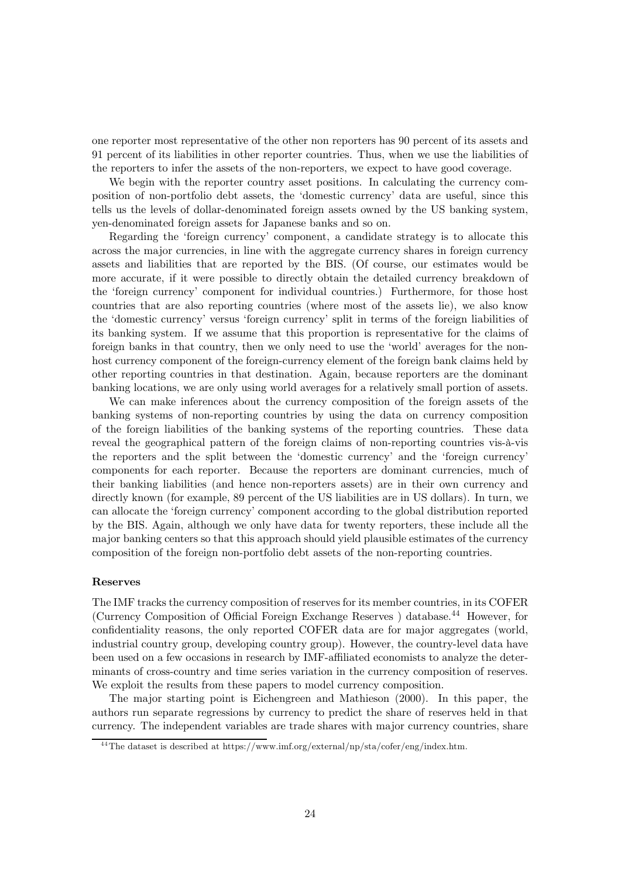one reporter most representative of the other non reporters has 90 percent of its assets and 91 percent of its liabilities in other reporter countries. Thus, when we use the liabilities of the reporters to infer the assets of the non-reporters, we expect to have good coverage.

We begin with the reporter country asset positions. In calculating the currency composition of non-portfolio debt assets, the 'domestic currency' data are useful, since this tells us the levels of dollar-denominated foreign assets owned by the US banking system, yen-denominated foreign assets for Japanese banks and so on.

Regarding the 'foreign currency' component, a candidate strategy is to allocate this across the major currencies, in line with the aggregate currency shares in foreign currency assets and liabilities that are reported by the BIS. (Of course, our estimates would be more accurate, if it were possible to directly obtain the detailed currency breakdown of the 'foreign currency' component for individual countries.) Furthermore, for those host countries that are also reporting countries (where most of the assets lie), we also know the 'domestic currency' versus 'foreign currency' split in terms of the foreign liabilities of its banking system. If we assume that this proportion is representative for the claims of foreign banks in that country, then we only need to use the 'world' averages for the non-host currency component of the foreign-currency element of the foreign bank claims held by other reporting countries in that destination. Again, because reporters are the dominant banking locations, we are only using world averages for a relatively small portion of assets.

We can make inferences about the currency composition of the foreign assets of the banking systems of non-reporting countries by using the data on currency composition of the foreign liabilities of the banking systems of the reporting countries. These data reveal the geographical pattern of the foreign claims of non-reporting countries vis-à-vis the reporters and the split between the 'domestic currency' and the 'foreign currency' components for each reporter. Because the reporters are dominant currencies, much of their banking liabilities (and hence non-reporters assets) are in their own currency and directly known (for example, 89 percent of the US liabilities are in US dollars). In turn, we can allocate the 'foreign currency' component according to the global distribution reported by the BIS. Again, although we only have data for twenty reporters, these include all the major banking centers so that this approach should yield plausible estimates of the currency composition of the foreign non-portfolio debt assets of the non-reporting countries.

**Reserves**

The IMF tracks the currency composition of reserves for its member countries, in its COFER (Currency Composition of Official Foreign Exchange Reserves ) database.[44] However, for confidentiality reasons, the only reported COFER data are for major aggregates (world, industrial country group, developing country group). However, the country-level data have been used on a few occasions in research by IMF-affiliated economists to analyze the determinants of cross-country and time series variation in the currency composition of reserves. We exploit the results from these papers to model currency composition.

The major starting point is Eichengreen and Mathieson (2000). In this paper, the authors run separate regressions by currency to predict the share of reserves held in that currency. The independent variables are trade shares with major currency countries, share

[44] The dataset is described at https://www.imf.org/external/np/sta/cofer/eng/index.htm.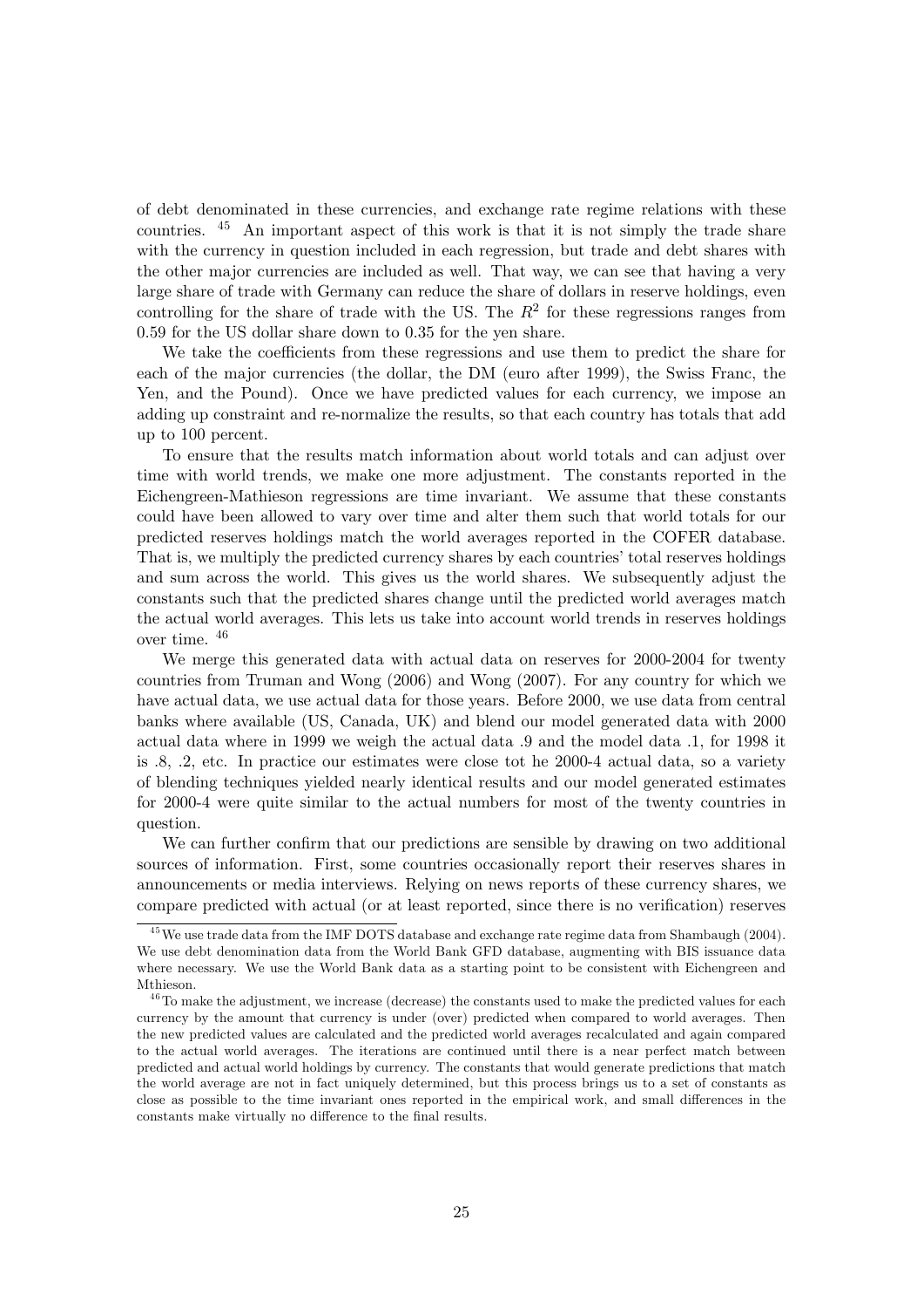of debt denominated in these currencies, and exchange rate regime relations with these countries. [45] An important aspect of this work is that it is not simply the trade share with the currency in question included in each regression, but trade and debt shares with the other major currencies are included as well. That way, we can see that having a very large share of trade with Germany can reduce the share of dollars in reserve holdings, even controlling for the share of trade with the US. The $R^2$ for these regressions ranges from 0.59 for the US dollar share down to 0.35 for the yen share.

We take the coefficients from these regressions and use them to predict the share for each of the major currencies (the dollar, the DM (euro after 1999), the Swiss Franc, the Yen, and the Pound). Once we have predicted values for each currency, we impose an adding up constraint and re-normalize the results, so that each country has totals that add up to 100 percent.

To ensure that the results match information about world totals and can adjust over time with world trends, we make one more adjustment. The constants reported in the Eichengreen-Mathieson regressions are time invariant. We assume that these constants could have been allowed to vary over time and alter them such that world totals for our predicted reserves holdings match the world averages reported in the COFER database. That is, we multiply the predicted currency shares by each countries' total reserves holdings and sum across the world. This gives us the world shares. We subsequently adjust the constants such that the predicted shares change until the predicted world averages match the actual world averages. This lets us take into account world trends in reserves holdings over time. [46]

We merge this generated data with actual data on reserves for 2000-2004 for twenty countries from Truman and Wong (2006) and Wong (2007). For any country for which we have actual data, we use actual data for those years. Before 2000, we use data from central banks where available (US, Canada, UK) and blend our model generated data with 2000 actual data where in 1999 we weigh the actual data .9 and the model data .1, for 1998 it is .8, .2, etc. In practice our estimates were close tot he 2000-4 actual data, so a variety of blending techniques yielded nearly identical results and our model generated estimates for 2000-4 were quite similar to the actual numbers for most of the twenty countries in question.

We can further confirm that our predictions are sensible by drawing on two additional sources of information. First, some countries occasionally report their reserves shares in announcements or media interviews. Relying on news reports of these currency shares, we compare predicted with actual (or at least reported, since there is no verification) reserves

---

[45] We use trade data from the IMF DOTS database and exchange rate regime data from Shambaugh (2004). We use debt denomination data from the World Bank GFD database, augmenting with BIS issuance data where necessary. We use the World Bank data as a starting point to be consistent with Eichengreen and Mthieson.

[46] To make the adjustment, we increase (decrease) the constants used to make the predicted values for each currency by the amount that currency is under (over) predicted when compared to world averages. Then the new predicted values are calculated and the predicted world averages recalculated and again compared to the actual world averages. The iterations are continued until there is a near perfect match between predicted and actual world holdings by currency. The constants that would generate predictions that match the world average are not in fact uniquely determined, but this process brings us to a set of constants as close as possible to the time invariant ones reported in the empirical work, and small differences in the constants make virtually no difference to the final results.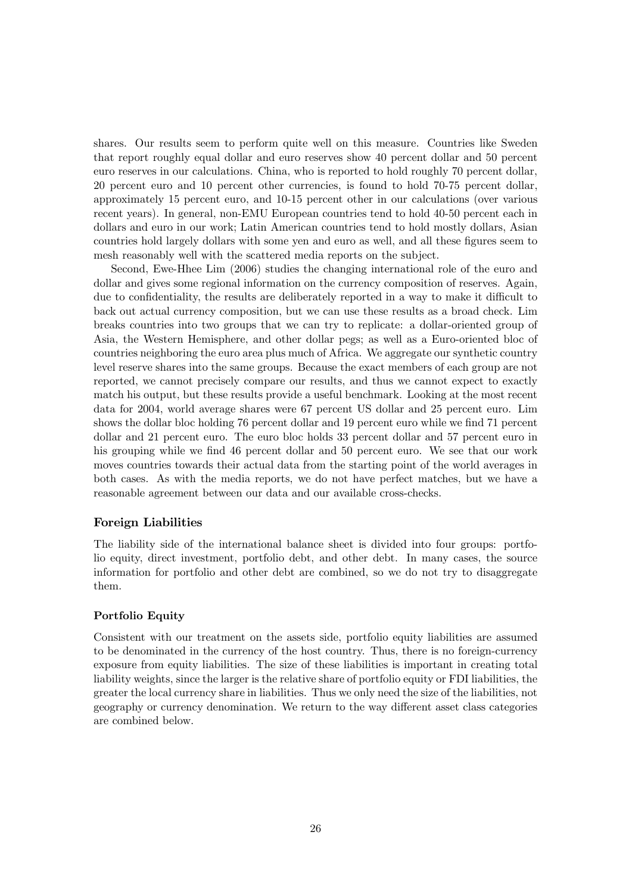shares. Our results seem to perform quite well on this measure. Countries like Sweden that report roughly equal dollar and euro reserves show 40 percent dollar and 50 percent euro reserves in our calculations. China, who is reported to hold roughly 70 percent dollar, 20 percent euro and 10 percent other currencies, is found to hold 70-75 percent dollar, approximately 15 percent euro, and 10-15 percent other in our calculations (over various recent years). In general, non-EMU European countries tend to hold 40-50 percent each in dollars and euro in our work; Latin American countries tend to hold mostly dollars, Asian countries hold largely dollars with some yen and euro as well, and all these figures seem to mesh reasonably well with the scattered media reports on the subject.

Second, Ewe-Hhee Lim (2006) studies the changing international role of the euro and dollar and gives some regional information on the currency composition of reserves. Again, due to confidentiality, the results are deliberately reported in a way to make it difficult to back out actual currency composition, but we can use these results as a broad check. Lim breaks countries into two groups that we can try to replicate: a dollar-oriented group of Asia, the Western Hemisphere, and other dollar pegs; as well as a Euro-oriented bloc of countries neighboring the euro area plus much of Africa. We aggregate our synthetic country level reserve shares into the same groups. Because the exact members of each group are not reported, we cannot precisely compare our results, and thus we cannot expect to exactly match his output, but these results provide a useful benchmark. Looking at the most recent data for 2004, world average shares were 67 percent US dollar and 25 percent euro. Lim shows the dollar bloc holding 76 percent dollar and 19 percent euro while we find 71 percent dollar and 21 percent euro. The euro bloc holds 33 percent dollar and 57 percent euro in his grouping while we find 46 percent dollar and 50 percent euro. We see that our work moves countries towards their actual data from the starting point of the world averages in both cases. As with the media reports, we do not have perfect matches, but we have a reasonable agreement between our data and our available cross-checks.

### Foreign Liabilities

The liability side of the international balance sheet is divided into four groups: portfolio equity, direct investment, portfolio debt, and other debt. In many cases, the source information for portfolio and other debt are combined, so we do not try to disaggregate them.

### Portfolio Equity

Consistent with our treatment on the assets side, portfolio equity liabilities are assumed to be denominated in the currency of the host country. Thus, there is no foreign-currency exposure from equity liabilities. The size of these liabilities is important in creating total liability weights, since the larger is the relative share of portfolio equity or FDI liabilities, the greater the local currency share in liabilities. Thus we only need the size of the liabilities, not geography or currency denomination. We return to the way different asset class categories are combined below.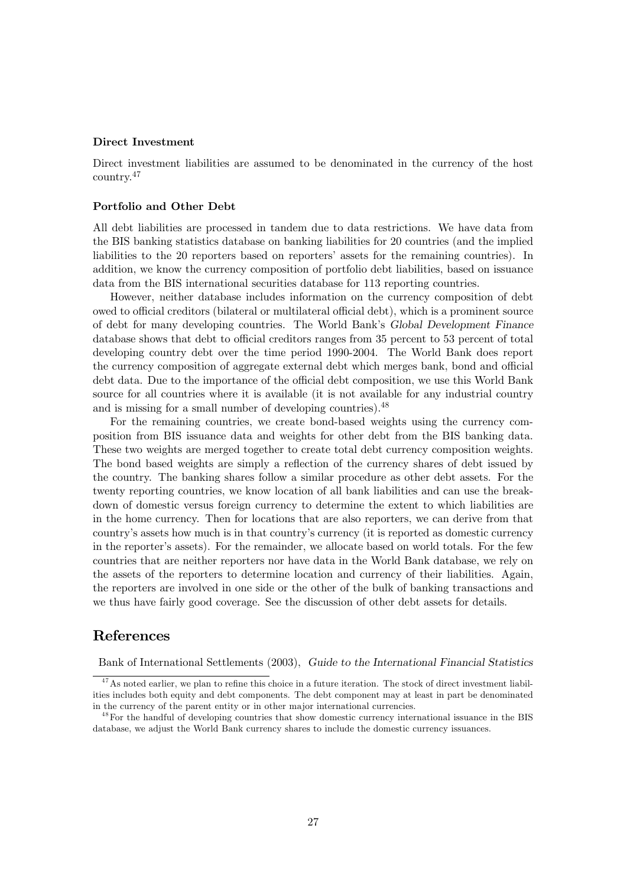**Direct Investment**

Direct investment liabilities are assumed to be denominated in the currency of the host country.[47]

**Portfolio and Other Debt**

All debt liabilities are processed in tandem due to data restrictions. We have data from the BIS banking statistics database on banking liabilities for 20 countries (and the implied liabilities to the 20 reporters based on reporters' assets for the remaining countries). In addition, we know the currency composition of portfolio debt liabilities, based on issuance data from the BIS international securities database for 113 reporting countries.

However, neither database includes information on the currency composition of debt owed to official creditors (bilateral or multilateral official debt), which is a prominent source of debt for many developing countries. The World Bank's *Global Development Finance* database shows that debt to official creditors ranges from 35 percent to 53 percent of total developing country debt over the time period 1990-2004. The World Bank does report the currency composition of aggregate external debt which merges bank, bond and official debt data. Due to the importance of the official debt composition, we use this World Bank source for all countries where it is available (it is not available for any industrial country and is missing for a small number of developing countries).[48]

For the remaining countries, we create bond-based weights using the currency composition from BIS issuance data and weights for other debt from the BIS banking data. These two weights are merged together to create total debt currency composition weights. The bond based weights are simply a reflection of the currency shares of debt issued by the country. The banking shares follow a similar procedure as other debt assets. For the twenty reporting countries, we know location of all bank liabilities and can use the breakdown of domestic versus foreign currency to determine the extent to which liabilities are in the home currency. Then for locations that are also reporters, we can derive from that country's assets how much is in that country's currency (it is reported as domestic currency in the reporter's assets). For the remainder, we allocate based on world totals. For the few countries that are neither reporters nor have data in the World Bank database, we rely on the assets of the reporters to determine location and currency of their liabilities. Again, the reporters are involved in one side or the other of the bulk of banking transactions and we thus have fairly good coverage. See the discussion of other debt assets for details.

## References

Bank of International Settlements (2003), *Guide to the International Financial Statistics*

[47] As noted earlier, we plan to refine this choice in a future iteration. The stock of direct investment liabilities includes both equity and debt components. The debt component may at least in part be denominated in the currency of the parent entity or in other major international currencies.

[48] For the handful of developing countries that show domestic currency international issuance in the BIS database, we adjust the World Bank currency shares to include the domestic currency issuances.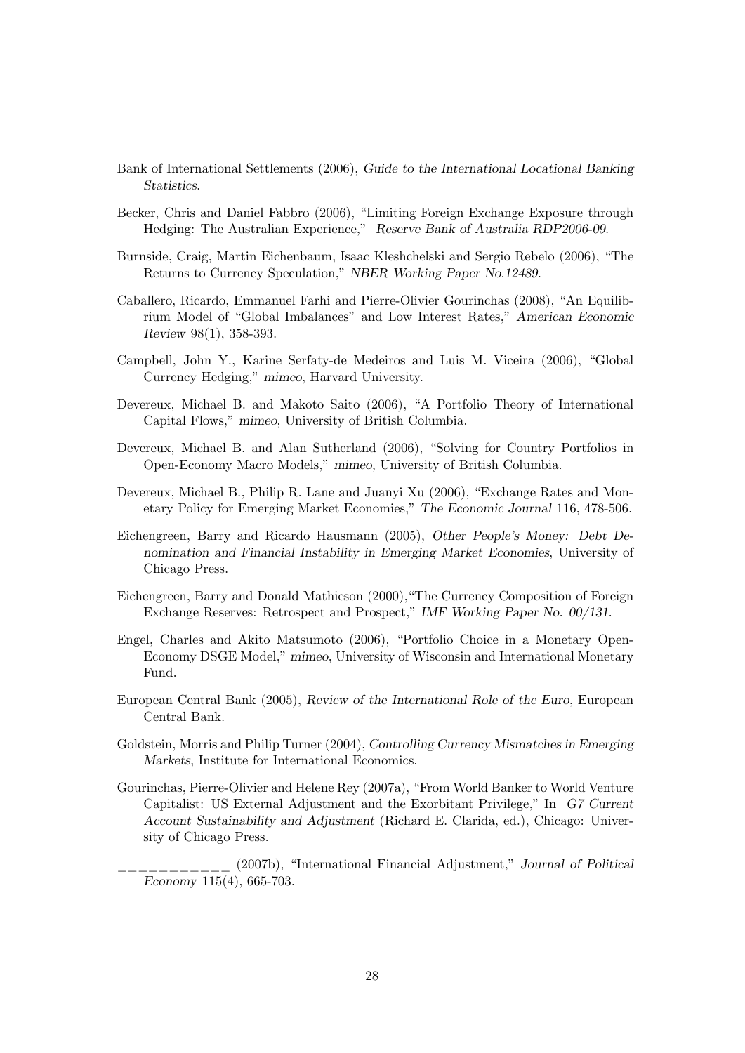Bank of International Settlements (2006), *Guide to the International Locational Banking Statistics*.

Becker, Chris and Daniel Fabbro (2006), "Limiting Foreign Exchange Exposure through Hedging: The Australian Experience," *Reserve Bank of Australia RDP2006-09*.

Burnside, Craig, Martin Eichenbaum, Isaac Kleshchelski and Sergio Rebelo (2006), "The Returns to Currency Speculation," *NBER Working Paper No.12489*.

Caballero, Ricardo, Emmanuel Farhi and Pierre-Olivier Gourinchas (2008), "An Equilibrium Model of "Global Imbalances" and Low Interest Rates," *American Economic Review* 98(1), 358-393.

Campbell, John Y., Karine Serfaty-de Medeiros and Luis M. Viceira (2006), "Global Currency Hedging," *mimeo*, Harvard University.

Devereux, Michael B. and Makoto Saito (2006), "A Portfolio Theory of International Capital Flows," *mimeo*, University of British Columbia.

Devereux, Michael B. and Alan Sutherland (2006), "Solving for Country Portfolios in Open-Economy Macro Models," *mimeo*, University of British Columbia.

Devereux, Michael B., Philip R. Lane and Juanyi Xu (2006), "Exchange Rates and Monetary Policy for Emerging Market Economies," *The Economic Journal* 116, 478-506.

Eichengreen, Barry and Ricardo Hausmann (2005), *Other People's Money: Debt Denomination and Financial Instability in Emerging Market Economies*, University of Chicago Press.

Eichengreen, Barry and Donald Mathieson (2000), "The Currency Composition of Foreign Exchange Reserves: Retrospect and Prospect," *IMF Working Paper No. 00/131*.

Engel, Charles and Akito Matsumoto (2006), "Portfolio Choice in a Monetary Open-Economy DSGE Model," *mimeo*, University of Wisconsin and International Monetary Fund.

European Central Bank (2005), *Review of the International Role of the Euro*, European Central Bank.

Goldstein, Morris and Philip Turner (2004), *Controlling Currency Mismatches in Emerging Markets*, Institute for International Economics.

Gourinchas, Pierre-Olivier and Helene Rey (2007a), "From World Banker to World Venture Capitalist: US External Adjustment and the Exorbitant Privilege," In *G7 Current Account Sustainability and Adjustment* (Richard E. Clarida, ed.), Chicago: University of Chicago Press.

\_\_\_\_\_\_\_\_\_\_\_\_ (2007b), "International Financial Adjustment," *Journal of Political Economy* 115(4), 665-703.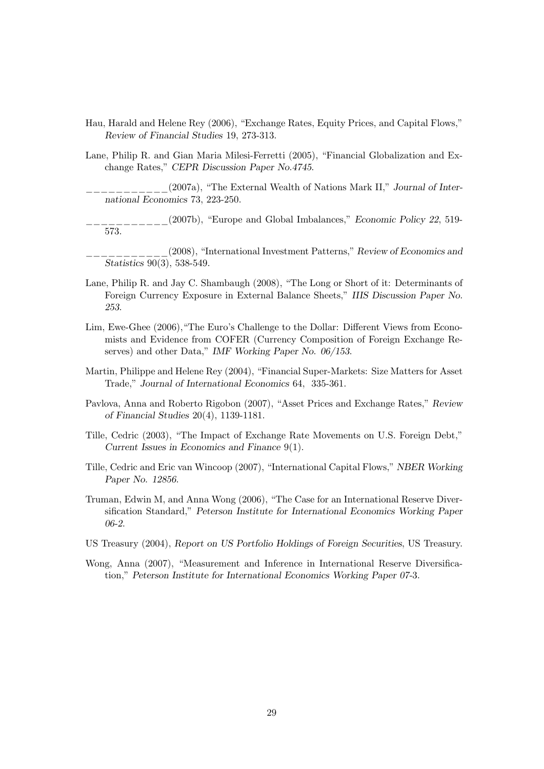Hau, Harald and Helene Rey (2006), "Exchange Rates, Equity Prices, and Capital Flows," *Review of Financial Studies* 19, 273-313.

Lane, Philip R. and Gian Maria Milesi-Ferretti (2005), "Financial Globalization and Exchange Rates," *CEPR Discussion Paper No.4745*.

____________(2007a), "The External Wealth of Nations Mark II," *Journal of International Economics* 73, 223-250.

____________(2007b), "Europe and Global Imbalances," *Economic Policy 22*, 519-573.

____________(2008), "International Investment Patterns," *Review of Economics and Statistics* 90(3), 538-549.

Lane, Philip R. and Jay C. Shambaugh (2008), "The Long or Short of it: Determinants of Foreign Currency Exposure in External Balance Sheets," *IIIS Discussion Paper No. 253*.

Lim, Ewe-Ghee (2006),"The Euro's Challenge to the Dollar: Different Views from Economists and Evidence from COFER (Currency Composition of Foreign Exchange Reserves) and other Data," *IMF Working Paper No. 06/153*.

Martin, Philippe and Helene Rey (2004), "Financial Super-Markets: Size Matters for Asset Trade," *Journal of International Economics* 64, 335-361.

Pavlova, Anna and Roberto Rigobon (2007), "Asset Prices and Exchange Rates," *Review of Financial Studies* 20(4), 1139-1181.

Tille, Cedric (2003), "The Impact of Exchange Rate Movements on U.S. Foreign Debt," *Current Issues in Economics and Finance* 9(1).

Tille, Cedric and Eric van Wincoop (2007), "International Capital Flows," *NBER Working Paper No. 12856*.

Truman, Edwin M, and Anna Wong (2006), "The Case for an International Reserve Diversification Standard," *Peterson Institute for International Economics Working Paper 06-2*.

US Treasury (2004), *Report on US Portfolio Holdings of Foreign Securities*, US Treasury.

Wong, Anna (2007), "Measurement and Inference in International Reserve Diversification," *Peterson Institute for International Economics Working Paper 07-3*.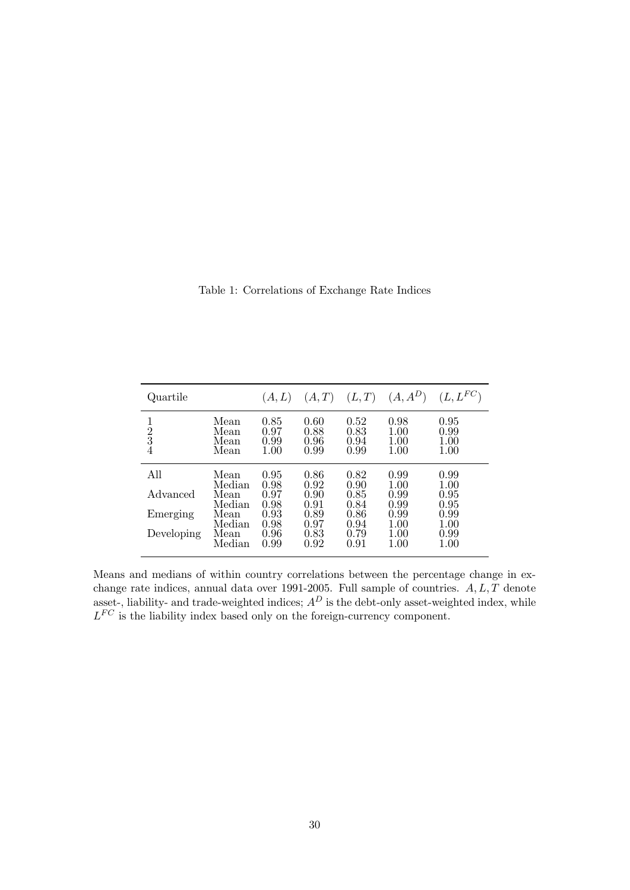Table 1: Correlations of Exchange Rate Indices

| Quartile | | $(A, L)$ | $(A, T)$ | $(L, T)$ | $(A, A^D)$ | $(L, L^{FC})$ |
|---|---|---|---|---|---|---|
| 1 | Mean | 0.85 | 0.60 | 0.52 | 0.98 | 0.95 |
| 2 | Mean | 0.97 | 0.88 | 0.83 | 1.00 | 0.99 |
| 3 | Mean | 0.99 | 0.96 | 0.94 | 1.00 | 1.00 |
| 4 | Mean | 1.00 | 0.99 | 0.99 | 1.00 | 1.00 |
| All | Mean | 0.95 | 0.86 | 0.82 | 0.99 | 0.99 |
| | Median | 0.98 | 0.92 | 0.90 | 1.00 | 1.00 |
| Advanced | Mean | 0.97 | 0.90 | 0.85 | 0.99 | 0.95 |
| | Median | 0.98 | 0.91 | 0.84 | 0.99 | 0.95 |
| Emerging | Mean | 0.93 | 0.89 | 0.86 | 0.99 | 0.99 |
| | Median | 0.98 | 0.97 | 0.94 | 1.00 | 1.00 |
| Developing | Mean | 0.96 | 0.83 | 0.79 | 1.00 | 0.99 |
| | Median | 0.99 | 0.92 | 0.91 | 1.00 | 1.00 |

Means and medians of within country correlations between the percentage change in exchange rate indices, annual data over 1991-2005. Full sample of countries. $A, L, T$ denote asset-, liability- and trade-weighted indices; $A^D$ is the debt-only asset-weighted index, while $L^{FC}$ is the liability index based only on the foreign-currency component.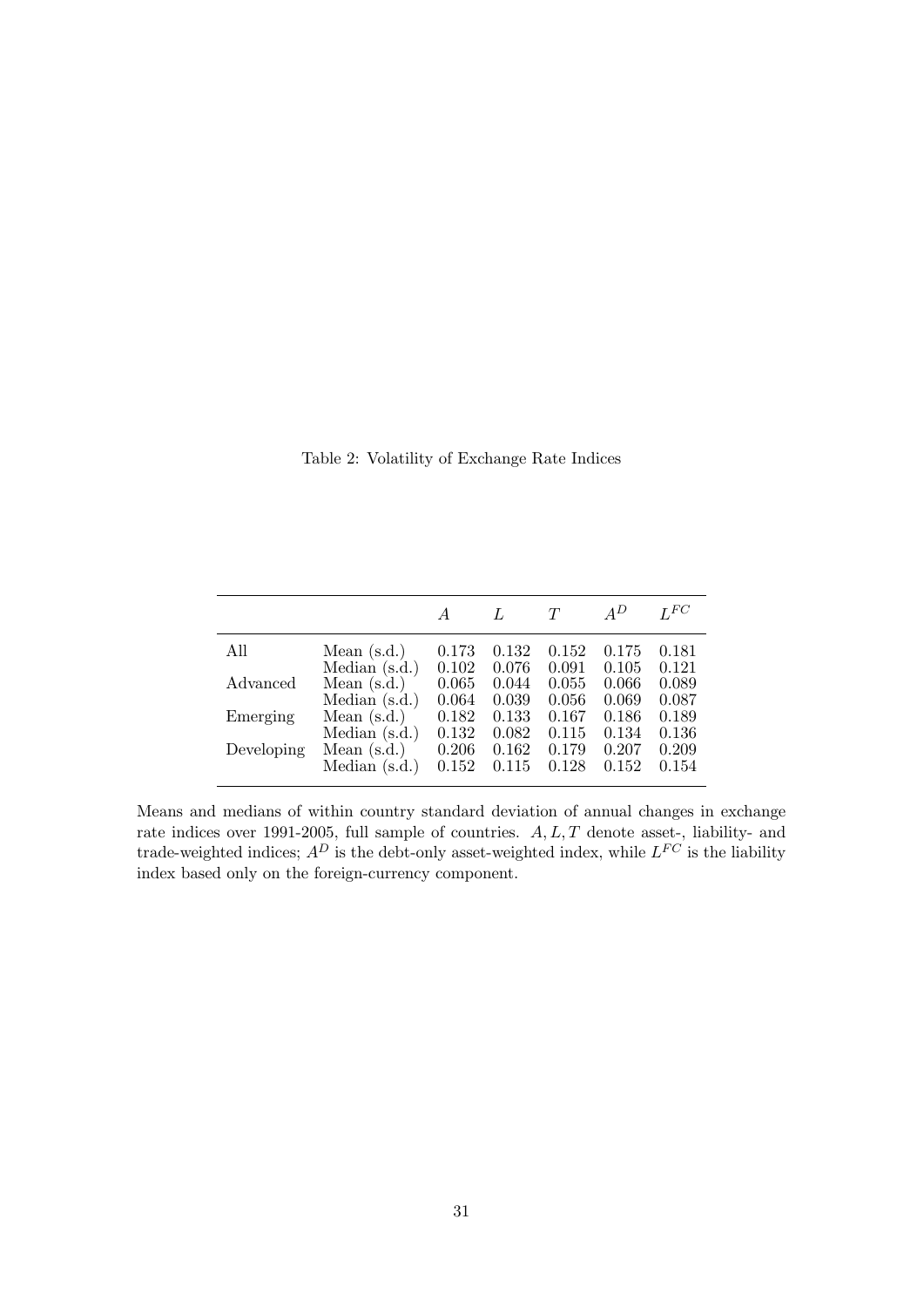Table 2: Volatility of Exchange Rate Indices

| | | $A$ | $L$ | $T$ | $A^D$ | $L^{FC}$ |
|---|---|---|---|---|---|---|
| All | Mean (s.d.) | 0.173 | 0.132 | 0.152 | 0.175 | 0.181 |
| | Median (s.d.) | 0.102 | 0.076 | 0.091 | 0.105 | 0.121 |
| Advanced | Mean (s.d.) | 0.065 | 0.044 | 0.055 | 0.066 | 0.089 |
| | Median (s.d.) | 0.064 | 0.039 | 0.056 | 0.069 | 0.087 |
| Emerging | Mean (s.d.) | 0.182 | 0.133 | 0.167 | 0.186 | 0.189 |
| | Median (s.d.) | 0.132 | 0.082 | 0.115 | 0.134 | 0.136 |
| Developing | Mean (s.d.) | 0.206 | 0.162 | 0.179 | 0.207 | 0.209 |
| | Median (s.d.) | 0.152 | 0.115 | 0.128 | 0.152 | 0.154 |

Means and medians of within country standard deviation of annual changes in exchange rate indices over 1991-2005, full sample of countries. $A, L, T$ denote asset-, liability- and trade-weighted indices; $A^D$ is the debt-only asset-weighted index, while $L^{FC}$ is the liability index based only on the foreign-currency component.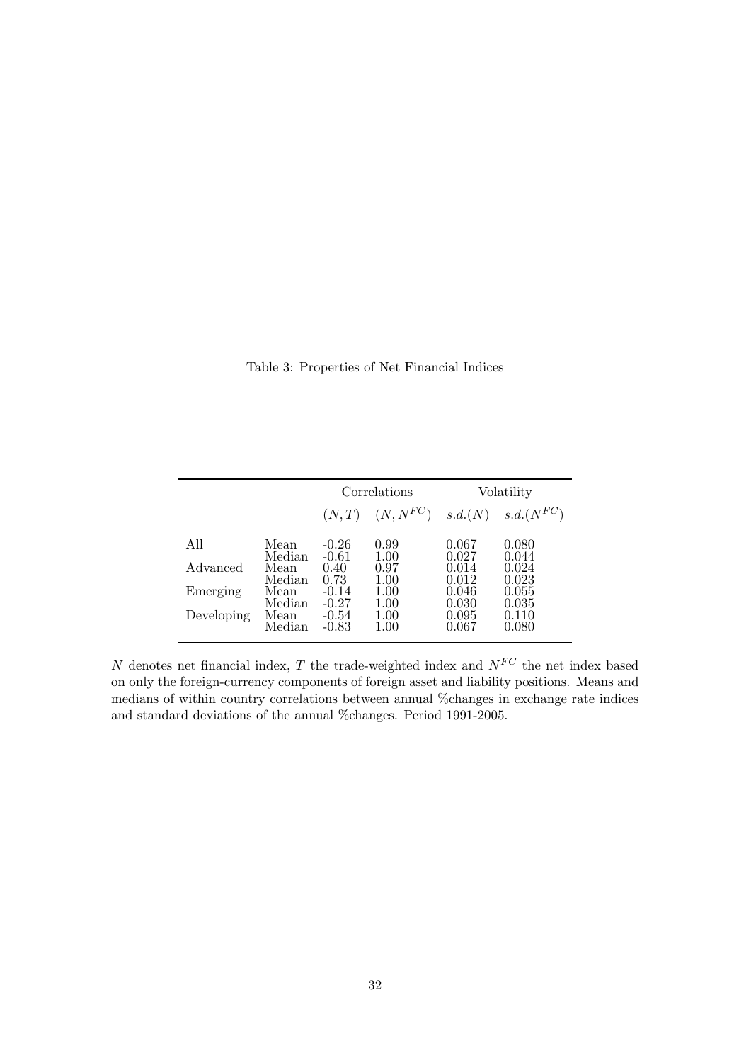Table 3: Properties of Net Financial Indices

| | | Correlations | | Volatility | |
|---|---|---|---|---|---|
| | | $(N,T)$ | $(N,N^{FC})$ | $s.d.(N)$ | $s.d.(N^{FC})$ |
| All | Mean | -0.26 | 0.99 | 0.067 | 0.080 |
| | Median | -0.61 | 1.00 | 0.027 | 0.044 |
| Advanced | Mean | 0.40 | 0.97 | 0.014 | 0.024 |
| | Median | 0.73 | 1.00 | 0.012 | 0.023 |
| Emerging | Mean | -0.14 | 1.00 | 0.046 | 0.055 |
| | Median | -0.27 | 1.00 | 0.030 | 0.035 |
| Developing | Mean | -0.54 | 1.00 | 0.095 | 0.110 |
| | Median | -0.83 | 1.00 | 0.067 | 0.080 |

$N$ denotes net financial index, $T$ the trade-weighted index and $N^{FC}$ the net index based on only the foreign-currency components of foreign asset and liability positions. Means and medians of within country correlations between annual %changes in exchange rate indices and standard deviations of the annual %changes. Period 1991-2005.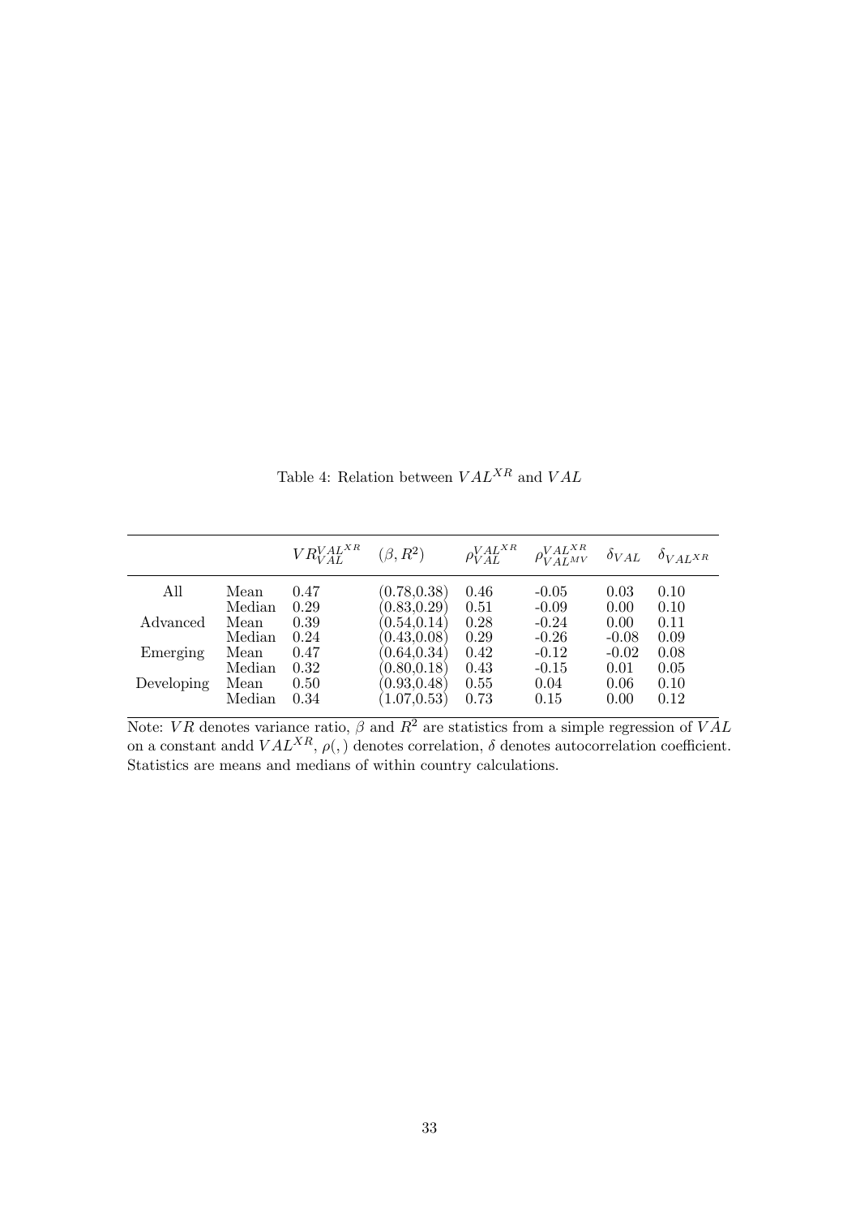Table 4: Relation between $VAL^{XR}$ and $VAL$

| | | $VR_{VAL}^{VAL^{XR}}$ | $(\beta, R^2)$ | $\rho_{VAL}^{VAL^{XR}}$ | $\rho_{VAL^{MV}}^{VAL^{XR}}$ | $\delta_{VAL}$ | $\delta_{VAL^{XR}}$ |
|---|---|---|---|---|---|---|---|
| All | Mean | 0.47 | (0.78,0.38) | 0.46 | -0.05 | 0.03 | 0.10 |
| | Median | 0.29 | (0.83,0.29) | 0.51 | -0.09 | 0.00 | 0.10 |
| Advanced | Mean | 0.39 | (0.54,0.14) | 0.28 | -0.24 | 0.00 | 0.11 |
| | Median | 0.24 | (0.43,0.08) | 0.29 | -0.26 | -0.08 | 0.09 |
| Emerging | Mean | 0.47 | (0.64,0.34) | 0.42 | -0.12 | -0.02 | 0.08 |
| | Median | 0.32 | (0.80,0.18) | 0.43 | -0.15 | 0.01 | 0.05 |
| Developing | Mean | 0.50 | (0.93,0.48) | 0.55 | 0.04 | 0.06 | 0.10 |
| | Median | 0.34 | (1.07,0.53) | 0.73 | 0.15 | 0.00 | 0.12 |

Note: $VR$ denotes variance ratio, $\beta$ and $R^2$ are statistics from a simple regression of $VAL$ on a constant andd $VAL^{XR}$, $\rho(,)$ denotes correlation, $\delta$ denotes autocorrelation coefficient. Statistics are means and medians of within country calculations.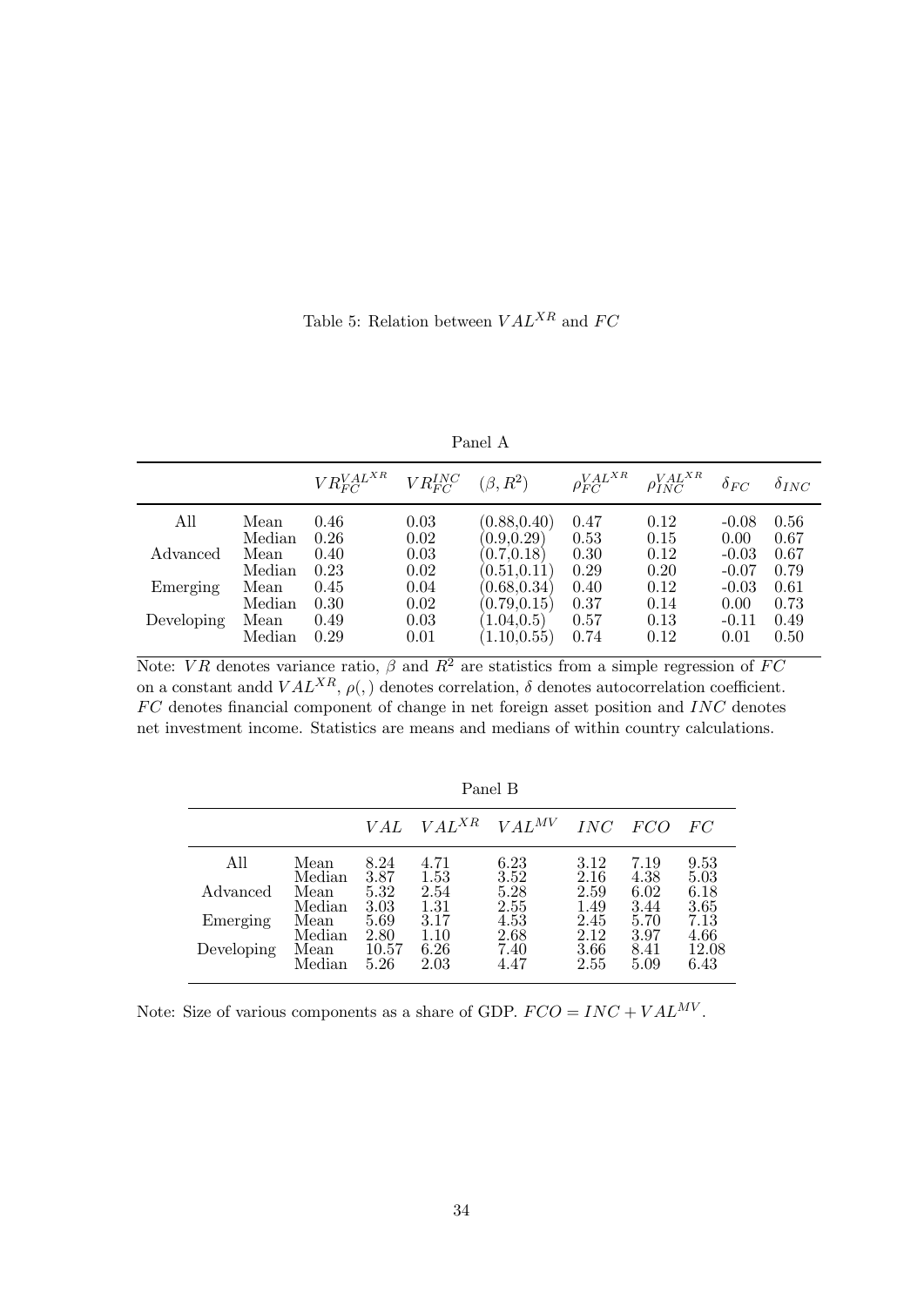Table 5: Relation between $VAL^{XR}$ and $FC$

Panel A

| | | $VR_{FC}^{VAL^{XR}}$ | $VR_{FC}^{INC}$ | $(\beta, R^2)$ | $\rho_{FC}^{VAL^{XR}}$ | $\rho_{INC}^{VAL^{XR}}$ | $\delta_{FC}$ | $\delta_{INC}$ |
|---|---|---|---|---|---|---|---|---|
| All | Mean | 0.46 | 0.03 | (0.88,0.40) | 0.47 | 0.12 | -0.08 | 0.56 |
| | Median | 0.26 | 0.02 | (0.9,0.29) | 0.53 | 0.15 | 0.00 | 0.67 |
| Advanced | Mean | 0.40 | 0.03 | (0.7,0.18) | 0.30 | 0.12 | -0.03 | 0.67 |
| | Median | 0.23 | 0.02 | (0.51,0.11) | 0.29 | 0.20 | -0.07 | 0.79 |
| Emerging | Mean | 0.45 | 0.04 | (0.68,0.34) | 0.40 | 0.12 | -0.03 | 0.61 |
| | Median | 0.30 | 0.02 | (0.79,0.15) | 0.37 | 0.14 | 0.00 | 0.73 |
| Developing | Mean | 0.49 | 0.03 | (1.04,0.5) | 0.57 | 0.13 | -0.11 | 0.49 |
| | Median | 0.29 | 0.01 | (1.10,0.55) | 0.74 | 0.12 | 0.01 | 0.50 |

Note: $VR$ denotes variance ratio, $\beta$ and $R^2$ are statistics from a simple regression of $FC$ on a constant andd $VAL^{XR}$, $\rho(,)$ denotes correlation, $\delta$ denotes autocorrelation coefficient. $FC$ denotes financial component of change in net foreign asset position and $INC$ denotes net investment income. Statistics are means and medians of within country calculations.

Panel B

| | | $VAL$ | $VAL^{XR}$ | $VAL^{MV}$ | $INC$ | $FCO$ | $FC$ |
|---|---|---|---|---|---|---|---|
| All | Mean | 8.24 | 4.71 | 6.23 | 3.12 | 7.19 | 9.53 |
| | Median | 3.87 | 1.53 | 3.52 | 2.16 | 4.38 | 5.03 |
| Advanced | Mean | 5.32 | 2.54 | 5.28 | 2.59 | 6.02 | 6.18 |
| | Median | 3.03 | 1.31 | 2.55 | 1.49 | 3.44 | 3.65 |
| Emerging | Mean | 5.69 | 3.17 | 4.53 | 2.45 | 5.70 | 7.13 |
| | Median | 2.80 | 1.10 | 2.68 | 2.12 | 3.97 | 4.66 |
| Developing | Mean | 10.57 | 6.26 | 7.40 | 3.66 | 8.41 | 12.08 |
| | Median | 5.26 | 2.03 | 4.47 | 2.55 | 5.09 | 6.43 |

Note: Size of various components as a share of GDP. $FCO = INC + VAL^{MV}$.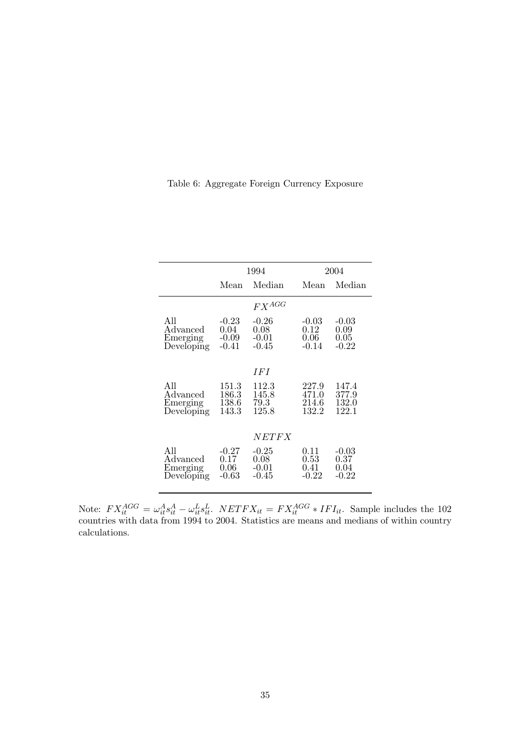Table 6: Aggregate Foreign Currency Exposure

| | 1994 | | 2004 | |
|---|---|---|---|---|
| | Mean | Median | Mean | Median |
| | | $FX^{AGG}$ | | |
| All | -0.23 | -0.26 | -0.03 | -0.03 |
| Advanced | 0.04 | 0.08 | 0.12 | 0.09 |
| Emerging | -0.09 | -0.01 | 0.06 | 0.05 |
| Developing | -0.41 | -0.45 | -0.14 | -0.22 |
| | | $IFI$ | | |
| All | 151.3 | 112.3 | 227.9 | 147.4 |
| Advanced | 186.3 | 145.8 | 471.0 | 377.9 |
| Emerging | 138.6 | 79.3 | 214.6 | 132.0 |
| Developing | 143.3 | 125.8 | 132.2 | 122.1 |
| | | $NETFX$ | | |
| All | -0.27 | -0.25 | 0.11 | -0.03 |
| Advanced | 0.17 | 0.08 | 0.53 | 0.37 |
| Emerging | 0.06 | -0.01 | 0.41 | 0.04 |
| Developing | -0.63 | -0.45 | -0.22 | -0.22 |

Note: $FX_{it}^{AGG} = \omega_{it}^{A} s_{it}^{A} - \omega_{it}^{L} s_{it}^{L}$. $NETFX_{it} = FX_{it}^{AGG} * IFI_{it}$. Sample includes the 102 countries with data from 1994 to 2004. Statistics are means and medians of within country calculations.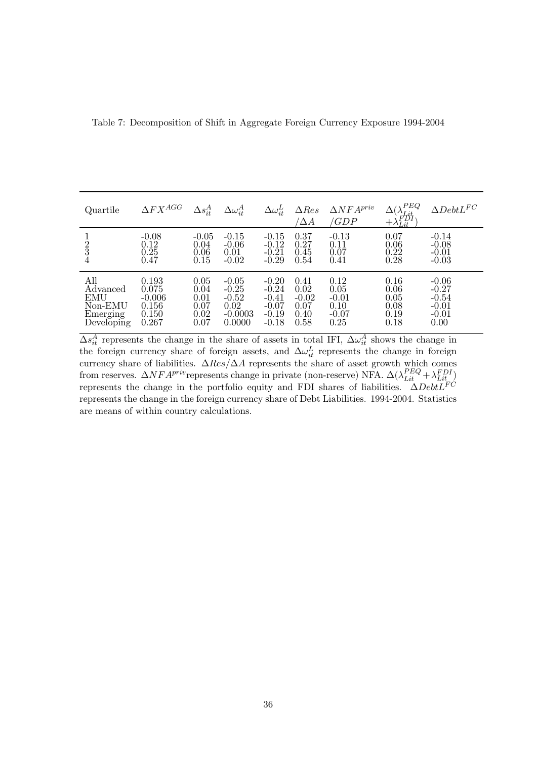Table 7: Decomposition of Shift in Aggregate Foreign Currency Exposure 1994-2004

| Quartile | $\Delta FX^{AGG}$ | $\Delta s^A_{it}$ | $\Delta \omega^A_{it}$ | $\Delta \omega^L_{it}$ | $\Delta Res/\Delta A$ | $\Delta NFA^{priv}/GDP$ | $\Delta(\lambda^{PEQ}_{Lit}+\lambda^{FDI}_{Lit})$ | $\Delta DebtL^{FC}$ |
|---|---|---|---|---|---|---|---|---|
| 1 | -0.08 | -0.05 | -0.15 | -0.15 | 0.37 | -0.13 | 0.07 | -0.14 |
| 2 | 0.12 | 0.04 | -0.06 | -0.12 | 0.27 | 0.11 | 0.06 | -0.08 |
| 3 | 0.25 | 0.06 | 0.01 | -0.21 | 0.45 | 0.07 | 0.22 | -0.01 |
| 4 | 0.47 | 0.15 | -0.02 | -0.29 | 0.54 | 0.41 | 0.28 | -0.03 |
| All | 0.193 | 0.05 | -0.05 | -0.20 | 0.41 | 0.12 | 0.16 | -0.06 |
| Advanced | 0.075 | 0.04 | -0.25 | -0.24 | 0.02 | 0.05 | 0.06 | -0.27 |
| EMU | -0.006 | 0.01 | -0.52 | -0.41 | -0.02 | -0.01 | 0.05 | -0.54 |
| Non-EMU | 0.156 | 0.07 | 0.02 | -0.07 | 0.07 | 0.10 | 0.08 | -0.01 |
| Emerging | 0.150 | 0.02 | -0.0003 | -0.19 | 0.40 | -0.07 | 0.19 | -0.01 |
| Developing | 0.267 | 0.07 | 0.0000 | -0.18 | 0.58 | 0.25 | 0.18 | 0.00 |

$\Delta s^A_{it}$ represents the change in the share of assets in total IFI, $\Delta \omega^A_{it}$ shows the change in the foreign currency share of foreign assets, and $\Delta \omega^L_{it}$ represents the change in foreign currency share of liabilities. $\Delta Res/\Delta A$ represents the share of asset growth which comes from reserves. $\Delta NFA^{priv}$represents change in private (non-reserve) NFA. $\Delta(\lambda^{PEQ}_{Lit}+\lambda^{FDI}_{Lit})$ represents the change in the portfolio equity and FDI shares of liabilities. $\Delta DebtL^{FC}$ represents the change in the foreign currency share of Debt Liabilities. 1994-2004. Statistics are means of within country calculations.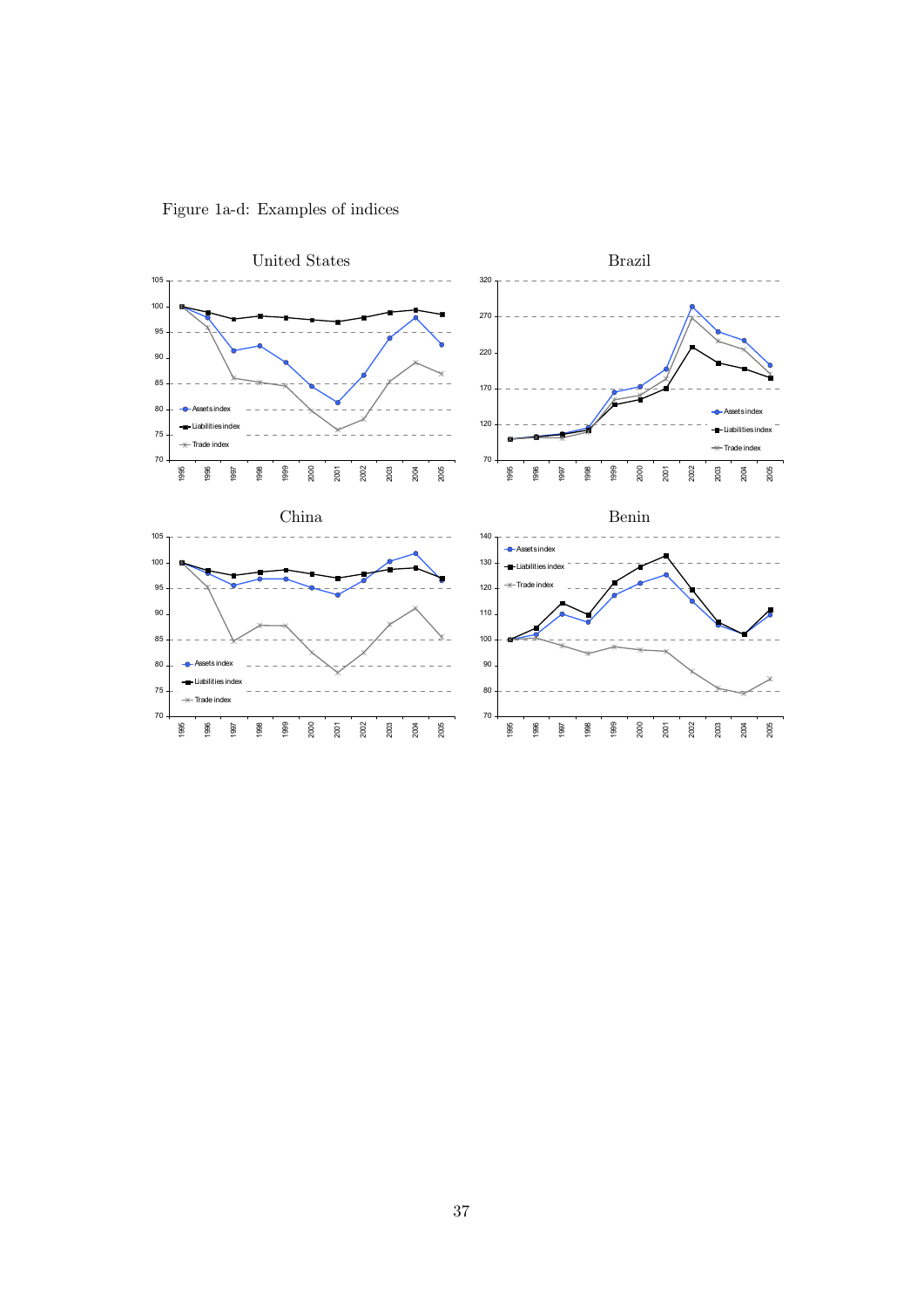Figure 1a-d: Examples of indices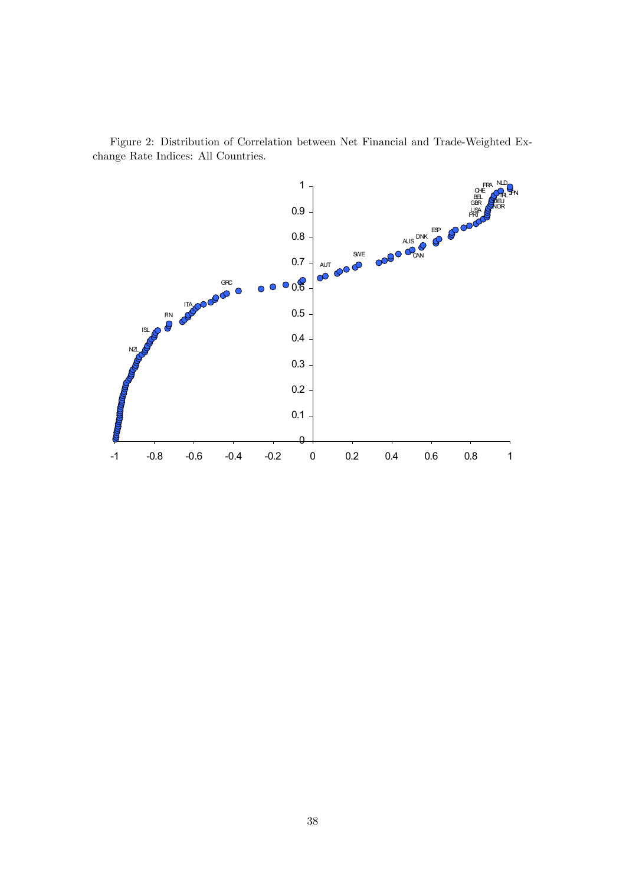Figure 2: Distribution of Correlation between Net Financial and Trade-Weighted Exchange Rate Indices: All Countries.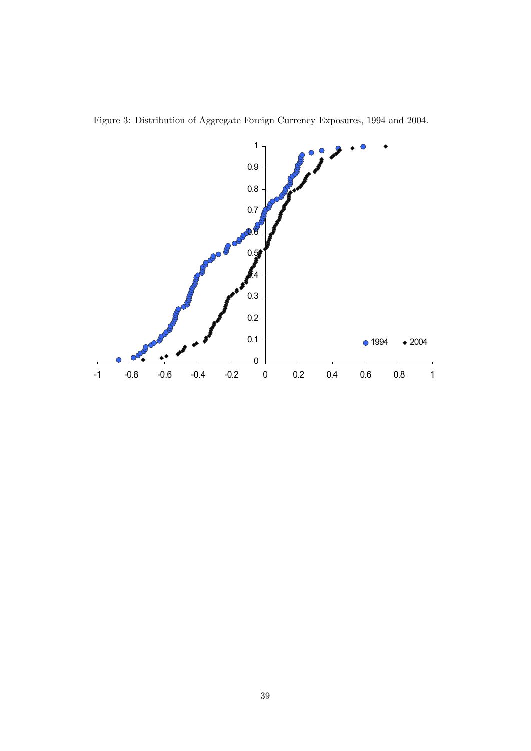Figure 3: Distribution of Aggregate Foreign Currency Exposures, 1994 and 2004.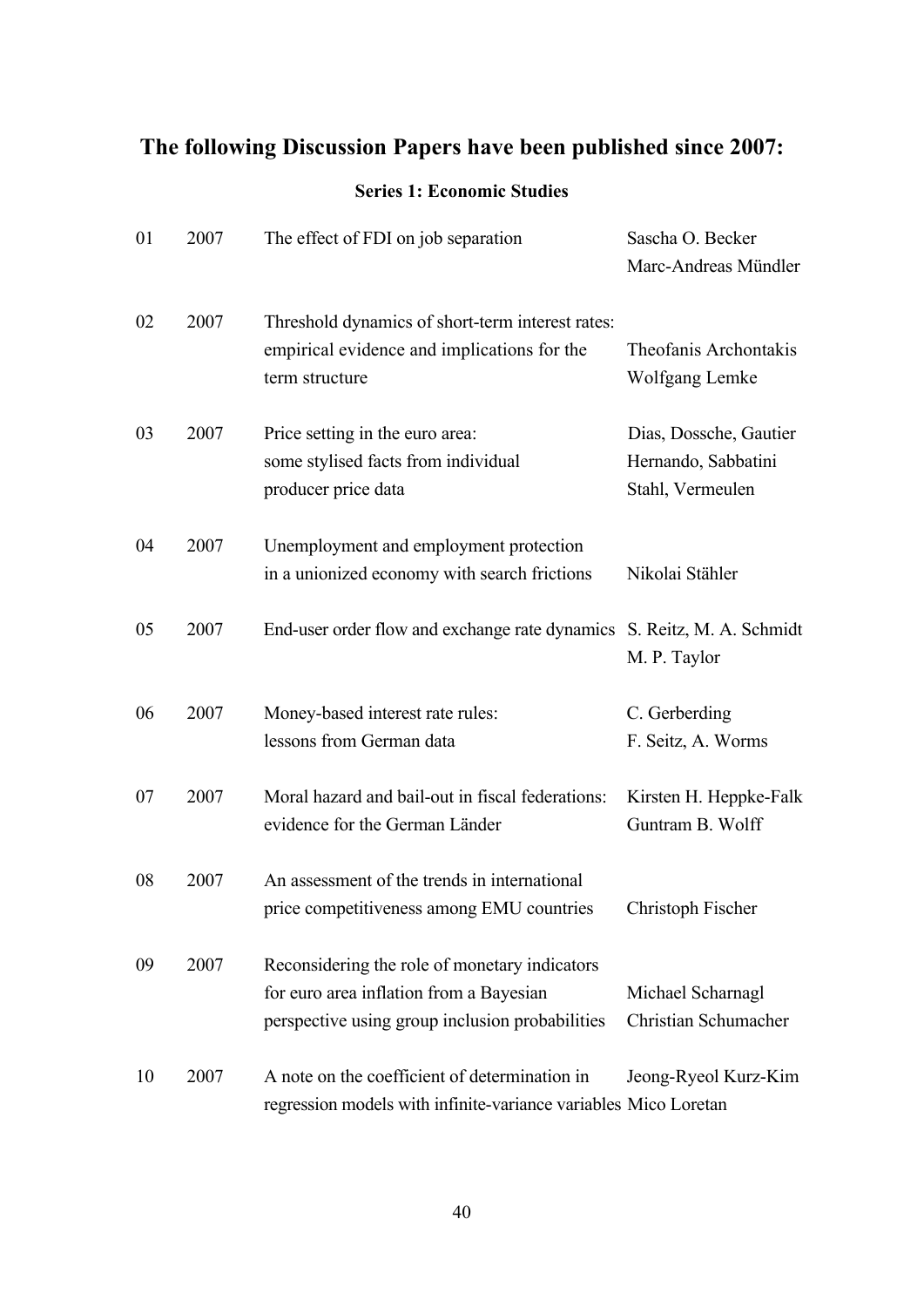# The following Discussion Papers have been published since 2007:

### Series 1: Economic Studies

| | | | |
|---|---|---|---|
| 01 | 2007 | The effect of FDI on job separation | Sascha O. Becker<br>Marc-Andreas Mündler |
| 02 | 2007 | Threshold dynamics of short-term interest rates: empirical evidence and implications for the term structure | Theofanis Archontakis<br>Wolfgang Lemke |
| 03 | 2007 | Price setting in the euro area: some stylised facts from individual producer price data | Dias, Dossche, Gautier<br>Hernando, Sabbatini<br>Stahl, Vermeulen |
| 04 | 2007 | Unemployment and employment protection in a unionized economy with search frictions | Nikolai Stähler |
| 05 | 2007 | End-user order flow and exchange rate dynamics | S. Reitz, M. A. Schmidt<br>M. P. Taylor |
| 06 | 2007 | Money-based interest rate rules: lessons from German data | C. Gerberding<br>F. Seitz, A. Worms |
| 07 | 2007 | Moral hazard and bail-out in fiscal federations: evidence for the German Länder | Kirsten H. Heppke-Falk<br>Guntram B. Wolff |
| 08 | 2007 | An assessment of the trends in international price competitiveness among EMU countries | Christoph Fischer |
| 09 | 2007 | Reconsidering the role of monetary indicators for euro area inflation from a Bayesian perspective using group inclusion probabilities | Michael Scharnagl<br>Christian Schumacher |
| 10 | 2007 | A note on the coefficient of determination in regression models with infinite-variance variables | Jeong-Ryeol Kurz-Kim<br>Mico Loretan |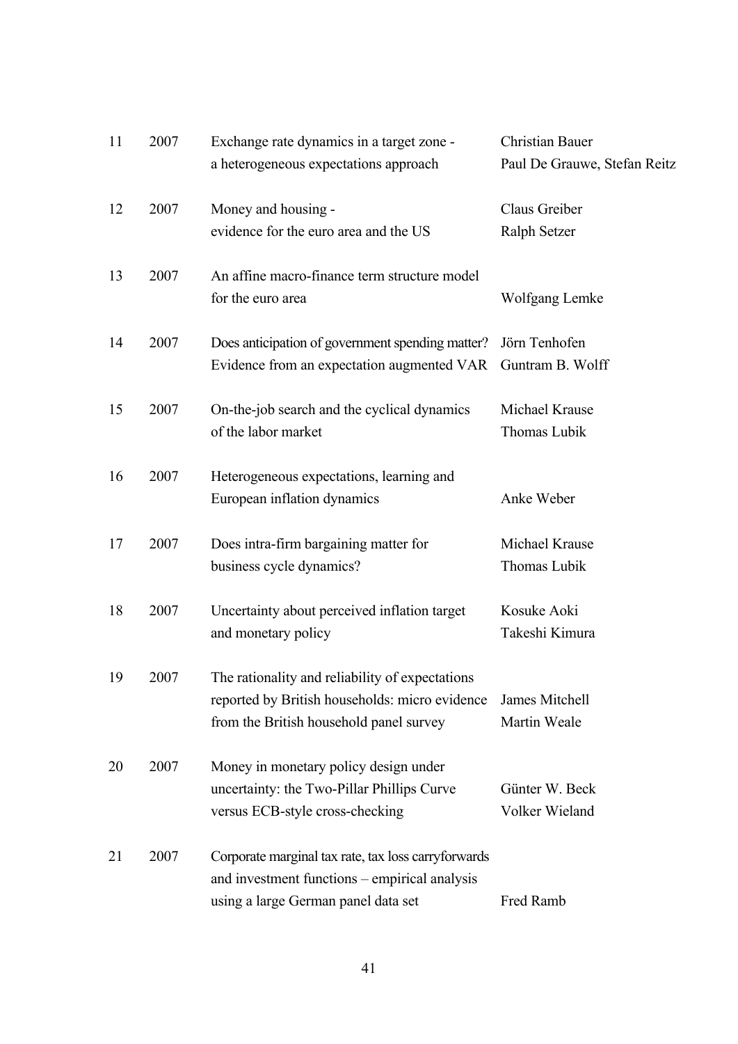| | | | |
|---|---|---|---|
| 11 | 2007 | Exchange rate dynamics in a target zone - a heterogeneous expectations approach | Christian Bauer Paul De Grauwe, Stefan Reitz |
| 12 | 2007 | Money and housing - evidence for the euro area and the US | Claus Greiber Ralph Setzer |
| 13 | 2007 | An affine macro-finance term structure model for the euro area | Wolfgang Lemke |
| 14 | 2007 | Does anticipation of government spending matter? Evidence from an expectation augmented VAR | Jörn Tenhofen Guntram B. Wolff |
| 15 | 2007 | On-the-job search and the cyclical dynamics of the labor market | Michael Krause Thomas Lubik |
| 16 | 2007 | Heterogeneous expectations, learning and European inflation dynamics | Anke Weber |
| 17 | 2007 | Does intra-firm bargaining matter for business cycle dynamics? | Michael Krause Thomas Lubik |
| 18 | 2007 | Uncertainty about perceived inflation target and monetary policy | Kosuke Aoki Takeshi Kimura |
| 19 | 2007 | The rationality and reliability of expectations reported by British households: micro evidence from the British household panel survey | James Mitchell Martin Weale |
| 20 | 2007 | Money in monetary policy design under uncertainty: the Two-Pillar Phillips Curve versus ECB-style cross-checking | Günter W. Beck Volker Wieland |
| 21 | 2007 | Corporate marginal tax rate, tax loss carryforwards and investment functions – empirical analysis using a large German panel data set | Fred Ramb |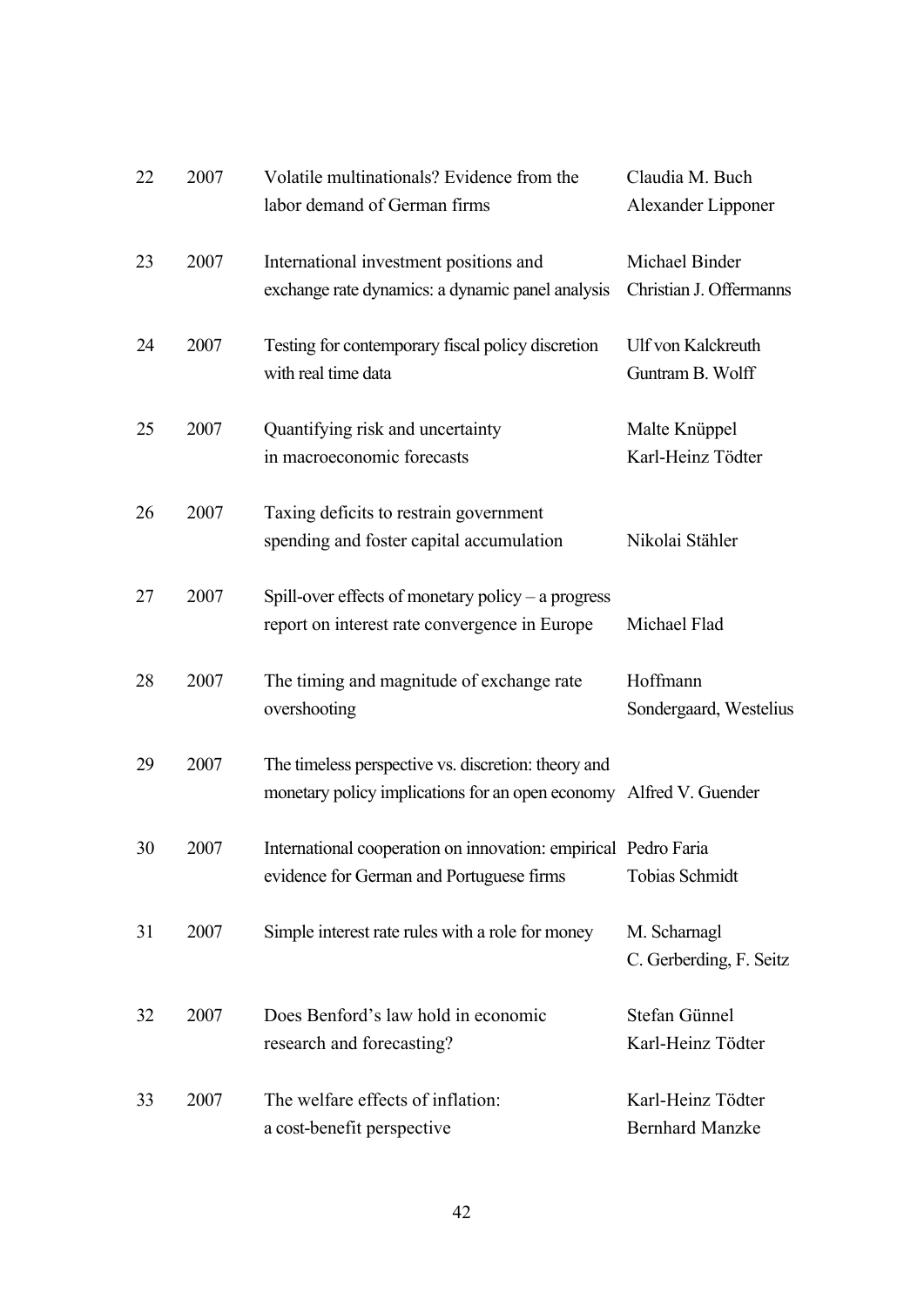| | | | |
|---|---|---|---|
| 22 | 2007 | Volatile multinationals? Evidence from the labor demand of German firms | Claudia M. Buch<br>Alexander Lipponer |
| 23 | 2007 | International investment positions and exchange rate dynamics: a dynamic panel analysis | Michael Binder<br>Christian J. Offermanns |
| 24 | 2007 | Testing for contemporary fiscal policy discretion with real time data | Ulf von Kalckreuth<br>Guntram B. Wolff |
| 25 | 2007 | Quantifying risk and uncertainty in macroeconomic forecasts | Malte Knüppel<br>Karl-Heinz Tödter |
| 26 | 2007 | Taxing deficits to restrain government spending and foster capital accumulation | Nikolai Stähler |
| 27 | 2007 | Spill-over effects of monetary policy – a progress report on interest rate convergence in Europe | Michael Flad |
| 28 | 2007 | The timing and magnitude of exchange rate overshooting | Hoffmann<br>Sondergaard, Westelius |
| 29 | 2007 | The timeless perspective vs. discretion: theory and monetary policy implications for an open economy | Alfred V. Guender |
| 30 | 2007 | International cooperation on innovation: empirical evidence for German and Portuguese firms | Pedro Faria<br>Tobias Schmidt |
| 31 | 2007 | Simple interest rate rules with a role for money | M. Scharnagl<br>C. Gerberding, F. Seitz |
| 32 | 2007 | Does Benford's law hold in economic research and forecasting? | Stefan Günnel<br>Karl-Heinz Tödter |
| 33 | 2007 | The welfare effects of inflation: a cost-benefit perspective | Karl-Heinz Tödter<br>Bernhard Manzke |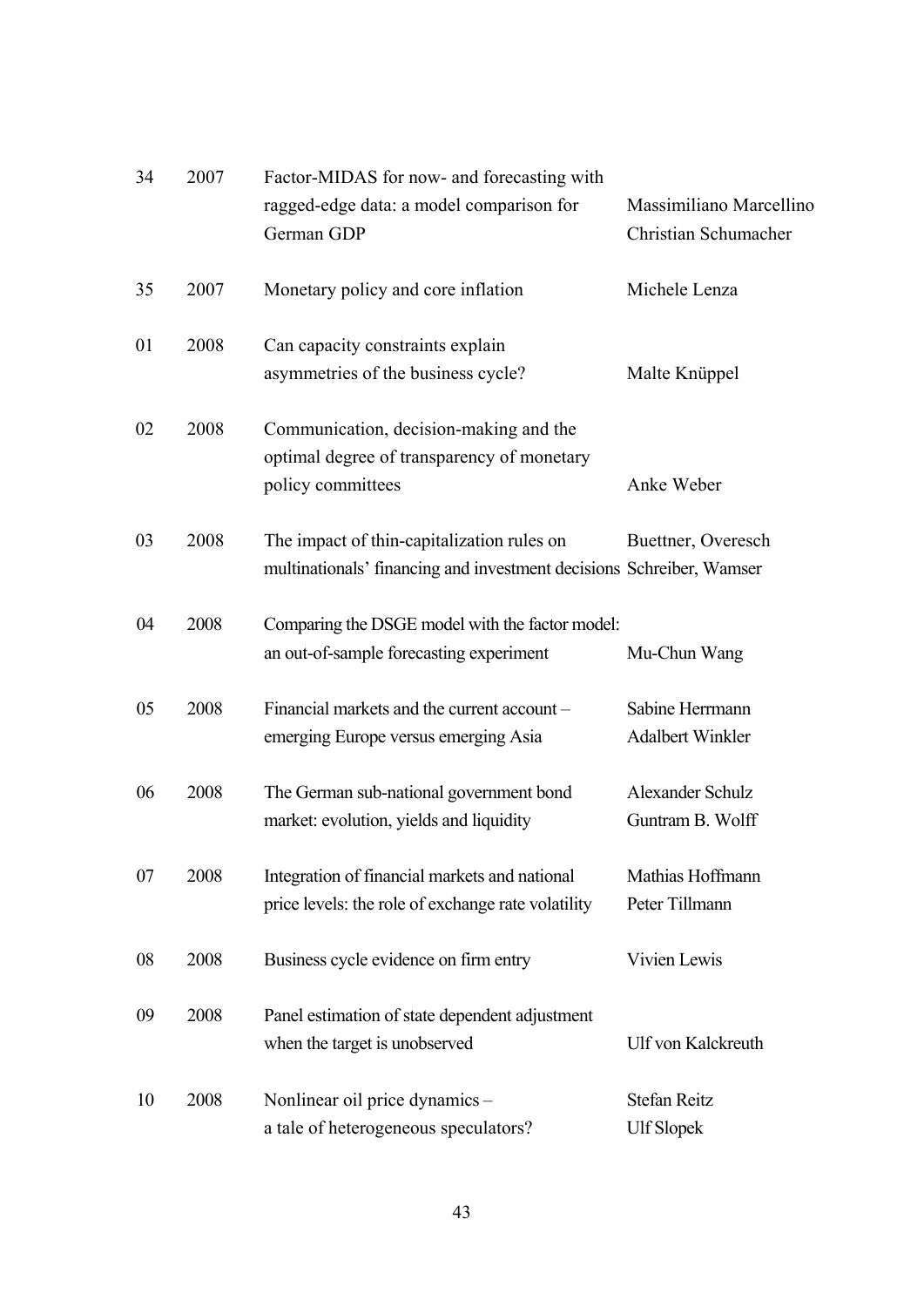| | | | |
|---|---|---|---|
| 34 | 2007 | Factor-MIDAS for now- and forecasting with ragged-edge data: a model comparison for German GDP | Massimiliano Marcellino<br>Christian Schumacher |
| 35 | 2007 | Monetary policy and core inflation | Michele Lenza |
| 01 | 2008 | Can capacity constraints explain asymmetries of the business cycle? | Malte Knüppel |
| 02 | 2008 | Communication, decision-making and the optimal degree of transparency of monetary policy committees | Anke Weber |
| 03 | 2008 | The impact of thin-capitalization rules on multinationals' financing and investment decisions | Buettner, Overesch<br>Schreiber, Wamser |
| 04 | 2008 | Comparing the DSGE model with the factor model: an out-of-sample forecasting experiment | Mu-Chun Wang |
| 05 | 2008 | Financial markets and the current account – emerging Europe versus emerging Asia | Sabine Herrmann<br>Adalbert Winkler |
| 06 | 2008 | The German sub-national government bond market: evolution, yields and liquidity | Alexander Schulz<br>Guntram B. Wolff |
| 07 | 2008 | Integration of financial markets and national price levels: the role of exchange rate volatility | Mathias Hoffmann<br>Peter Tillmann |
| 08 | 2008 | Business cycle evidence on firm entry | Vivien Lewis |
| 09 | 2008 | Panel estimation of state dependent adjustment when the target is unobserved | Ulf von Kalckreuth |
| 10 | 2008 | Nonlinear oil price dynamics – a tale of heterogeneous speculators? | Stefan Reitz<br>Ulf Slopek |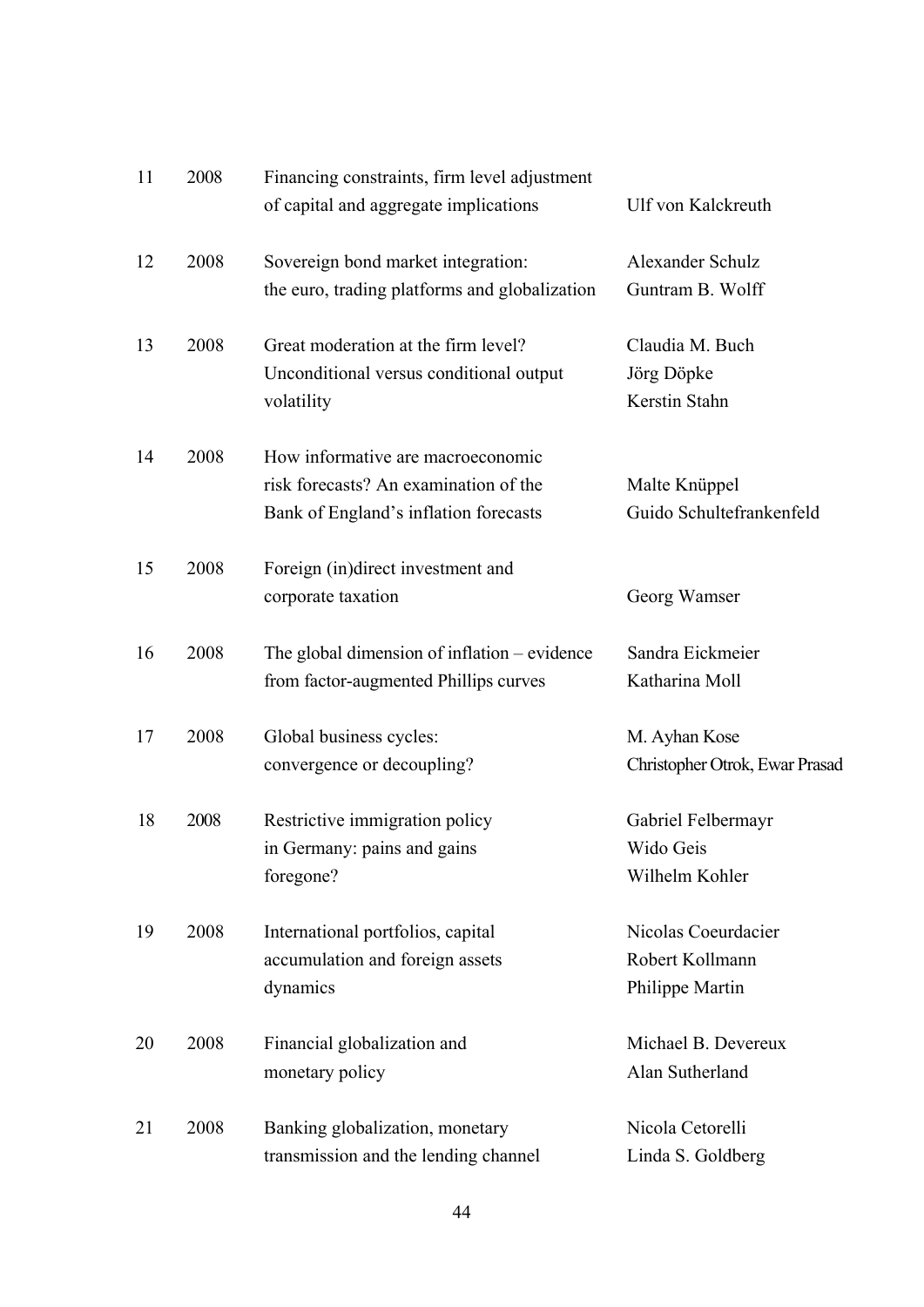| | | | |
|---|---|---|---|
| 11 | 2008 | Financing constraints, firm level adjustment of capital and aggregate implications | Ulf von Kalckreuth |
| 12 | 2008 | Sovereign bond market integration: the euro, trading platforms and globalization | Alexander Schulz<br>Guntram B. Wolff |
| 13 | 2008 | Great moderation at the firm level? Unconditional versus conditional output volatility | Claudia M. Buch<br>Jörg Döpke<br>Kerstin Stahn |
| 14 | 2008 | How informative are macroeconomic risk forecasts? An examination of the Bank of England's inflation forecasts | Malte Knüppel<br>Guido Schultefrankenfeld |
| 15 | 2008 | Foreign (in)direct investment and corporate taxation | Georg Wamser |
| 16 | 2008 | The global dimension of inflation – evidence from factor-augmented Phillips curves | Sandra Eickmeier<br>Katharina Moll |
| 17 | 2008 | Global business cycles: convergence or decoupling? | M. Ayhan Kose<br>Christopher Otrok, Ewar Prasad |
| 18 | 2008 | Restrictive immigration policy in Germany: pains and gains foregone? | Gabriel Felbermayr<br>Wido Geis<br>Wilhelm Kohler |
| 19 | 2008 | International portfolios, capital accumulation and foreign assets dynamics | Nicolas Coeurdacier<br>Robert Kollmann<br>Philippe Martin |
| 20 | 2008 | Financial globalization and monetary policy | Michael B. Devereux<br>Alan Sutherland |
| 21 | 2008 | Banking globalization, monetary transmission and the lending channel | Nicola Cetorelli<br>Linda S. Goldberg |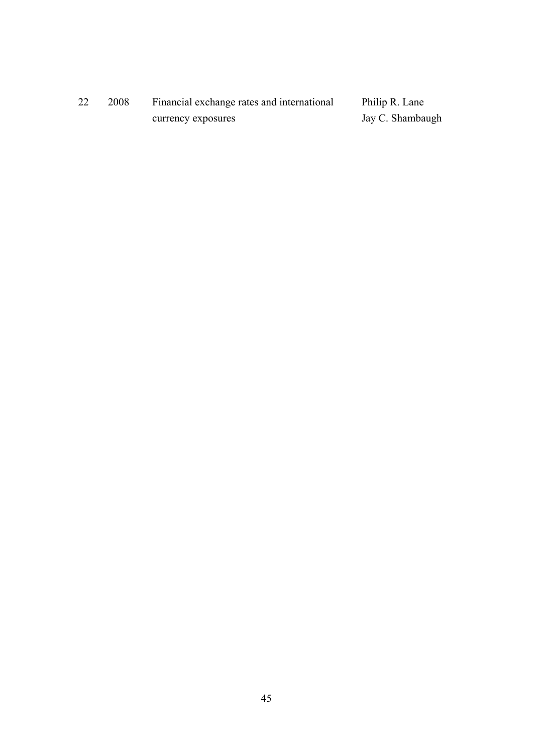| 22 | 2008 | Financial exchange rates and international currency exposures | Philip R. Lane<br>Jay C. Shambaugh |
|---|---|---|---|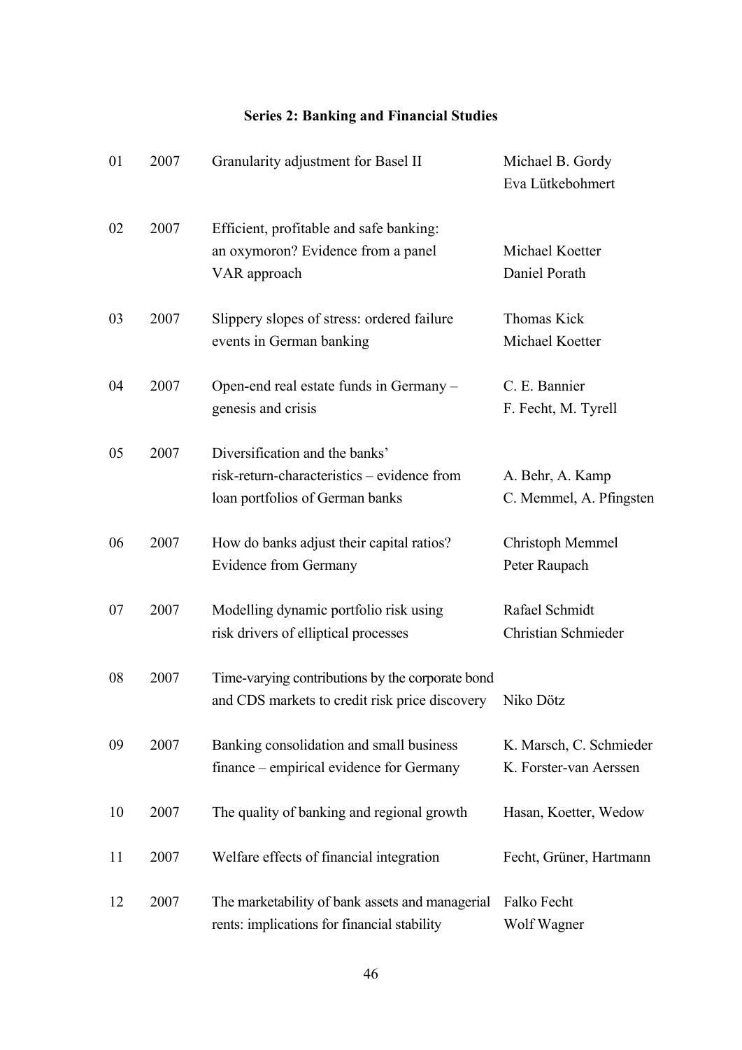**Series 2: Banking and Financial Studies**

| | | | |
|---|---|---|---|
| 01 | 2007 | Granularity adjustment for Basel II | Michael B. Gordy<br>Eva Lütkebohmert |
| 02 | 2007 | Efficient, profitable and safe banking: an oxymoron? Evidence from a panel VAR approach | Michael Koetter<br>Daniel Porath |
| 03 | 2007 | Slippery slopes of stress: ordered failure events in German banking | Thomas Kick<br>Michael Koetter |
| 04 | 2007 | Open-end real estate funds in Germany – genesis and crisis | C. E. Bannier<br>F. Fecht, M. Tyrell |
| 05 | 2007 | Diversification and the banks' risk-return-characteristics – evidence from loan portfolios of German banks | A. Behr, A. Kamp<br>C. Memmel, A. Pfingsten |
| 06 | 2007 | How do banks adjust their capital ratios? Evidence from Germany | Christoph Memmel<br>Peter Raupach |
| 07 | 2007 | Modelling dynamic portfolio risk using risk drivers of elliptical processes | Rafael Schmidt<br>Christian Schmieder |
| 08 | 2007 | Time-varying contributions by the corporate bond and CDS markets to credit risk price discovery | Niko Dötz |
| 09 | 2007 | Banking consolidation and small business finance – empirical evidence for Germany | K. Marsch, C. Schmieder<br>K. Forster-van Aerssen |
| 10 | 2007 | The quality of banking and regional growth | Hasan, Koetter, Wedow |
| 11 | 2007 | Welfare effects of financial integration | Fecht, Grüner, Hartmann |
| 12 | 2007 | The marketability of bank assets and managerial rents: implications for financial stability | Falko Fecht<br>Wolf Wagner |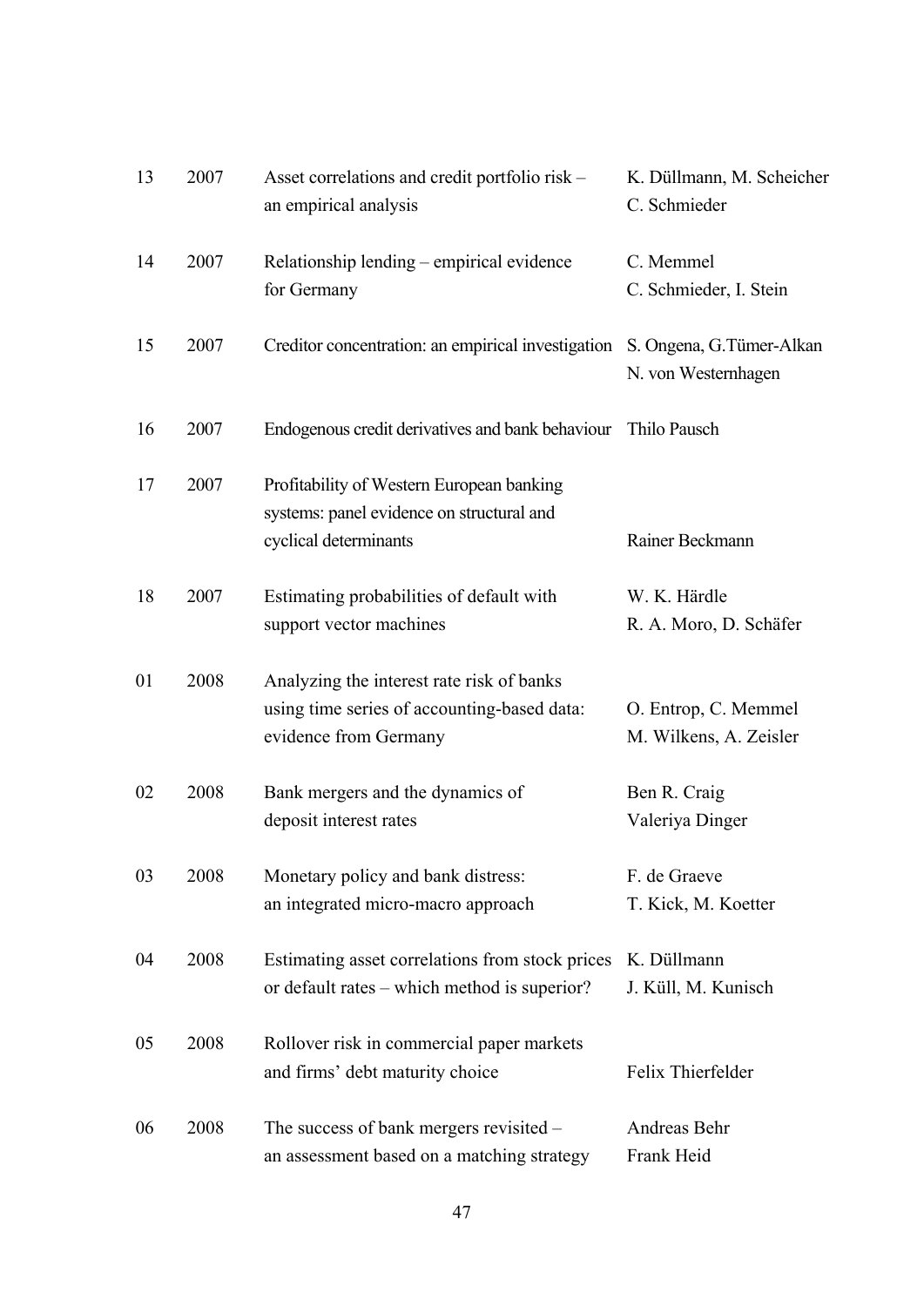| | | | |
|---|---|---|---|
| 13 | 2007 | Asset correlations and credit portfolio risk – an empirical analysis | K. Düllmann, M. Scheicher C. Schmieder |
| 14 | 2007 | Relationship lending – empirical evidence for Germany | C. Memmel C. Schmieder, I. Stein |
| 15 | 2007 | Creditor concentration: an empirical investigation | S. Ongena, G.Tümer-Alkan N. von Westernhagen |
| 16 | 2007 | Endogenous credit derivatives and bank behaviour | Thilo Pausch |
| 17 | 2007 | Profitability of Western European banking systems: panel evidence on structural and cyclical determinants | Rainer Beckmann |
| 18 | 2007 | Estimating probabilities of default with support vector machines | W. K. Härdle R. A. Moro, D. Schäfer |
| 01 | 2008 | Analyzing the interest rate risk of banks using time series of accounting-based data: evidence from Germany | O. Entrop, C. Memmel M. Wilkens, A. Zeisler |
| 02 | 2008 | Bank mergers and the dynamics of deposit interest rates | Ben R. Craig Valeriya Dinger |
| 03 | 2008 | Monetary policy and bank distress: an integrated micro-macro approach | F. de Graeve T. Kick, M. Koetter |
| 04 | 2008 | Estimating asset correlations from stock prices or default rates – which method is superior? | K. Düllmann J. Küll, M. Kunisch |
| 05 | 2008 | Rollover risk in commercial paper markets and firms' debt maturity choice | Felix Thierfelder |
| 06 | 2008 | The success of bank mergers revisited – an assessment based on a matching strategy | Andreas Behr Frank Heid |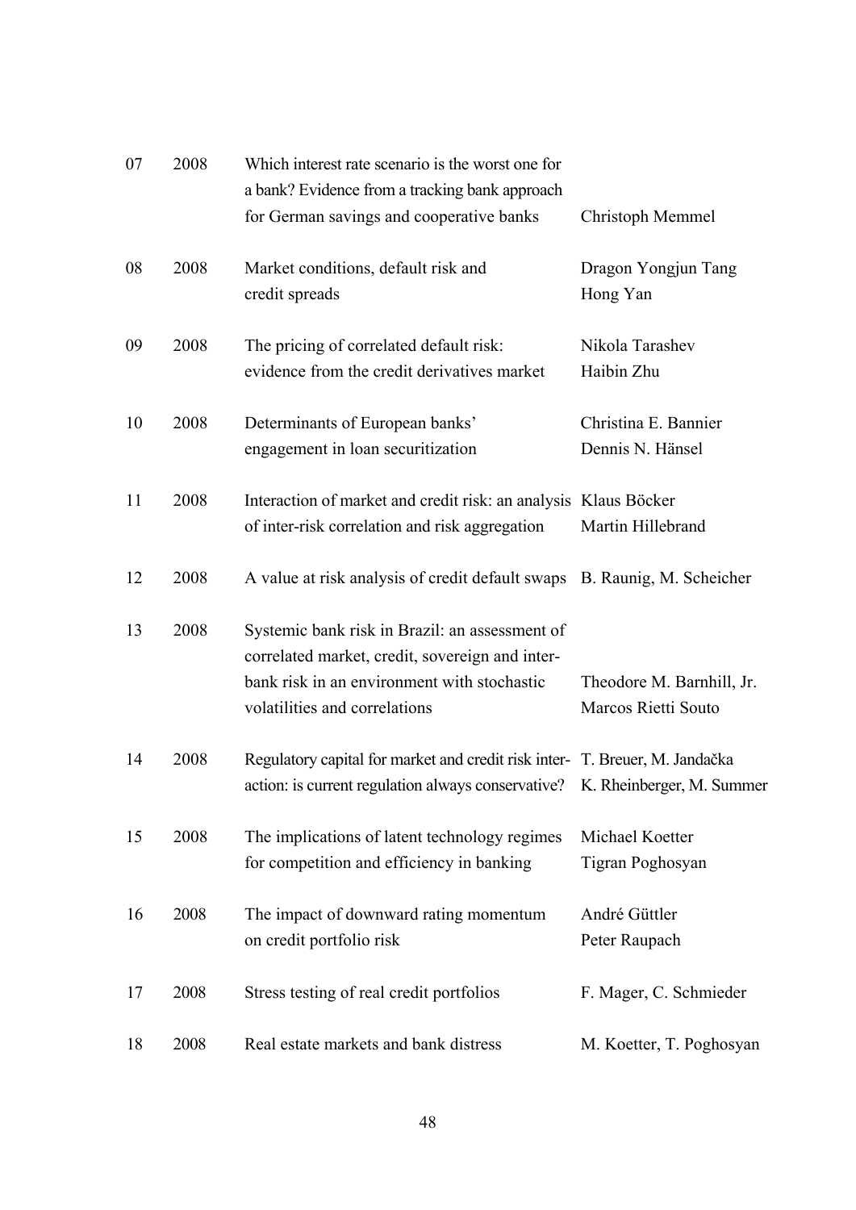| | | | |
|---|---|---|---|
| 07 | 2008 | Which interest rate scenario is the worst one for a bank? Evidence from a tracking bank approach for German savings and cooperative banks | Christoph Memmel |
| 08 | 2008 | Market conditions, default risk and credit spreads | Dragon Yongjun Tang<br>Hong Yan |
| 09 | 2008 | The pricing of correlated default risk: evidence from the credit derivatives market | Nikola Tarashev<br>Haibin Zhu |
| 10 | 2008 | Determinants of European banks' engagement in loan securitization | Christina E. Bannier<br>Dennis N. Hänsel |
| 11 | 2008 | Interaction of market and credit risk: an analysis of inter-risk correlation and risk aggregation | Klaus Böcker<br>Martin Hillebrand |
| 12 | 2008 | A value at risk analysis of credit default swaps | B. Raunig, M. Scheicher |
| 13 | 2008 | Systemic bank risk in Brazil: an assessment of correlated market, credit, sovereign and inter-bank risk in an environment with stochastic volatilities and correlations | Theodore M. Barnhill, Jr.<br>Marcos Rietti Souto |
| 14 | 2008 | Regulatory capital for market and credit risk inter-action: is current regulation always conservative? | T. Breuer, M. Jandačka<br>K. Rheinberger, M. Summer |
| 15 | 2008 | The implications of latent technology regimes for competition and efficiency in banking | Michael Koetter<br>Tigran Poghosyan |
| 16 | 2008 | The impact of downward rating momentum on credit portfolio risk | André Güttler<br>Peter Raupach |
| 17 | 2008 | Stress testing of real credit portfolios | F. Mager, C. Schmieder |
| 18 | 2008 | Real estate markets and bank distress | M. Koetter, T. Poghosyan |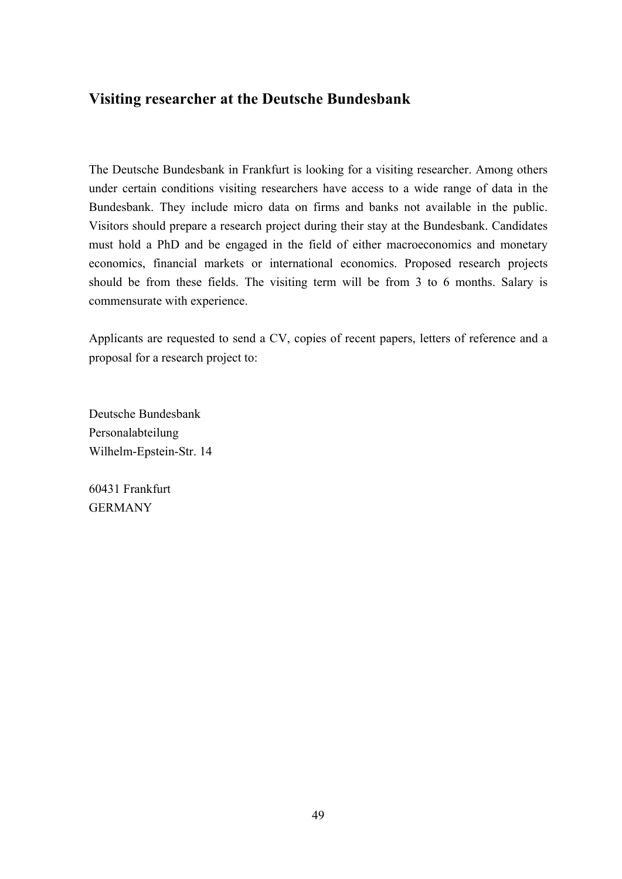## Visiting researcher at the Deutsche Bundesbank

The Deutsche Bundesbank in Frankfurt is looking for a visiting researcher. Among others under certain conditions visiting researchers have access to a wide range of data in the Bundesbank. They include micro data on firms and banks not available in the public. Visitors should prepare a research project during their stay at the Bundesbank. Candidates must hold a PhD and be engaged in the field of either macroeconomics and monetary economics, financial markets or international economics. Proposed research projects should be from these fields. The visiting term will be from 3 to 6 months. Salary is commensurate with experience.

Applicants are requested to send a CV, copies of recent papers, letters of reference and a proposal for a research project to:

Deutsche Bundesbank  
Personalabteilung  
Wilhelm-Epstein-Str. 14

60431 Frankfurt  
GERMANY